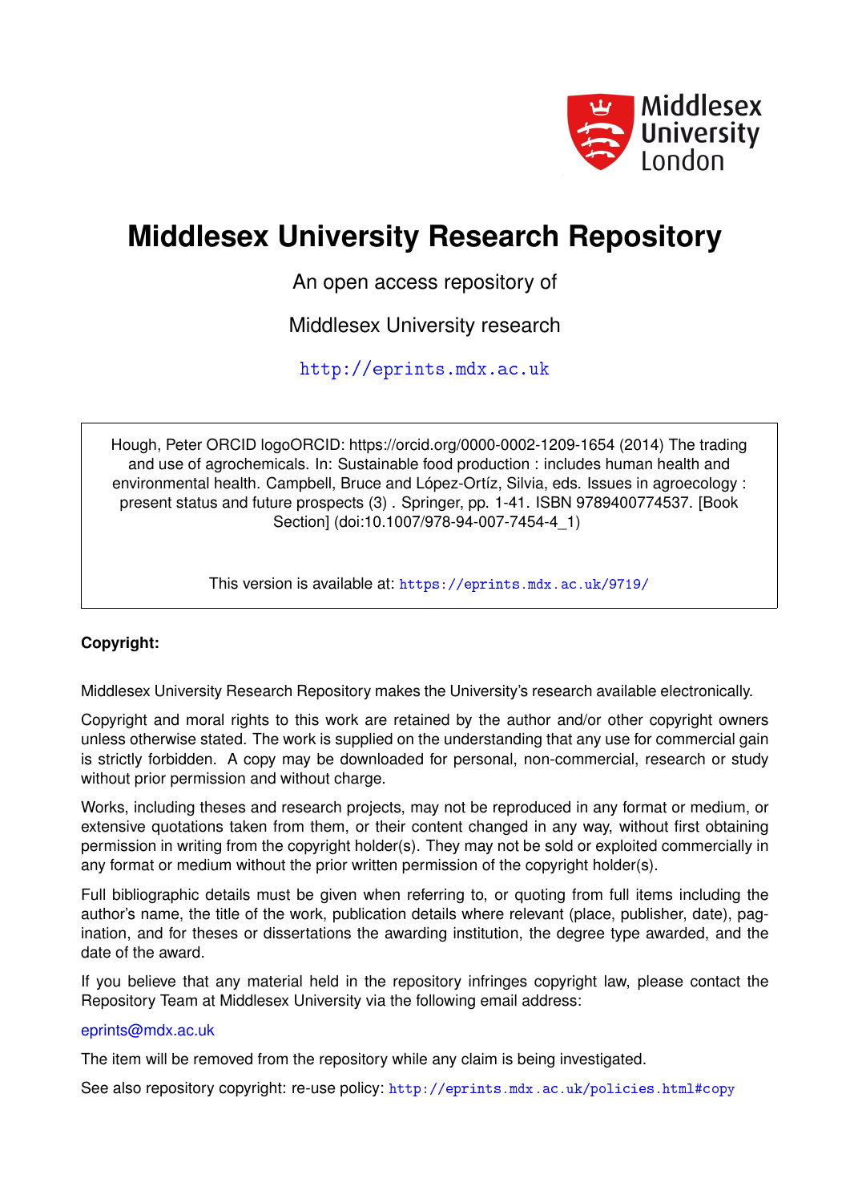# Middlesex University Research Repository

An open access repository of

Middlesex University research

http://eprints.mdx.ac.uk

Hough, Peter ORCID logoORCID: https://orcid.org/0000-0002-1209-1654 (2014) The trading and use of agrochemicals. In: Sustainable food production : includes human health and environmental health. Campbell, Bruce and López-Ortíz, Silvia, eds. Issues in agroecology : present status and future prospects (3) . Springer, pp. 1-41. ISBN 9789400774537. [Book Section] (doi:10.1007/978-94-007-7454-4_1)

This version is available at: https://eprints.mdx.ac.uk/9719/

**Copyright:**

Middlesex University Research Repository makes the University's research available electronically.

Copyright and moral rights to this work are retained by the author and/or other copyright owners unless otherwise stated. The work is supplied on the understanding that any use for commercial gain is strictly forbidden. A copy may be downloaded for personal, non-commercial, research or study without prior permission and without charge.

Works, including theses and research projects, may not be reproduced in any format or medium, or extensive quotations taken from them, or their content changed in any way, without first obtaining permission in writing from the copyright holder(s). They may not be sold or exploited commercially in any format or medium without the prior written permission of the copyright holder(s).

Full bibliographic details must be given when referring to, or quoting from full items including the author's name, the title of the work, publication details where relevant (place, publisher, date), pagination, and for theses or dissertations the awarding institution, the degree type awarded, and the date of the award.

If you believe that any material held in the repository infringes copyright law, please contact the Repository Team at Middlesex University via the following email address:

eprints@mdx.ac.uk

The item will be removed from the repository while any claim is being investigated.

See also repository copyright: re-use policy: http://eprints.mdx.ac.uk/policies.html#copy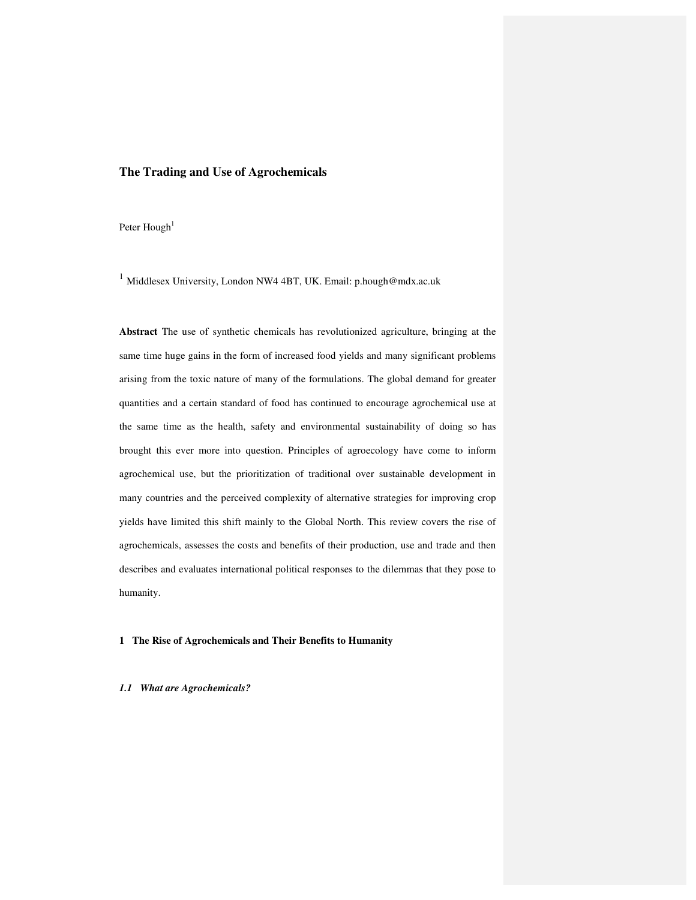# The Trading and Use of Agrochemicals

Peter Hough[1]

[1] Middlesex University, London NW4 4BT, UK. Email: p.hough@mdx.ac.uk

**Abstract** The use of synthetic chemicals has revolutionized agriculture, bringing at the same time huge gains in the form of increased food yields and many significant problems arising from the toxic nature of many of the formulations. The global demand for greater quantities and a certain standard of food has continued to encourage agrochemical use at the same time as the health, safety and environmental sustainability of doing so has brought this ever more into question. Principles of agroecology have come to inform agrochemical use, but the prioritization of traditional over sustainable development in many countries and the perceived complexity of alternative strategies for improving crop yields have limited this shift mainly to the Global North. This review covers the rise of agrochemicals, assesses the costs and benefits of their production, use and trade and then describes and evaluates international political responses to the dilemmas that they pose to humanity.

## 1 The Rise of Agrochemicals and Their Benefits to Humanity

### *1.1 What are Agrochemicals?*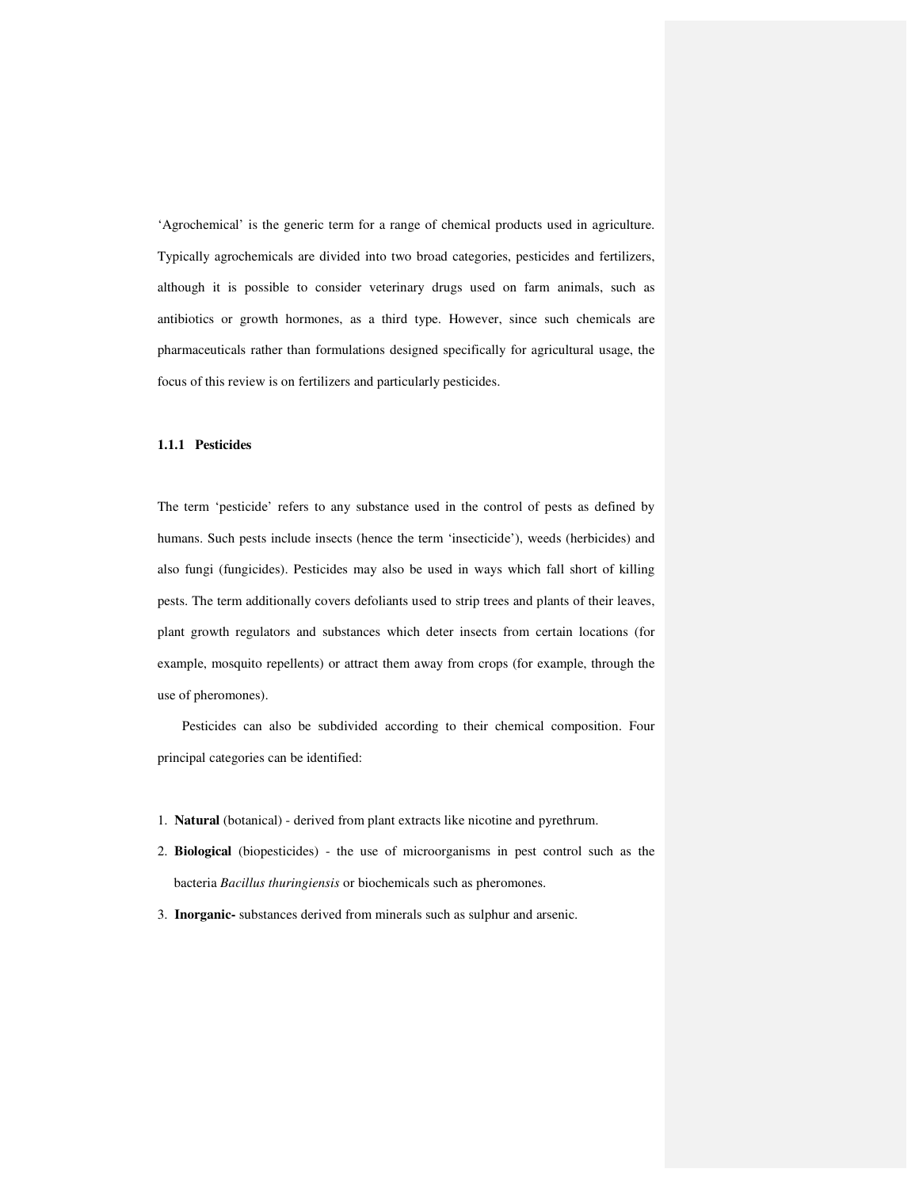'Agrochemical' is the generic term for a range of chemical products used in agriculture. Typically agrochemicals are divided into two broad categories, pesticides and fertilizers, although it is possible to consider veterinary drugs used on farm animals, such as antibiotics or growth hormones, as a third type. However, since such chemicals are pharmaceuticals rather than formulations designed specifically for agricultural usage, the focus of this review is on fertilizers and particularly pesticides.

### 1.1.1 Pesticides

The term 'pesticide' refers to any substance used in the control of pests as defined by humans. Such pests include insects (hence the term 'insecticide'), weeds (herbicides) and also fungi (fungicides). Pesticides may also be used in ways which fall short of killing pests. The term additionally covers defoliants used to strip trees and plants of their leaves, plant growth regulators and substances which deter insects from certain locations (for example, mosquito repellents) or attract them away from crops (for example, through the use of pheromones).

Pesticides can also be subdivided according to their chemical composition. Four principal categories can be identified:

1. **Natural** (botanical) - derived from plant extracts like nicotine and pyrethrum.
2. **Biological** (biopesticides) - the use of microorganisms in pest control such as the bacteria *Bacillus thuringiensis* or biochemicals such as pheromones.
3. **Inorganic-** substances derived from minerals such as sulphur and arsenic.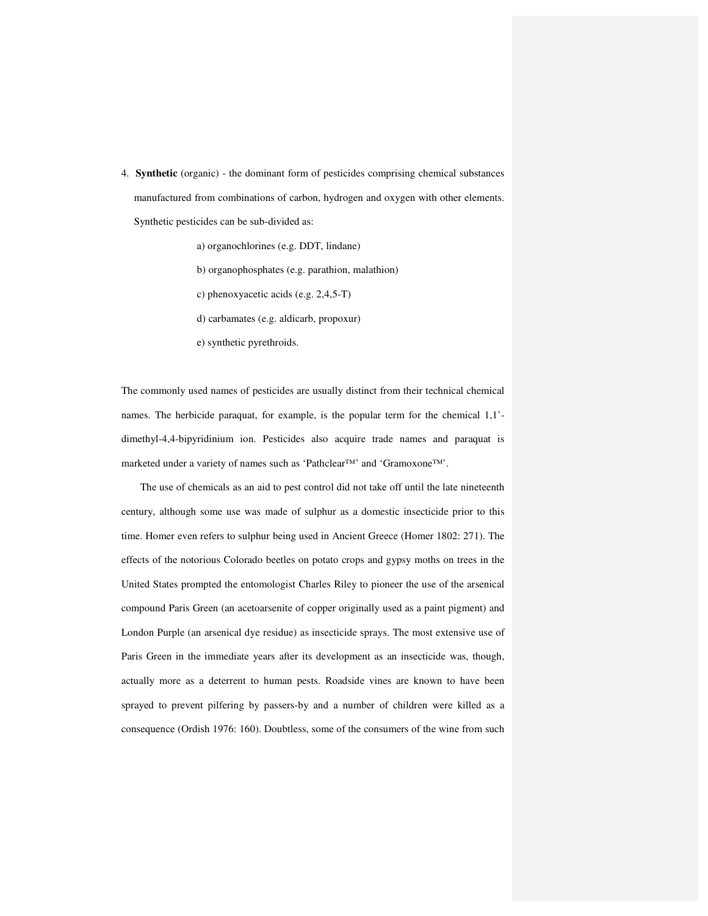4. **Synthetic** (organic) - the dominant form of pesticides comprising chemical substances manufactured from combinations of carbon, hydrogen and oxygen with other elements. Synthetic pesticides can be sub-divided as:

    a) organochlorines (e.g. DDT, lindane)

    b) organophosphates (e.g. parathion, malathion)

    c) phenoxyacetic acids (e.g. 2,4,5-T)

    d) carbamates (e.g. aldicarb, propoxur)

    e) synthetic pyrethroids.

The commonly used names of pesticides are usually distinct from their technical chemical names. The herbicide paraquat, for example, is the popular term for the chemical 1,1'-dimethyl-4,4-bipyridinium ion. Pesticides also acquire trade names and paraquat is marketed under a variety of names such as 'Pathclear™' and 'Gramoxone™'.

The use of chemicals as an aid to pest control did not take off until the late nineteenth century, although some use was made of sulphur as a domestic insecticide prior to this time. Homer even refers to sulphur being used in Ancient Greece (Homer 1802: 271). The effects of the notorious Colorado beetles on potato crops and gypsy moths on trees in the United States prompted the entomologist Charles Riley to pioneer the use of the arsenical compound Paris Green (an acetoarsenite of copper originally used as a paint pigment) and London Purple (an arsenical dye residue) as insecticide sprays. The most extensive use of Paris Green in the immediate years after its development as an insecticide was, though, actually more as a deterrent to human pests. Roadside vines are known to have been sprayed to prevent pilfering by passers-by and a number of children were killed as a consequence (Ordish 1976: 160). Doubtless, some of the consumers of the wine from such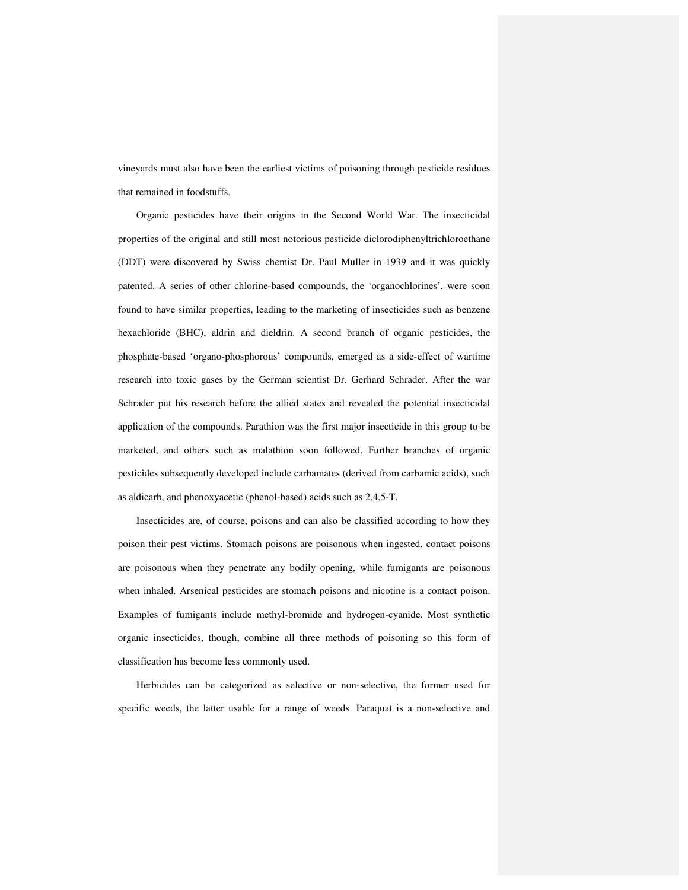vineyards must also have been the earliest victims of poisoning through pesticide residues that remained in foodstuffs.

Organic pesticides have their origins in the Second World War. The insecticidal properties of the original and still most notorious pesticide diclorodiphenyltrichloroethane (DDT) were discovered by Swiss chemist Dr. Paul Muller in 1939 and it was quickly patented. A series of other chlorine-based compounds, the 'organochlorines', were soon found to have similar properties, leading to the marketing of insecticides such as benzene hexachloride (BHC), aldrin and dieldrin. A second branch of organic pesticides, the phosphate-based 'organo-phosphorous' compounds, emerged as a side-effect of wartime research into toxic gases by the German scientist Dr. Gerhard Schrader. After the war Schrader put his research before the allied states and revealed the potential insecticidal application of the compounds. Parathion was the first major insecticide in this group to be marketed, and others such as malathion soon followed. Further branches of organic pesticides subsequently developed include carbamates (derived from carbamic acids), such as aldicarb, and phenoxyacetic (phenol-based) acids such as 2,4,5-T.

Insecticides are, of course, poisons and can also be classified according to how they poison their pest victims. Stomach poisons are poisonous when ingested, contact poisons are poisonous when they penetrate any bodily opening, while fumigants are poisonous when inhaled. Arsenical pesticides are stomach poisons and nicotine is a contact poison. Examples of fumigants include methyl-bromide and hydrogen-cyanide. Most synthetic organic insecticides, though, combine all three methods of poisoning so this form of classification has become less commonly used.

Herbicides can be categorized as selective or non-selective, the former used for specific weeds, the latter usable for a range of weeds. Paraquat is a non-selective and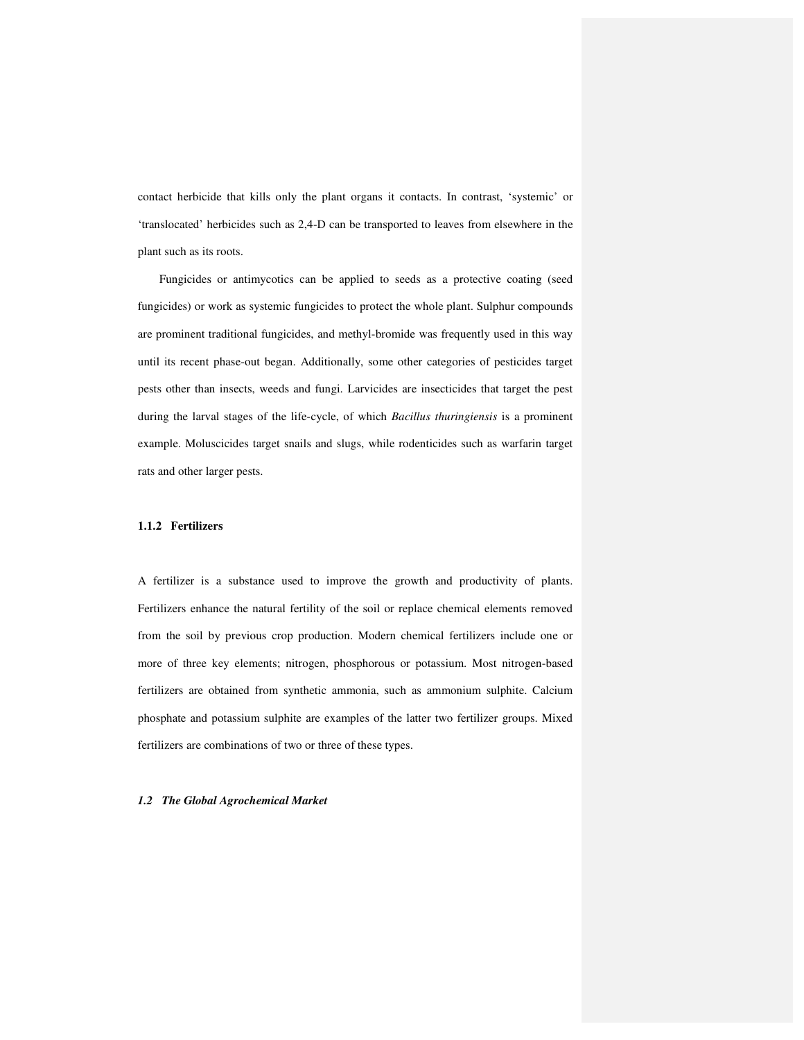contact herbicide that kills only the plant organs it contacts. In contrast, 'systemic' or 'translocated' herbicides such as 2,4-D can be transported to leaves from elsewhere in the plant such as its roots.

Fungicides or antimycotics can be applied to seeds as a protective coating (seed fungicides) or work as systemic fungicides to protect the whole plant. Sulphur compounds are prominent traditional fungicides, and methyl-bromide was frequently used in this way until its recent phase-out began. Additionally, some other categories of pesticides target pests other than insects, weeds and fungi. Larvicides are insecticides that target the pest during the larval stages of the life-cycle, of which *Bacillus thuringiensis* is a prominent example. Moluscicides target snails and slugs, while rodenticides such as warfarin target rats and other larger pests.

### 1.1.2 Fertilizers

A fertilizer is a substance used to improve the growth and productivity of plants. Fertilizers enhance the natural fertility of the soil or replace chemical elements removed from the soil by previous crop production. Modern chemical fertilizers include one or more of three key elements; nitrogen, phosphorous or potassium. Most nitrogen-based fertilizers are obtained from synthetic ammonia, such as ammonium sulphite. Calcium phosphate and potassium sulphite are examples of the latter two fertilizer groups. Mixed fertilizers are combinations of two or three of these types.

## *1.2 The Global Agrochemical Market*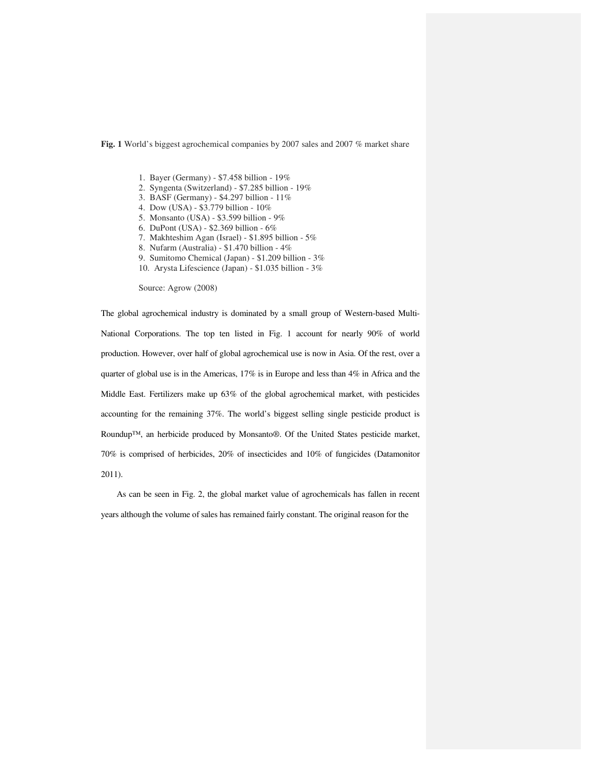**Fig. 1** World's biggest agrochemical companies by 2007 sales and 2007 % market share

1. Bayer (Germany) - $7.458 billion - 19%
2. Syngenta (Switzerland) - $7.285 billion - 19%
3. BASF (Germany) - $4.297 billion - 11%
4. Dow (USA) - $3.779 billion - 10%
5. Monsanto (USA) - $3.599 billion - 9%
6. DuPont (USA) - $2.369 billion - 6%
7. Makhteshim Agan (Israel) - $1.895 billion - 5%
8. Nufarm (Australia) - $1.470 billion - 4%
9. Sumitomo Chemical (Japan) - $1.209 billion - 3%
10. Arysta Lifescience (Japan) - $1.035 billion - 3%

Source: Agrow (2008)

The global agrochemical industry is dominated by a small group of Western-based Multi-National Corporations. The top ten listed in Fig. 1 account for nearly 90% of world production. However, over half of global agrochemical use is now in Asia. Of the rest, over a quarter of global use is in the Americas, 17% is in Europe and less than 4% in Africa and the Middle East. Fertilizers make up 63% of the global agrochemical market, with pesticides accounting for the remaining 37%. The world's biggest selling single pesticide product is Roundup™, an herbicide produced by Monsanto®. Of the United States pesticide market, 70% is comprised of herbicides, 20% of insecticides and 10% of fungicides (Datamonitor 2011).

As can be seen in Fig. 2, the global market value of agrochemicals has fallen in recent years although the volume of sales has remained fairly constant. The original reason for the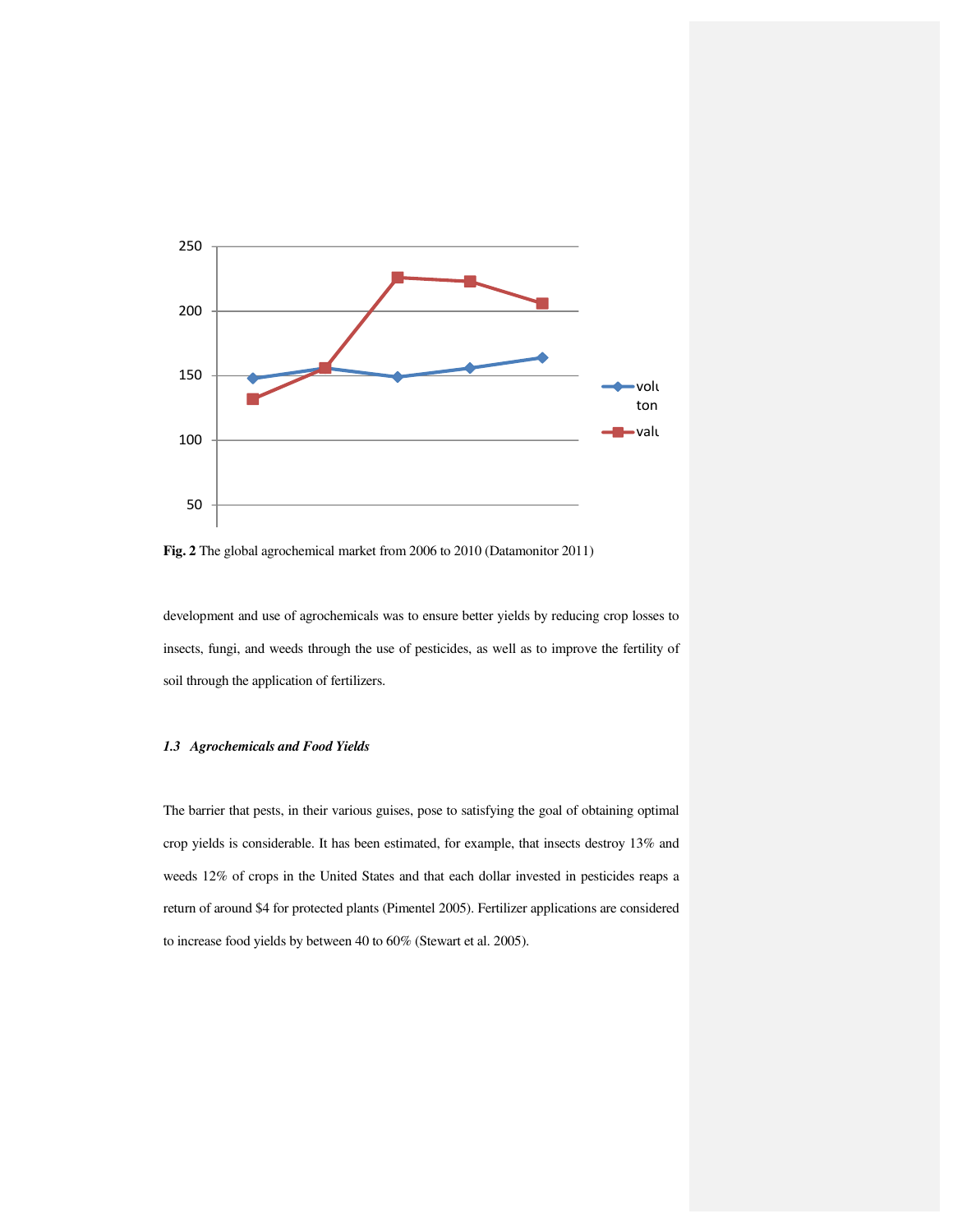**Fig. 2** The global agrochemical market from 2006 to 2010 (Datamonitor 2011)

development and use of agrochemicals was to ensure better yields by reducing crop losses to insects, fungi, and weeds through the use of pesticides, as well as to improve the fertility of soil through the application of fertilizers.

### *1.3 Agrochemicals and Food Yields*

The barrier that pests, in their various guises, pose to satisfying the goal of obtaining optimal crop yields is considerable. It has been estimated, for example, that insects destroy 13% and weeds 12% of crops in the United States and that each dollar invested in pesticides reaps a return of around $4 for protected plants (Pimentel 2005). Fertilizer applications are considered to increase food yields by between 40 to 60% (Stewart et al. 2005).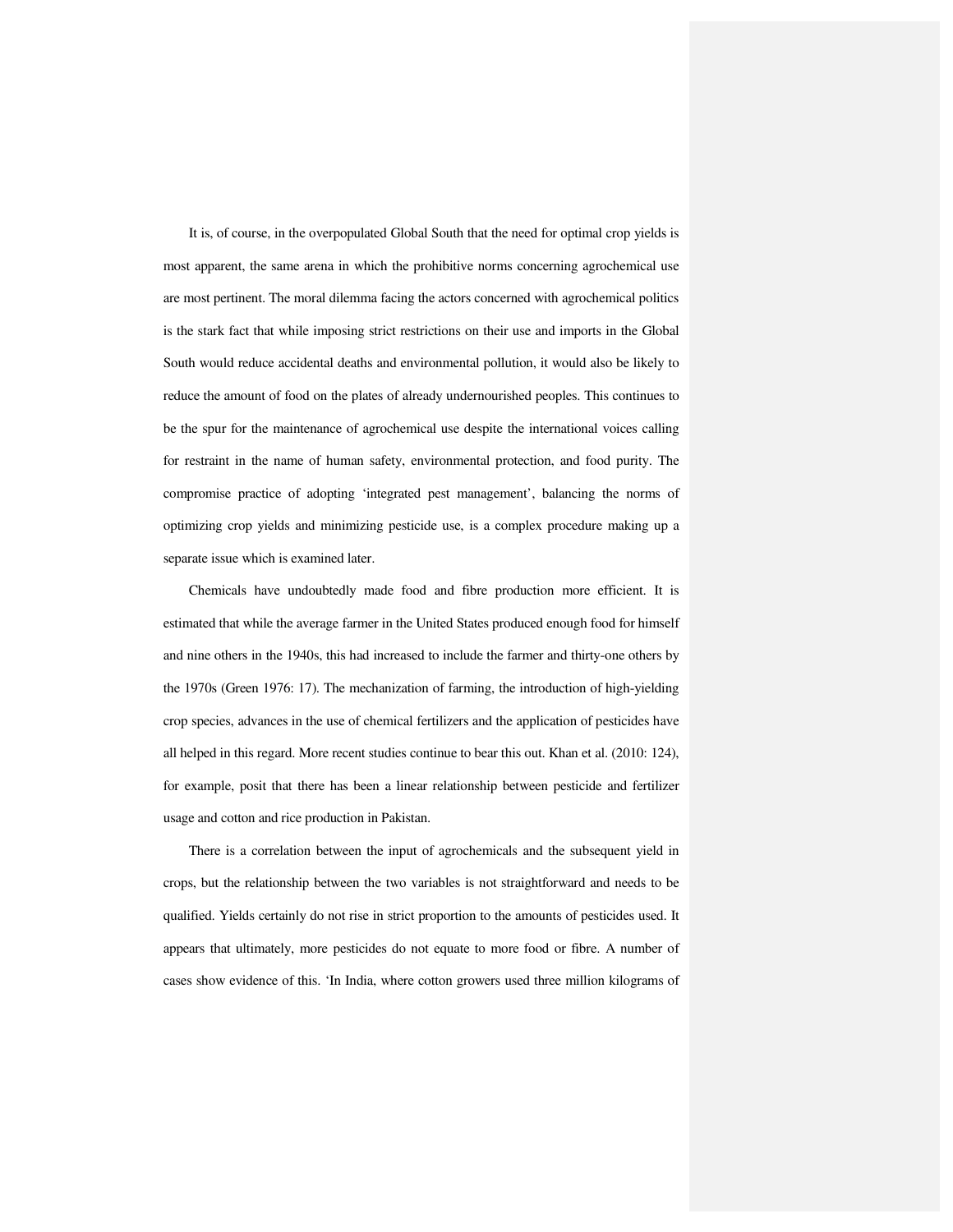It is, of course, in the overpopulated Global South that the need for optimal crop yields is most apparent, the same arena in which the prohibitive norms concerning agrochemical use are most pertinent. The moral dilemma facing the actors concerned with agrochemical politics is the stark fact that while imposing strict restrictions on their use and imports in the Global South would reduce accidental deaths and environmental pollution, it would also be likely to reduce the amount of food on the plates of already undernourished peoples. This continues to be the spur for the maintenance of agrochemical use despite the international voices calling for restraint in the name of human safety, environmental protection, and food purity. The compromise practice of adopting 'integrated pest management', balancing the norms of optimizing crop yields and minimizing pesticide use, is a complex procedure making up a separate issue which is examined later.

Chemicals have undoubtedly made food and fibre production more efficient. It is estimated that while the average farmer in the United States produced enough food for himself and nine others in the 1940s, this had increased to include the farmer and thirty-one others by the 1970s (Green 1976: 17). The mechanization of farming, the introduction of high-yielding crop species, advances in the use of chemical fertilizers and the application of pesticides have all helped in this regard. More recent studies continue to bear this out. Khan et al. (2010: 124), for example, posit that there has been a linear relationship between pesticide and fertilizer usage and cotton and rice production in Pakistan.

There is a correlation between the input of agrochemicals and the subsequent yield in crops, but the relationship between the two variables is not straightforward and needs to be qualified. Yields certainly do not rise in strict proportion to the amounts of pesticides used. It appears that ultimately, more pesticides do not equate to more food or fibre. A number of cases show evidence of this. 'In India, where cotton growers used three million kilograms of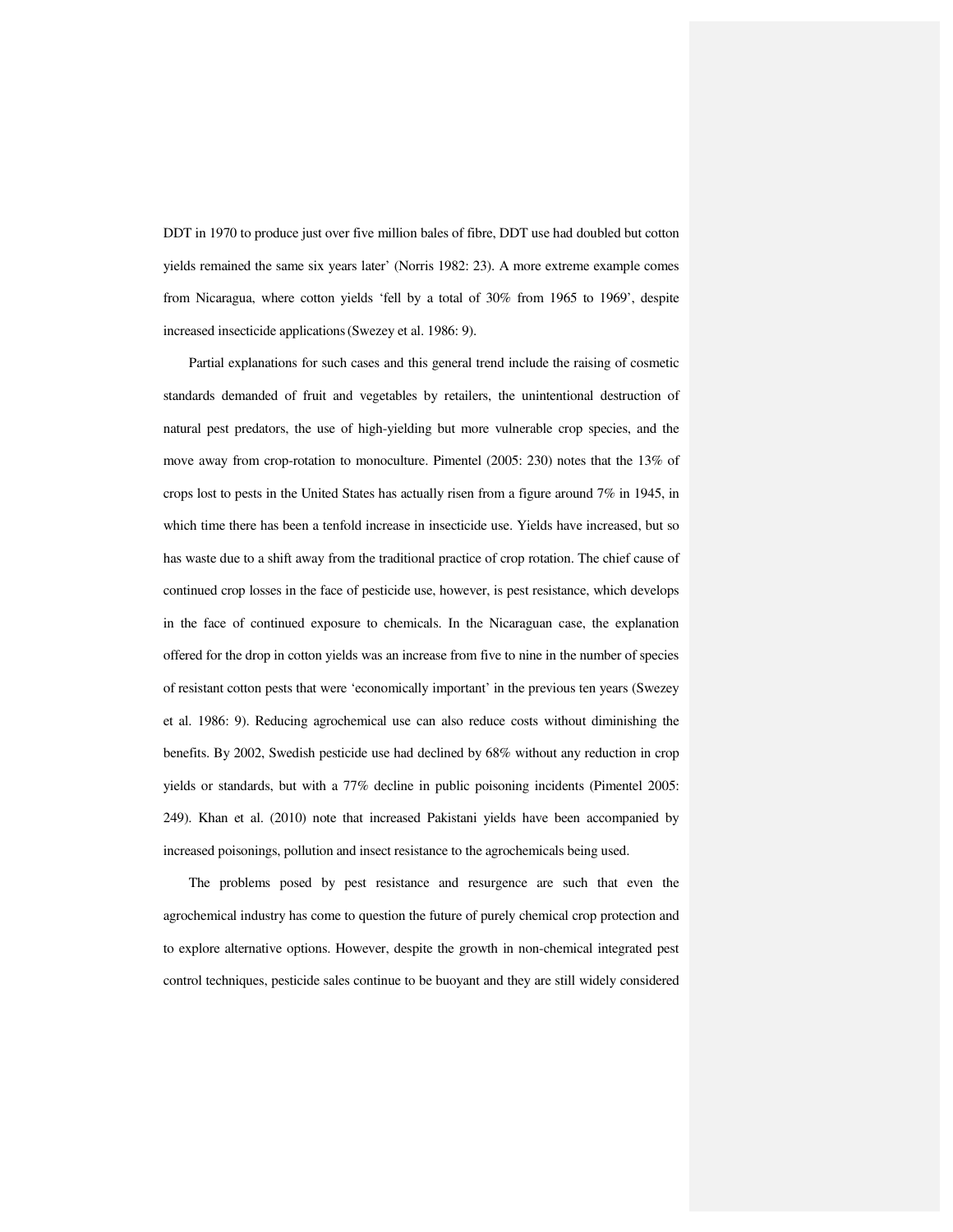DDT in 1970 to produce just over five million bales of fibre, DDT use had doubled but cotton yields remained the same six years later' (Norris 1982: 23). A more extreme example comes from Nicaragua, where cotton yields 'fell by a total of 30% from 1965 to 1969', despite increased insecticide applications (Swezey et al. 1986: 9).

Partial explanations for such cases and this general trend include the raising of cosmetic standards demanded of fruit and vegetables by retailers, the unintentional destruction of natural pest predators, the use of high-yielding but more vulnerable crop species, and the move away from crop-rotation to monoculture. Pimentel (2005: 230) notes that the 13% of crops lost to pests in the United States has actually risen from a figure around 7% in 1945, in which time there has been a tenfold increase in insecticide use. Yields have increased, but so has waste due to a shift away from the traditional practice of crop rotation. The chief cause of continued crop losses in the face of pesticide use, however, is pest resistance, which develops in the face of continued exposure to chemicals. In the Nicaraguan case, the explanation offered for the drop in cotton yields was an increase from five to nine in the number of species of resistant cotton pests that were 'economically important' in the previous ten years (Swezey et al. 1986: 9). Reducing agrochemical use can also reduce costs without diminishing the benefits. By 2002, Swedish pesticide use had declined by 68% without any reduction in crop yields or standards, but with a 77% decline in public poisoning incidents (Pimentel 2005: 249). Khan et al. (2010) note that increased Pakistani yields have been accompanied by increased poisonings, pollution and insect resistance to the agrochemicals being used.

The problems posed by pest resistance and resurgence are such that even the agrochemical industry has come to question the future of purely chemical crop protection and to explore alternative options. However, despite the growth in non-chemical integrated pest control techniques, pesticide sales continue to be buoyant and they are still widely considered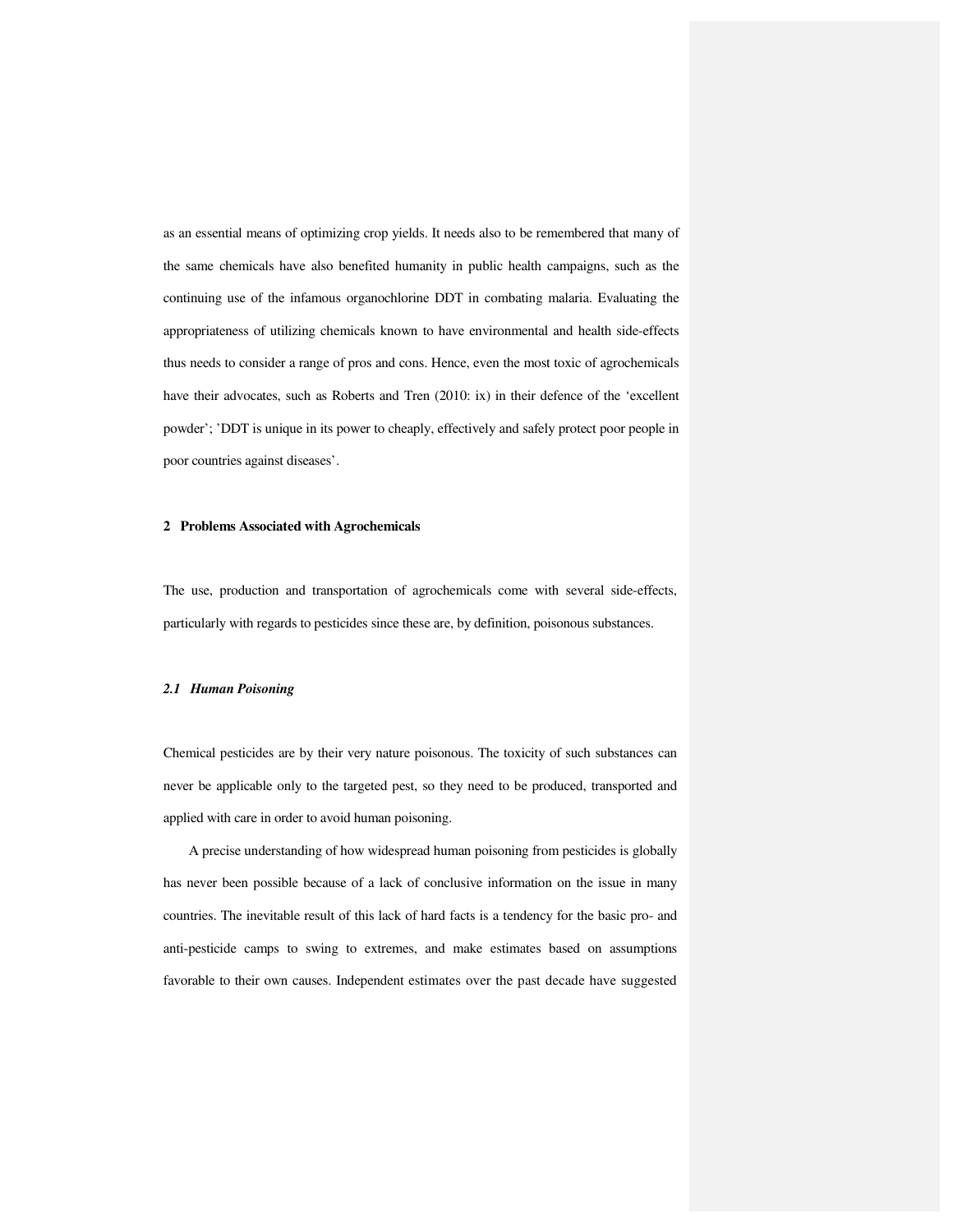as an essential means of optimizing crop yields. It needs also to be remembered that many of the same chemicals have also benefited humanity in public health campaigns, such as the continuing use of the infamous organochlorine DDT in combating malaria. Evaluating the appropriateness of utilizing chemicals known to have environmental and health side-effects thus needs to consider a range of pros and cons. Hence, even the most toxic of agrochemicals have their advocates, such as Roberts and Tren (2010: ix) in their defence of the 'excellent powder'; 'DDT is unique in its power to cheaply, effectively and safely protect poor people in poor countries against diseases'.

## 2 Problems Associated with Agrochemicals

The use, production and transportation of agrochemicals come with several side-effects, particularly with regards to pesticides since these are, by definition, poisonous substances.

### *2.1 Human Poisoning*

Chemical pesticides are by their very nature poisonous. The toxicity of such substances can never be applicable only to the targeted pest, so they need to be produced, transported and applied with care in order to avoid human poisoning.

A precise understanding of how widespread human poisoning from pesticides is globally has never been possible because of a lack of conclusive information on the issue in many countries. The inevitable result of this lack of hard facts is a tendency for the basic pro- and anti-pesticide camps to swing to extremes, and make estimates based on assumptions favorable to their own causes. Independent estimates over the past decade have suggested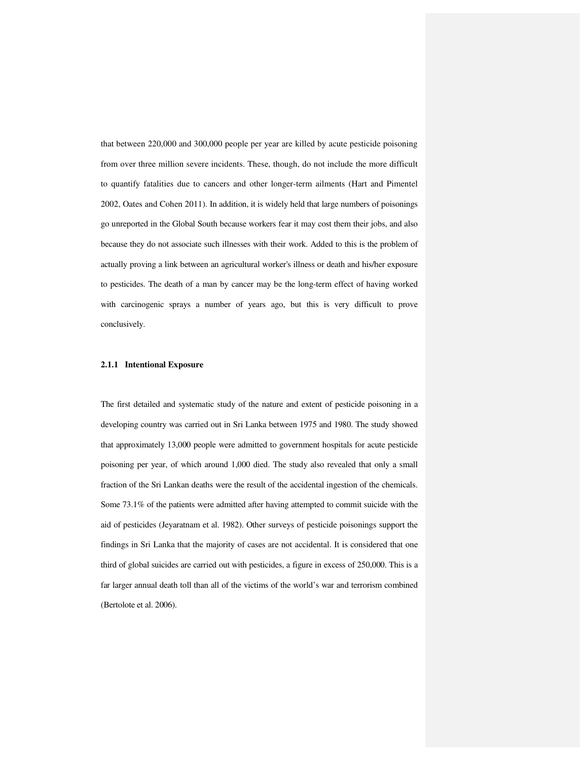that between 220,000 and 300,000 people per year are killed by acute pesticide poisoning from over three million severe incidents. These, though, do not include the more difficult to quantify fatalities due to cancers and other longer-term ailments (Hart and Pimentel 2002, Oates and Cohen 2011). In addition, it is widely held that large numbers of poisonings go unreported in the Global South because workers fear it may cost them their jobs, and also because they do not associate such illnesses with their work. Added to this is the problem of actually proving a link between an agricultural worker's illness or death and his/her exposure to pesticides. The death of a man by cancer may be the long-term effect of having worked with carcinogenic sprays a number of years ago, but this is very difficult to prove conclusively.

#### 2.1.1 Intentional Exposure

The first detailed and systematic study of the nature and extent of pesticide poisoning in a developing country was carried out in Sri Lanka between 1975 and 1980. The study showed that approximately 13,000 people were admitted to government hospitals for acute pesticide poisoning per year, of which around 1,000 died. The study also revealed that only a small fraction of the Sri Lankan deaths were the result of the accidental ingestion of the chemicals. Some 73.1% of the patients were admitted after having attempted to commit suicide with the aid of pesticides (Jeyaratnam et al. 1982). Other surveys of pesticide poisonings support the findings in Sri Lanka that the majority of cases are not accidental. It is considered that one third of global suicides are carried out with pesticides, a figure in excess of 250,000. This is a far larger annual death toll than all of the victims of the world's war and terrorism combined (Bertolote et al. 2006).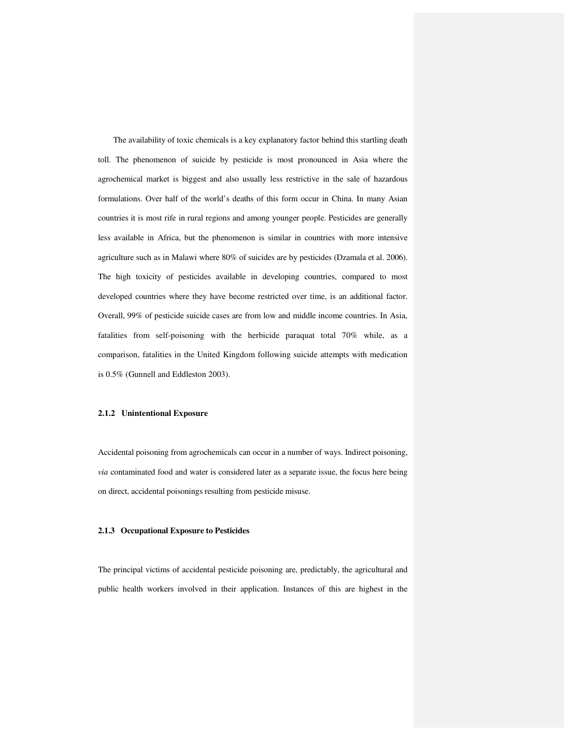The availability of toxic chemicals is a key explanatory factor behind this startling death toll. The phenomenon of suicide by pesticide is most pronounced in Asia where the agrochemical market is biggest and also usually less restrictive in the sale of hazardous formulations. Over half of the world's deaths of this form occur in China. In many Asian countries it is most rife in rural regions and among younger people. Pesticides are generally less available in Africa, but the phenomenon is similar in countries with more intensive agriculture such as in Malawi where 80% of suicides are by pesticides (Dzamala et al. 2006). The high toxicity of pesticides available in developing countries, compared to most developed countries where they have become restricted over time, is an additional factor. Overall, 99% of pesticide suicide cases are from low and middle income countries. In Asia, fatalities from self-poisoning with the herbicide paraquat total 70% while, as a comparison, fatalities in the United Kingdom following suicide attempts with medication is 0.5% (Gunnell and Eddleston 2003).

### 2.1.2 Unintentional Exposure

Accidental poisoning from agrochemicals can occur in a number of ways. Indirect poisoning, *via* contaminated food and water is considered later as a separate issue, the focus here being on direct, accidental poisonings resulting from pesticide misuse.

### 2.1.3 Occupational Exposure to Pesticides

The principal victims of accidental pesticide poisoning are, predictably, the agricultural and public health workers involved in their application. Instances of this are highest in the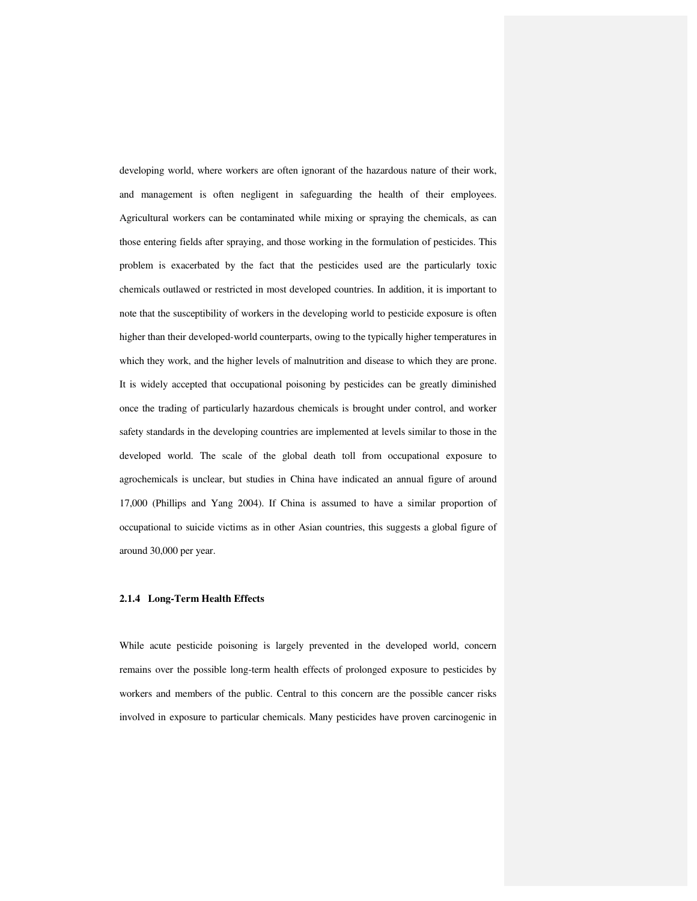developing world, where workers are often ignorant of the hazardous nature of their work, and management is often negligent in safeguarding the health of their employees. Agricultural workers can be contaminated while mixing or spraying the chemicals, as can those entering fields after spraying, and those working in the formulation of pesticides. This problem is exacerbated by the fact that the pesticides used are the particularly toxic chemicals outlawed or restricted in most developed countries. In addition, it is important to note that the susceptibility of workers in the developing world to pesticide exposure is often higher than their developed-world counterparts, owing to the typically higher temperatures in which they work, and the higher levels of malnutrition and disease to which they are prone. It is widely accepted that occupational poisoning by pesticides can be greatly diminished once the trading of particularly hazardous chemicals is brought under control, and worker safety standards in the developing countries are implemented at levels similar to those in the developed world. The scale of the global death toll from occupational exposure to agrochemicals is unclear, but studies in China have indicated an annual figure of around 17,000 (Phillips and Yang 2004). If China is assumed to have a similar proportion of occupational to suicide victims as in other Asian countries, this suggests a global figure of around 30,000 per year.

### 2.1.4 Long-Term Health Effects

While acute pesticide poisoning is largely prevented in the developed world, concern remains over the possible long-term health effects of prolonged exposure to pesticides by workers and members of the public. Central to this concern are the possible cancer risks involved in exposure to particular chemicals. Many pesticides have proven carcinogenic in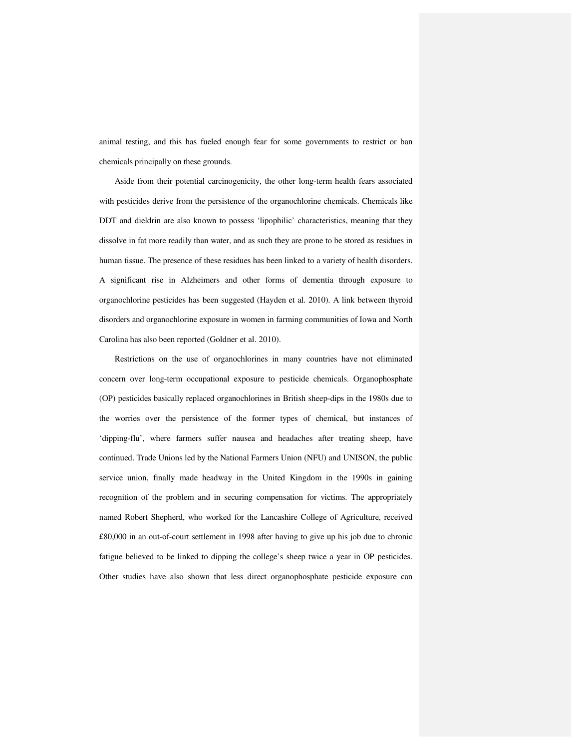animal testing, and this has fueled enough fear for some governments to restrict or ban chemicals principally on these grounds.

Aside from their potential carcinogenicity, the other long-term health fears associated with pesticides derive from the persistence of the organochlorine chemicals. Chemicals like DDT and dieldrin are also known to possess 'lipophilic' characteristics, meaning that they dissolve in fat more readily than water, and as such they are prone to be stored as residues in human tissue. The presence of these residues has been linked to a variety of health disorders. A significant rise in Alzheimers and other forms of dementia through exposure to organochlorine pesticides has been suggested (Hayden et al. 2010). A link between thyroid disorders and organochlorine exposure in women in farming communities of Iowa and North Carolina has also been reported (Goldner et al. 2010).

Restrictions on the use of organochlorines in many countries have not eliminated concern over long-term occupational exposure to pesticide chemicals. Organophosphate (OP) pesticides basically replaced organochlorines in British sheep-dips in the 1980s due to the worries over the persistence of the former types of chemical, but instances of 'dipping-flu', where farmers suffer nausea and headaches after treating sheep, have continued. Trade Unions led by the National Farmers Union (NFU) and UNISON, the public service union, finally made headway in the United Kingdom in the 1990s in gaining recognition of the problem and in securing compensation for victims. The appropriately named Robert Shepherd, who worked for the Lancashire College of Agriculture, received £80,000 in an out-of-court settlement in 1998 after having to give up his job due to chronic fatigue believed to be linked to dipping the college's sheep twice a year in OP pesticides. Other studies have also shown that less direct organophosphate pesticide exposure can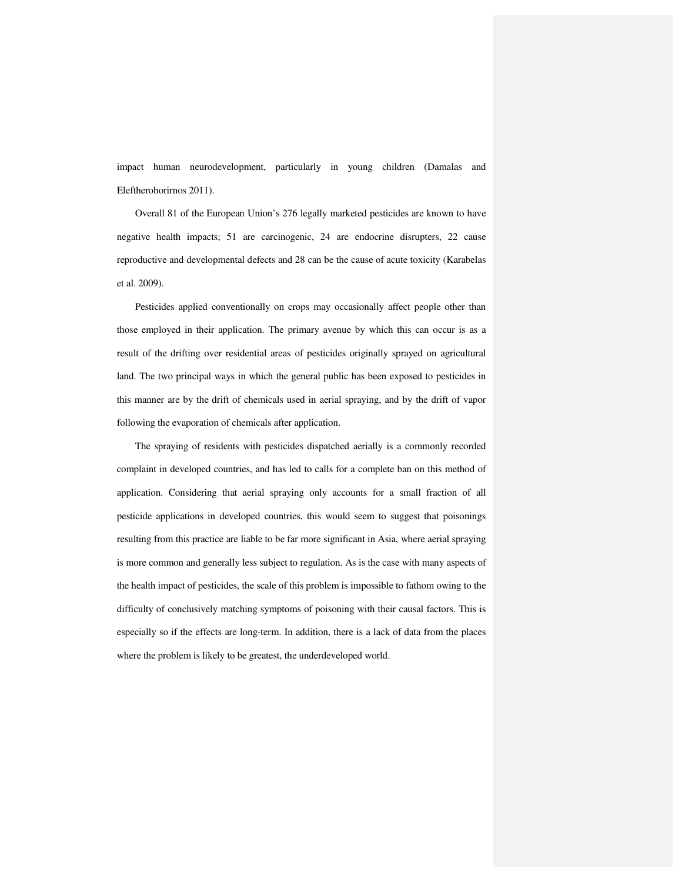impact human neurodevelopment, particularly in young children (Damalas and Eleftherohorirnos 2011).

Overall 81 of the European Union's 276 legally marketed pesticides are known to have negative health impacts; 51 are carcinogenic, 24 are endocrine disrupters, 22 cause reproductive and developmental defects and 28 can be the cause of acute toxicity (Karabelas et al. 2009).

Pesticides applied conventionally on crops may occasionally affect people other than those employed in their application. The primary avenue by which this can occur is as a result of the drifting over residential areas of pesticides originally sprayed on agricultural land. The two principal ways in which the general public has been exposed to pesticides in this manner are by the drift of chemicals used in aerial spraying, and by the drift of vapor following the evaporation of chemicals after application.

The spraying of residents with pesticides dispatched aerially is a commonly recorded complaint in developed countries, and has led to calls for a complete ban on this method of application. Considering that aerial spraying only accounts for a small fraction of all pesticide applications in developed countries, this would seem to suggest that poisonings resulting from this practice are liable to be far more significant in Asia, where aerial spraying is more common and generally less subject to regulation. As is the case with many aspects of the health impact of pesticides, the scale of this problem is impossible to fathom owing to the difficulty of conclusively matching symptoms of poisoning with their causal factors. This is especially so if the effects are long-term. In addition, there is a lack of data from the places where the problem is likely to be greatest, the underdeveloped world.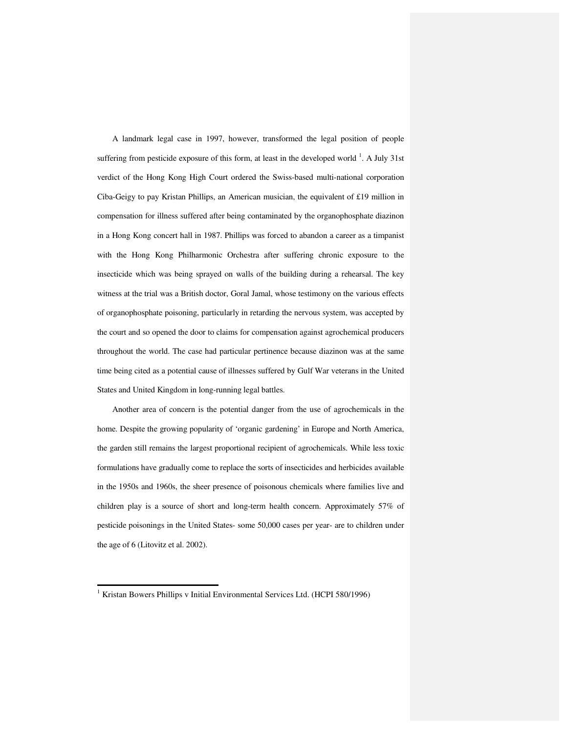A landmark legal case in 1997, however, transformed the legal position of people suffering from pesticide exposure of this form, at least in the developed world [1]. A July 31st verdict of the Hong Kong High Court ordered the Swiss-based multi-national corporation Ciba-Geigy to pay Kristan Phillips, an American musician, the equivalent of £19 million in compensation for illness suffered after being contaminated by the organophosphate diazinon in a Hong Kong concert hall in 1987. Phillips was forced to abandon a career as a timpanist with the Hong Kong Philharmonic Orchestra after suffering chronic exposure to the insecticide which was being sprayed on walls of the building during a rehearsal. The key witness at the trial was a British doctor, Goral Jamal, whose testimony on the various effects of organophosphate poisoning, particularly in retarding the nervous system, was accepted by the court and so opened the door to claims for compensation against agrochemical producers throughout the world. The case had particular pertinence because diazinon was at the same time being cited as a potential cause of illnesses suffered by Gulf War veterans in the United States and United Kingdom in long-running legal battles.

Another area of concern is the potential danger from the use of agrochemicals in the home. Despite the growing popularity of 'organic gardening' in Europe and North America, the garden still remains the largest proportional recipient of agrochemicals. While less toxic formulations have gradually come to replace the sorts of insecticides and herbicides available in the 1950s and 1960s, the sheer presence of poisonous chemicals where families live and children play is a source of short and long-term health concern. Approximately 57% of pesticide poisonings in the United States- some 50,000 cases per year- are to children under the age of 6 (Litovitz et al. 2002).

---

[1] Kristan Bowers Phillips v Initial Environmental Services Ltd. (HCPI 580/1996)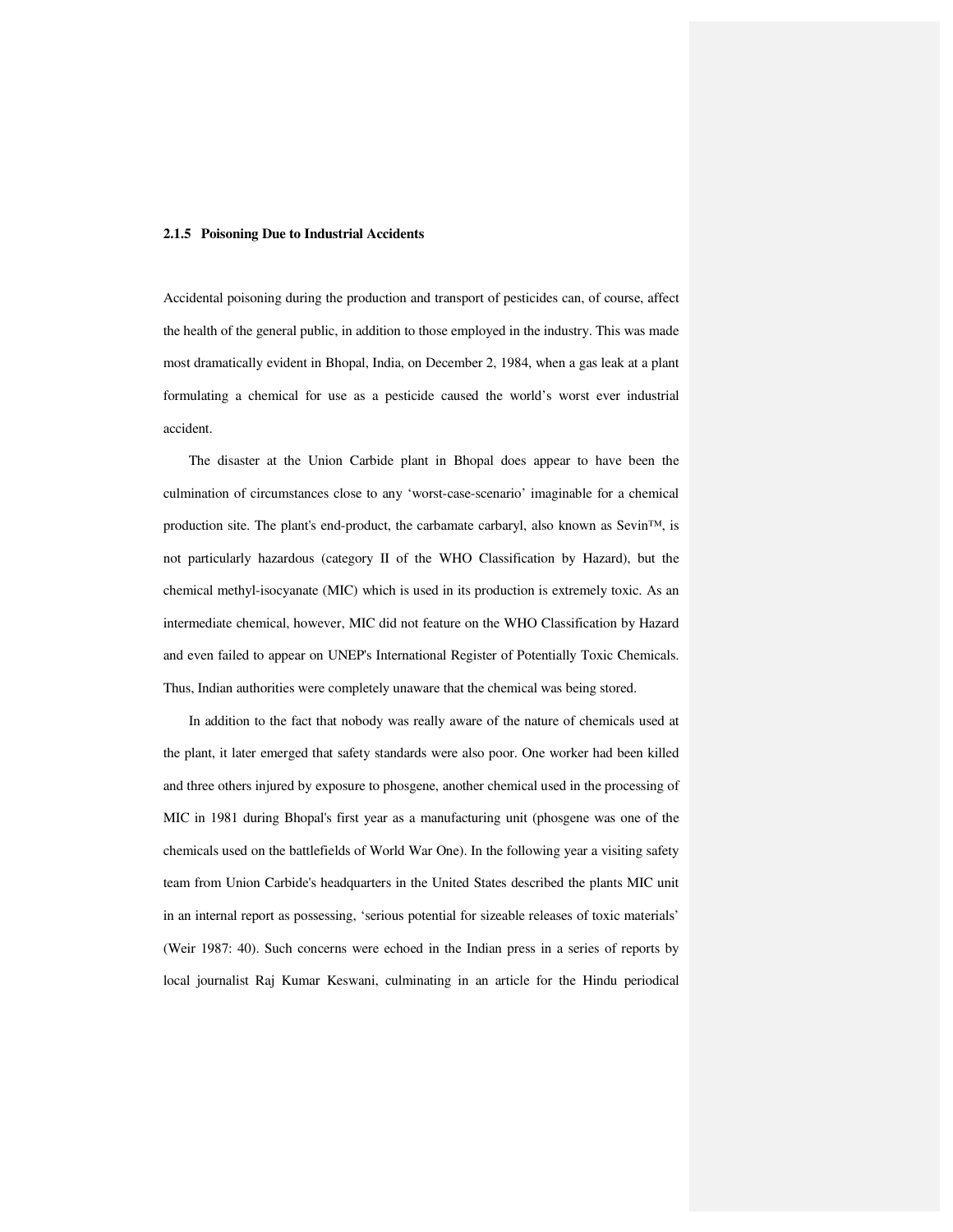### 2.1.5 Poisoning Due to Industrial Accidents

Accidental poisoning during the production and transport of pesticides can, of course, affect the health of the general public, in addition to those employed in the industry. This was made most dramatically evident in Bhopal, India, on December 2, 1984, when a gas leak at a plant formulating a chemical for use as a pesticide caused the world's worst ever industrial accident.

The disaster at the Union Carbide plant in Bhopal does appear to have been the culmination of circumstances close to any 'worst-case-scenario' imaginable for a chemical production site. The plant's end-product, the carbamate carbaryl, also known as Sevin™, is not particularly hazardous (category II of the WHO Classification by Hazard), but the chemical methyl-isocyanate (MIC) which is used in its production is extremely toxic. As an intermediate chemical, however, MIC did not feature on the WHO Classification by Hazard and even failed to appear on UNEP's International Register of Potentially Toxic Chemicals. Thus, Indian authorities were completely unaware that the chemical was being stored.

In addition to the fact that nobody was really aware of the nature of chemicals used at the plant, it later emerged that safety standards were also poor. One worker had been killed and three others injured by exposure to phosgene, another chemical used in the processing of MIC in 1981 during Bhopal's first year as a manufacturing unit (phosgene was one of the chemicals used on the battlefields of World War One). In the following year a visiting safety team from Union Carbide's headquarters in the United States described the plants MIC unit in an internal report as possessing, 'serious potential for sizeable releases of toxic materials' (Weir 1987: 40). Such concerns were echoed in the Indian press in a series of reports by local journalist Raj Kumar Keswani, culminating in an article for the Hindu periodical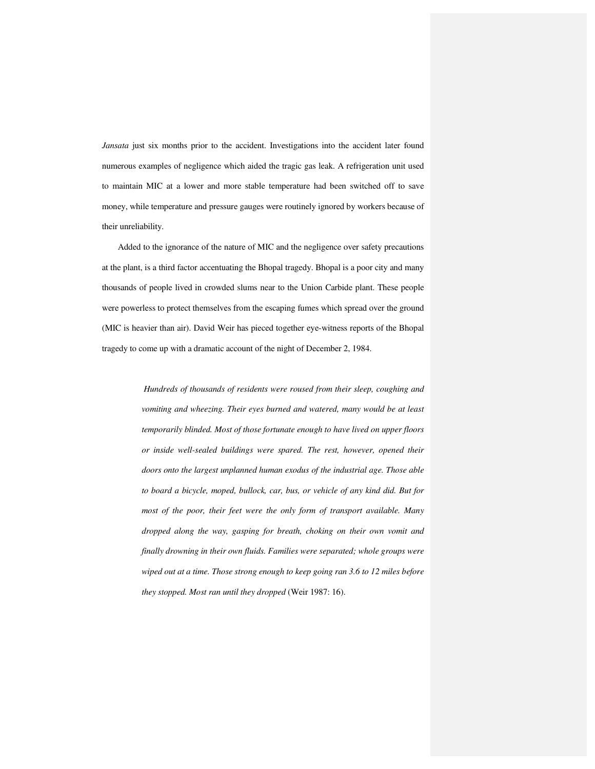*Jansata* just six months prior to the accident. Investigations into the accident later found numerous examples of negligence which aided the tragic gas leak. A refrigeration unit used to maintain MIC at a lower and more stable temperature had been switched off to save money, while temperature and pressure gauges were routinely ignored by workers because of their unreliability.

Added to the ignorance of the nature of MIC and the negligence over safety precautions at the plant, is a third factor accentuating the Bhopal tragedy. Bhopal is a poor city and many thousands of people lived in crowded slums near to the Union Carbide plant. These people were powerless to protect themselves from the escaping fumes which spread over the ground (MIC is heavier than air). David Weir has pieced together eye-witness reports of the Bhopal tragedy to come up with a dramatic account of the night of December 2, 1984.

> *Hundreds of thousands of residents were roused from their sleep, coughing and vomiting and wheezing. Their eyes burned and watered, many would be at least temporarily blinded. Most of those fortunate enough to have lived on upper floors or inside well-sealed buildings were spared. The rest, however, opened their doors onto the largest unplanned human exodus of the industrial age. Those able to board a bicycle, moped, bullock, car, bus, or vehicle of any kind did. But for most of the poor, their feet were the only form of transport available. Many dropped along the way, gasping for breath, choking on their own vomit and finally drowning in their own fluids. Families were separated; whole groups were wiped out at a time. Those strong enough to keep going ran 3.6 to 12 miles before they stopped. Most ran until they dropped* (Weir 1987: 16).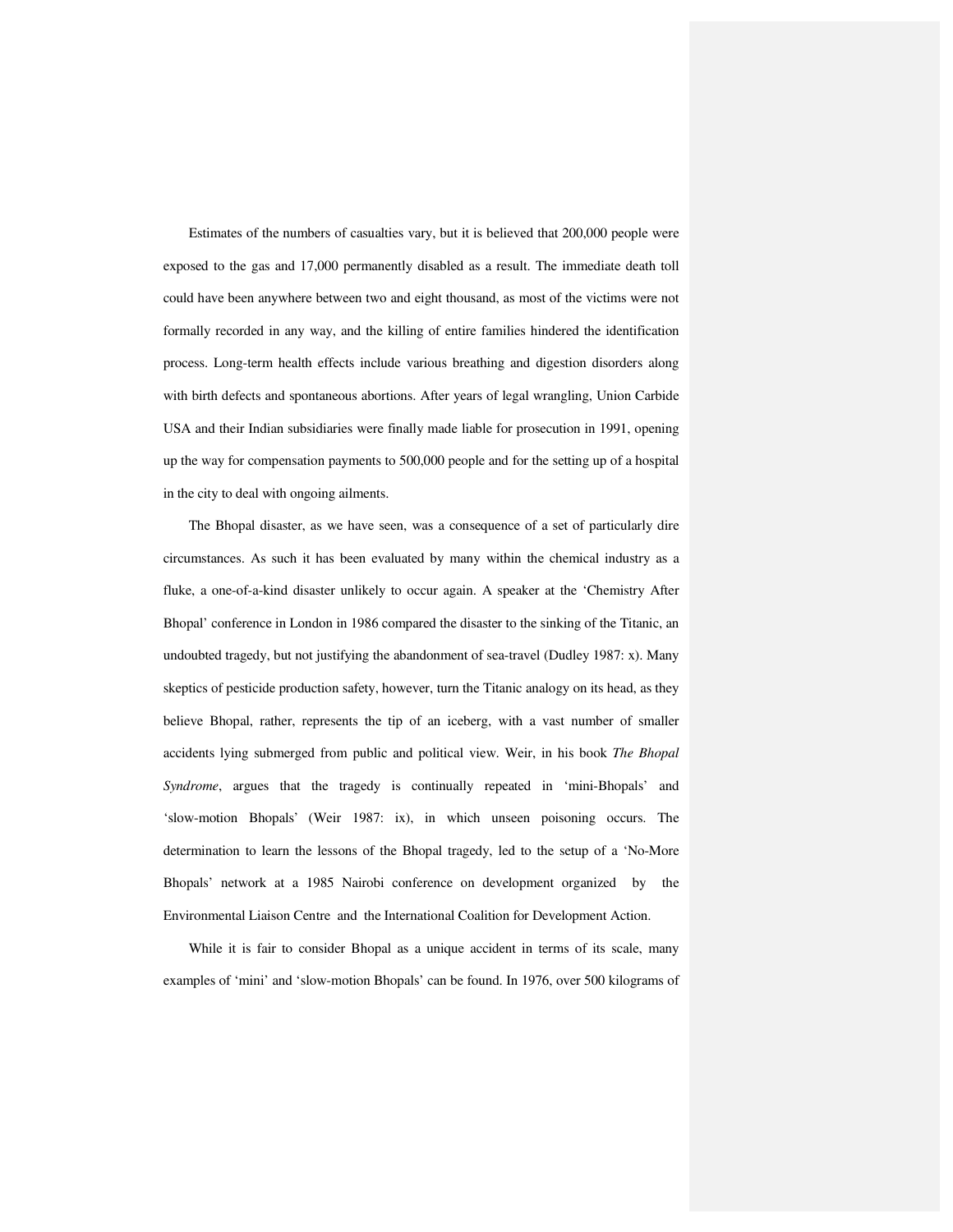Estimates of the numbers of casualties vary, but it is believed that 200,000 people were exposed to the gas and 17,000 permanently disabled as a result. The immediate death toll could have been anywhere between two and eight thousand, as most of the victims were not formally recorded in any way, and the killing of entire families hindered the identification process. Long-term health effects include various breathing and digestion disorders along with birth defects and spontaneous abortions. After years of legal wrangling, Union Carbide USA and their Indian subsidiaries were finally made liable for prosecution in 1991, opening up the way for compensation payments to 500,000 people and for the setting up of a hospital in the city to deal with ongoing ailments.

The Bhopal disaster, as we have seen, was a consequence of a set of particularly dire circumstances. As such it has been evaluated by many within the chemical industry as a fluke, a one-of-a-kind disaster unlikely to occur again. A speaker at the 'Chemistry After Bhopal' conference in London in 1986 compared the disaster to the sinking of the Titanic, an undoubted tragedy, but not justifying the abandonment of sea-travel (Dudley 1987: x). Many skeptics of pesticide production safety, however, turn the Titanic analogy on its head, as they believe Bhopal, rather, represents the tip of an iceberg, with a vast number of smaller accidents lying submerged from public and political view. Weir, in his book *The Bhopal Syndrome*, argues that the tragedy is continually repeated in 'mini-Bhopals' and 'slow-motion Bhopals' (Weir 1987: ix), in which unseen poisoning occurs. The determination to learn the lessons of the Bhopal tragedy, led to the setup of a 'No-More Bhopals' network at a 1985 Nairobi conference on development organized by the Environmental Liaison Centre and the International Coalition for Development Action.

While it is fair to consider Bhopal as a unique accident in terms of its scale, many examples of 'mini' and 'slow-motion Bhopals' can be found. In 1976, over 500 kilograms of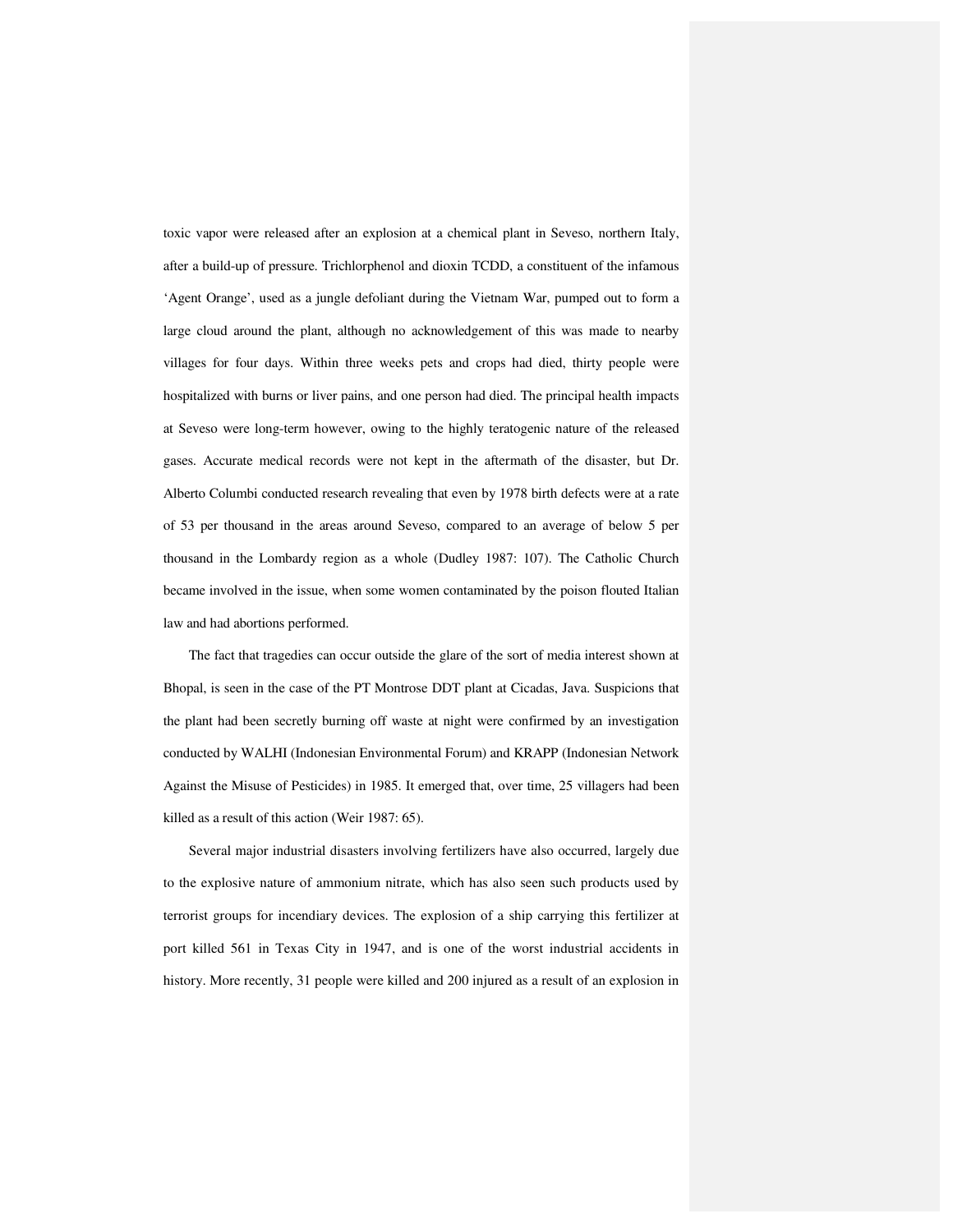toxic vapor were released after an explosion at a chemical plant in Seveso, northern Italy, after a build-up of pressure. Trichlorphenol and dioxin TCDD, a constituent of the infamous 'Agent Orange', used as a jungle defoliant during the Vietnam War, pumped out to form a large cloud around the plant, although no acknowledgement of this was made to nearby villages for four days. Within three weeks pets and crops had died, thirty people were hospitalized with burns or liver pains, and one person had died. The principal health impacts at Seveso were long-term however, owing to the highly teratogenic nature of the released gases. Accurate medical records were not kept in the aftermath of the disaster, but Dr. Alberto Columbi conducted research revealing that even by 1978 birth defects were at a rate of 53 per thousand in the areas around Seveso, compared to an average of below 5 per thousand in the Lombardy region as a whole (Dudley 1987: 107). The Catholic Church became involved in the issue, when some women contaminated by the poison flouted Italian law and had abortions performed.

The fact that tragedies can occur outside the glare of the sort of media interest shown at Bhopal, is seen in the case of the PT Montrose DDT plant at Cicadas, Java. Suspicions that the plant had been secretly burning off waste at night were confirmed by an investigation conducted by WALHI (Indonesian Environmental Forum) and KRAPP (Indonesian Network Against the Misuse of Pesticides) in 1985. It emerged that, over time, 25 villagers had been killed as a result of this action (Weir 1987: 65).

Several major industrial disasters involving fertilizers have also occurred, largely due to the explosive nature of ammonium nitrate, which has also seen such products used by terrorist groups for incendiary devices. The explosion of a ship carrying this fertilizer at port killed 561 in Texas City in 1947, and is one of the worst industrial accidents in history. More recently, 31 people were killed and 200 injured as a result of an explosion in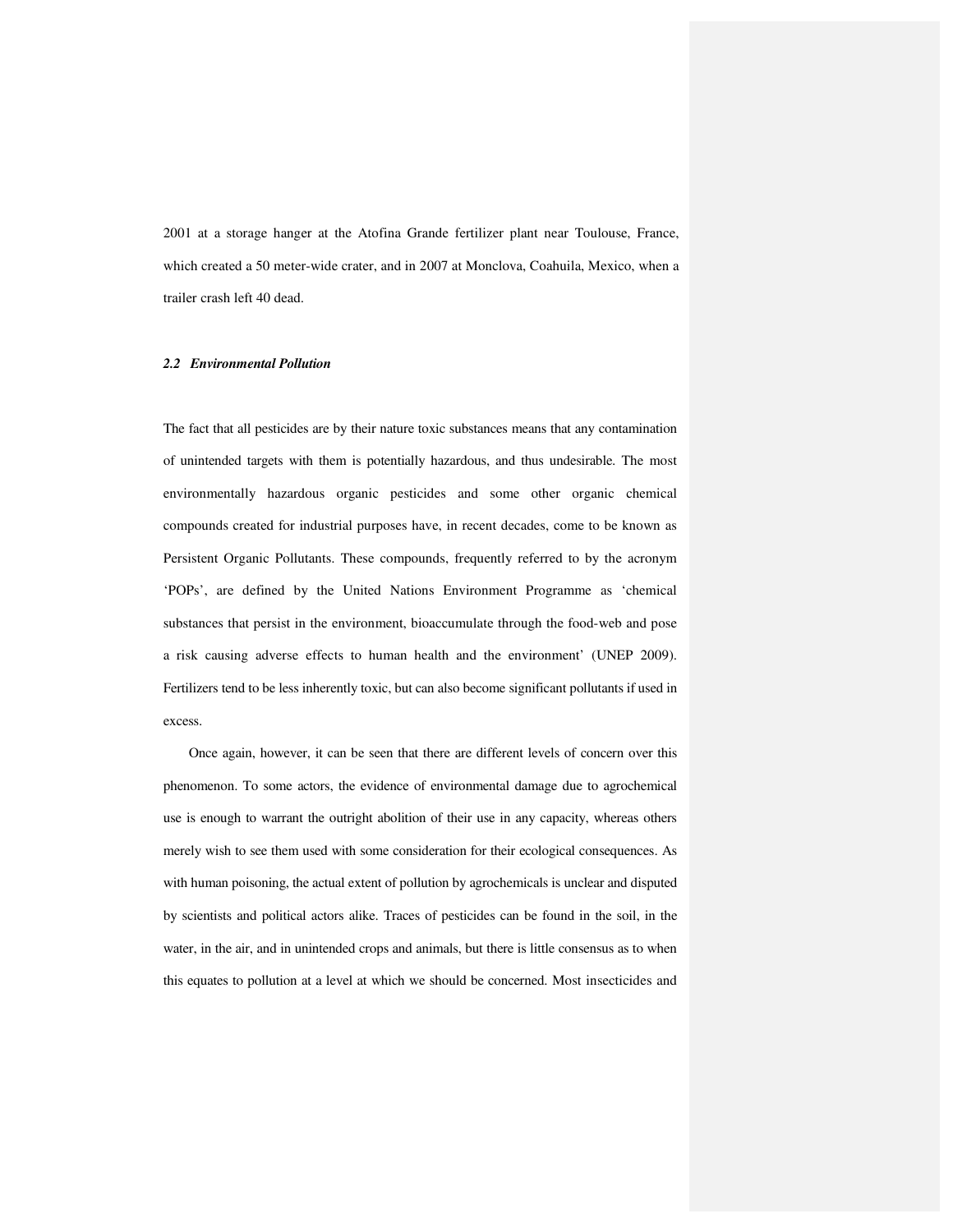2001 at a storage hanger at the Atofina Grande fertilizer plant near Toulouse, France, which created a 50 meter-wide crater, and in 2007 at Monclova, Coahuila, Mexico, when a trailer crash left 40 dead.

### *2.2 Environmental Pollution*

The fact that all pesticides are by their nature toxic substances means that any contamination of unintended targets with them is potentially hazardous, and thus undesirable. The most environmentally hazardous organic pesticides and some other organic chemical compounds created for industrial purposes have, in recent decades, come to be known as Persistent Organic Pollutants. These compounds, frequently referred to by the acronym 'POPs', are defined by the United Nations Environment Programme as 'chemical substances that persist in the environment, bioaccumulate through the food-web and pose a risk causing adverse effects to human health and the environment' (UNEP 2009). Fertilizers tend to be less inherently toxic, but can also become significant pollutants if used in excess.

Once again, however, it can be seen that there are different levels of concern over this phenomenon. To some actors, the evidence of environmental damage due to agrochemical use is enough to warrant the outright abolition of their use in any capacity, whereas others merely wish to see them used with some consideration for their ecological consequences. As with human poisoning, the actual extent of pollution by agrochemicals is unclear and disputed by scientists and political actors alike. Traces of pesticides can be found in the soil, in the water, in the air, and in unintended crops and animals, but there is little consensus as to when this equates to pollution at a level at which we should be concerned. Most insecticides and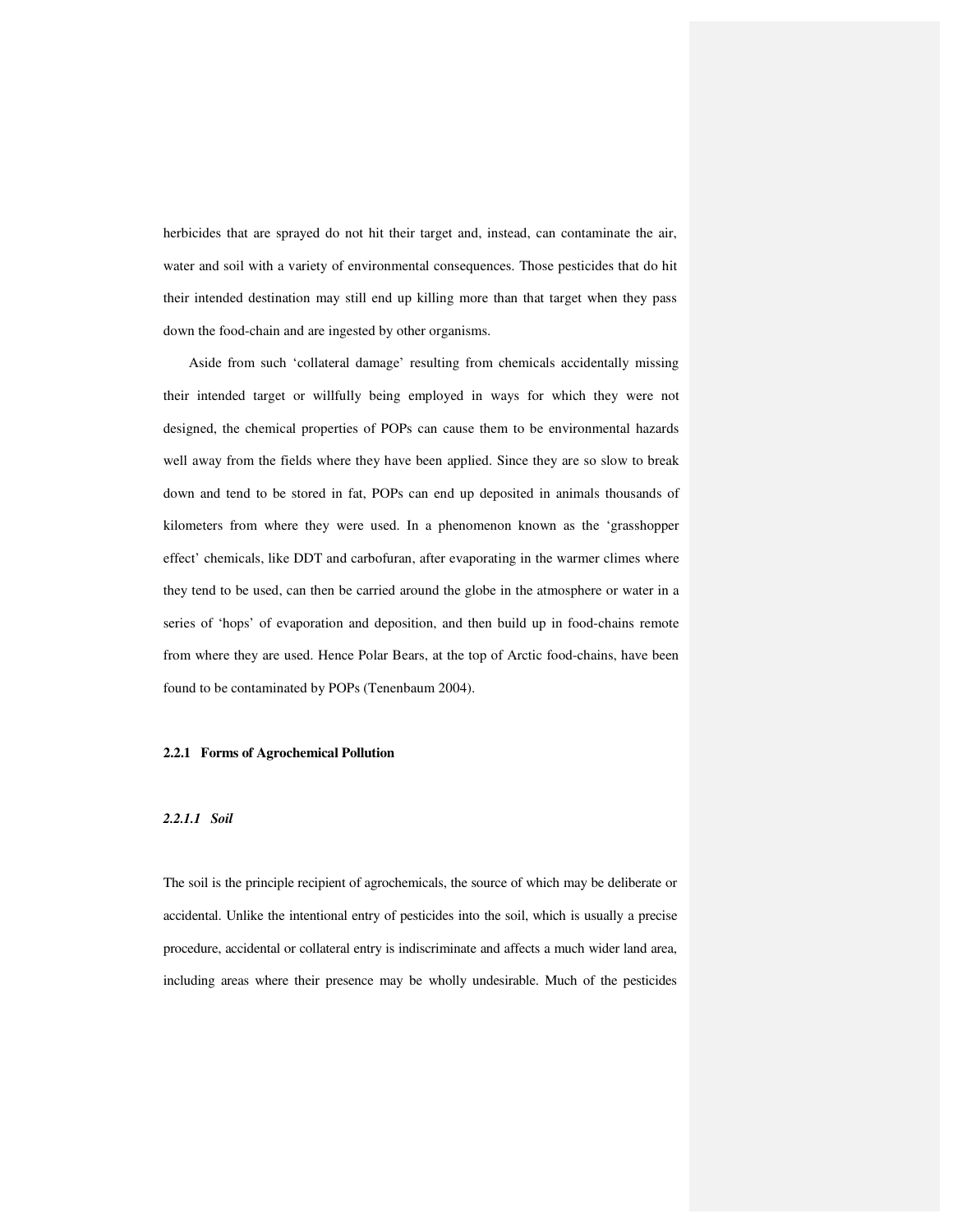herbicides that are sprayed do not hit their target and, instead, can contaminate the air, water and soil with a variety of environmental consequences. Those pesticides that do hit their intended destination may still end up killing more than that target when they pass down the food-chain and are ingested by other organisms.

Aside from such 'collateral damage' resulting from chemicals accidentally missing their intended target or willfully being employed in ways for which they were not designed, the chemical properties of POPs can cause them to be environmental hazards well away from the fields where they have been applied. Since they are so slow to break down and tend to be stored in fat, POPs can end up deposited in animals thousands of kilometers from where they were used. In a phenomenon known as the 'grasshopper effect' chemicals, like DDT and carbofuran, after evaporating in the warmer climes where they tend to be used, can then be carried around the globe in the atmosphere or water in a series of 'hops' of evaporation and deposition, and then build up in food-chains remote from where they are used. Hence Polar Bears, at the top of Arctic food-chains, have been found to be contaminated by POPs (Tenenbaum 2004).

### 2.2.1 Forms of Agrochemical Pollution

#### *2.2.1.1 Soil*

The soil is the principle recipient of agrochemicals, the source of which may be deliberate or accidental. Unlike the intentional entry of pesticides into the soil, which is usually a precise procedure, accidental or collateral entry is indiscriminate and affects a much wider land area, including areas where their presence may be wholly undesirable. Much of the pesticides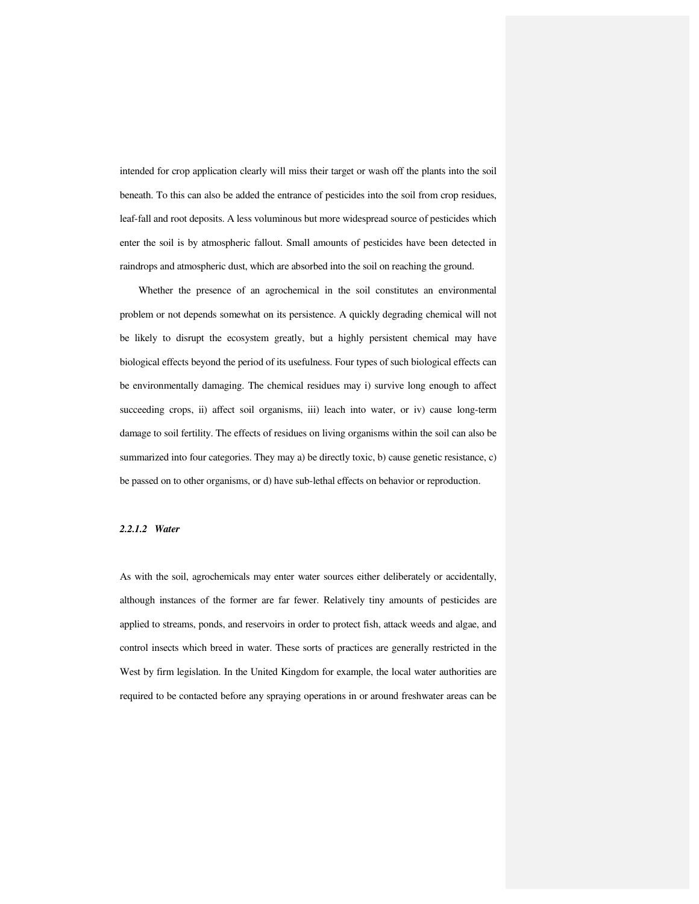intended for crop application clearly will miss their target or wash off the plants into the soil beneath. To this can also be added the entrance of pesticides into the soil from crop residues, leaf-fall and root deposits. A less voluminous but more widespread source of pesticides which enter the soil is by atmospheric fallout. Small amounts of pesticides have been detected in raindrops and atmospheric dust, which are absorbed into the soil on reaching the ground.

Whether the presence of an agrochemical in the soil constitutes an environmental problem or not depends somewhat on its persistence. A quickly degrading chemical will not be likely to disrupt the ecosystem greatly, but a highly persistent chemical may have biological effects beyond the period of its usefulness. Four types of such biological effects can be environmentally damaging. The chemical residues may i) survive long enough to affect succeeding crops, ii) affect soil organisms, iii) leach into water, or iv) cause long-term damage to soil fertility. The effects of residues on living organisms within the soil can also be summarized into four categories. They may a) be directly toxic, b) cause genetic resistance, c) be passed on to other organisms, or d) have sub-lethal effects on behavior or reproduction.

#### *2.2.1.2 Water*

As with the soil, agrochemicals may enter water sources either deliberately or accidentally, although instances of the former are far fewer. Relatively tiny amounts of pesticides are applied to streams, ponds, and reservoirs in order to protect fish, attack weeds and algae, and control insects which breed in water. These sorts of practices are generally restricted in the West by firm legislation. In the United Kingdom for example, the local water authorities are required to be contacted before any spraying operations in or around freshwater areas can be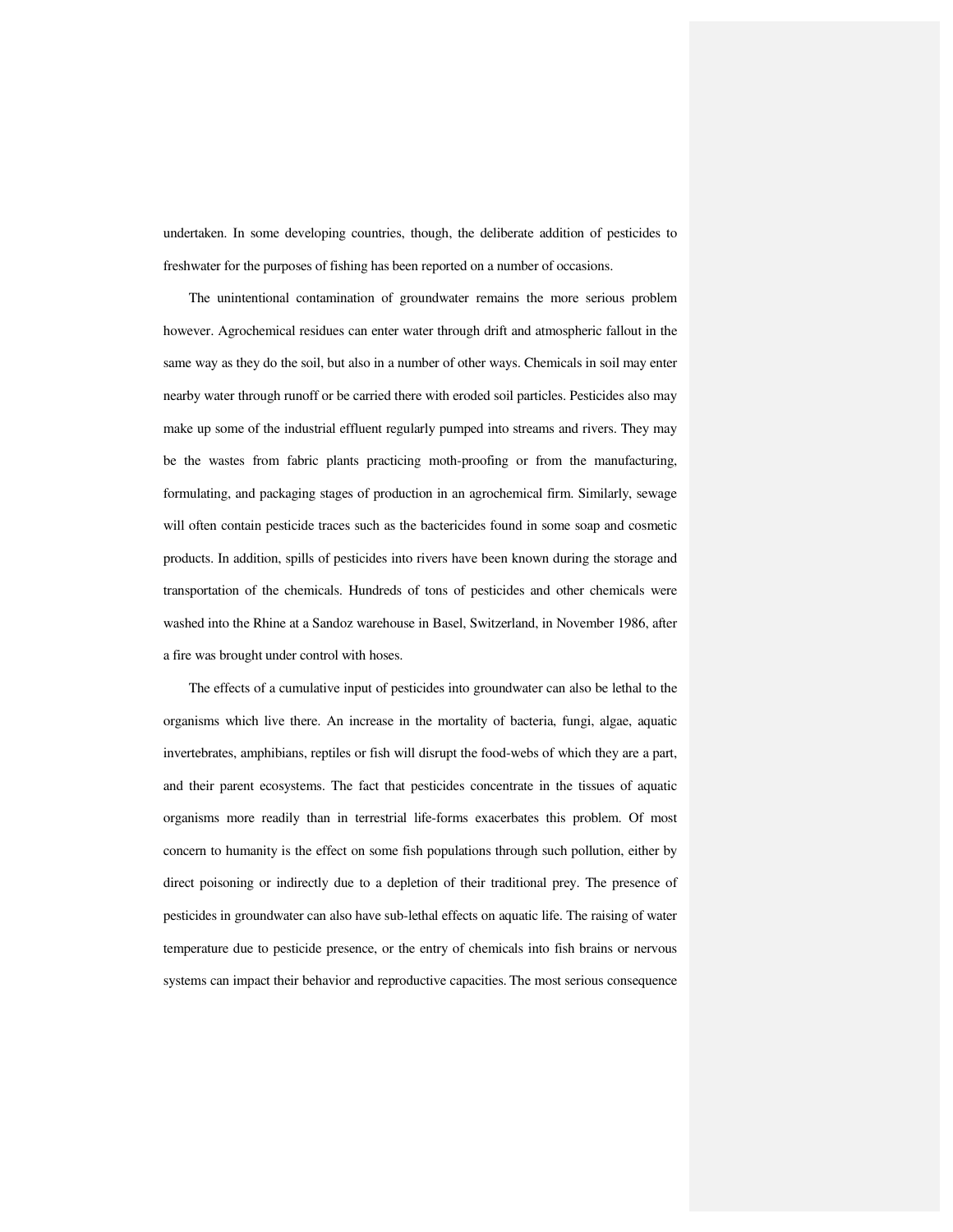undertaken. In some developing countries, though, the deliberate addition of pesticides to freshwater for the purposes of fishing has been reported on a number of occasions.

The unintentional contamination of groundwater remains the more serious problem however. Agrochemical residues can enter water through drift and atmospheric fallout in the same way as they do the soil, but also in a number of other ways. Chemicals in soil may enter nearby water through runoff or be carried there with eroded soil particles. Pesticides also may make up some of the industrial effluent regularly pumped into streams and rivers. They may be the wastes from fabric plants practicing moth-proofing or from the manufacturing, formulating, and packaging stages of production in an agrochemical firm. Similarly, sewage will often contain pesticide traces such as the bactericides found in some soap and cosmetic products. In addition, spills of pesticides into rivers have been known during the storage and transportation of the chemicals. Hundreds of tons of pesticides and other chemicals were washed into the Rhine at a Sandoz warehouse in Basel, Switzerland, in November 1986, after a fire was brought under control with hoses.

The effects of a cumulative input of pesticides into groundwater can also be lethal to the organisms which live there. An increase in the mortality of bacteria, fungi, algae, aquatic invertebrates, amphibians, reptiles or fish will disrupt the food-webs of which they are a part, and their parent ecosystems. The fact that pesticides concentrate in the tissues of aquatic organisms more readily than in terrestrial life-forms exacerbates this problem. Of most concern to humanity is the effect on some fish populations through such pollution, either by direct poisoning or indirectly due to a depletion of their traditional prey. The presence of pesticides in groundwater can also have sub-lethal effects on aquatic life. The raising of water temperature due to pesticide presence, or the entry of chemicals into fish brains or nervous systems can impact their behavior and reproductive capacities. The most serious consequence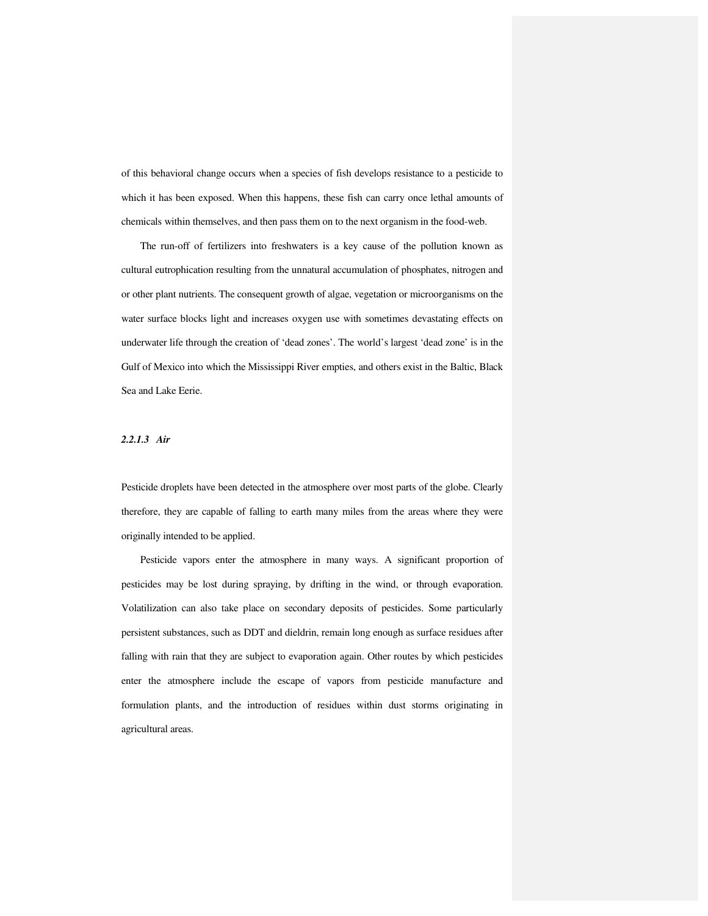of this behavioral change occurs when a species of fish develops resistance to a pesticide to which it has been exposed. When this happens, these fish can carry once lethal amounts of chemicals within themselves, and then pass them on to the next organism in the food-web.

The run-off of fertilizers into freshwaters is a key cause of the pollution known as cultural eutrophication resulting from the unnatural accumulation of phosphates, nitrogen and or other plant nutrients. The consequent growth of algae, vegetation or microorganisms on the water surface blocks light and increases oxygen use with sometimes devastating effects on underwater life through the creation of 'dead zones'. The world's largest 'dead zone' is in the Gulf of Mexico into which the Mississippi River empties, and others exist in the Baltic, Black Sea and Lake Eerie.

#### *2.2.1.3 Air*

Pesticide droplets have been detected in the atmosphere over most parts of the globe. Clearly therefore, they are capable of falling to earth many miles from the areas where they were originally intended to be applied.

Pesticide vapors enter the atmosphere in many ways. A significant proportion of pesticides may be lost during spraying, by drifting in the wind, or through evaporation. Volatilization can also take place on secondary deposits of pesticides. Some particularly persistent substances, such as DDT and dieldrin, remain long enough as surface residues after falling with rain that they are subject to evaporation again. Other routes by which pesticides enter the atmosphere include the escape of vapors from pesticide manufacture and formulation plants, and the introduction of residues within dust storms originating in agricultural areas.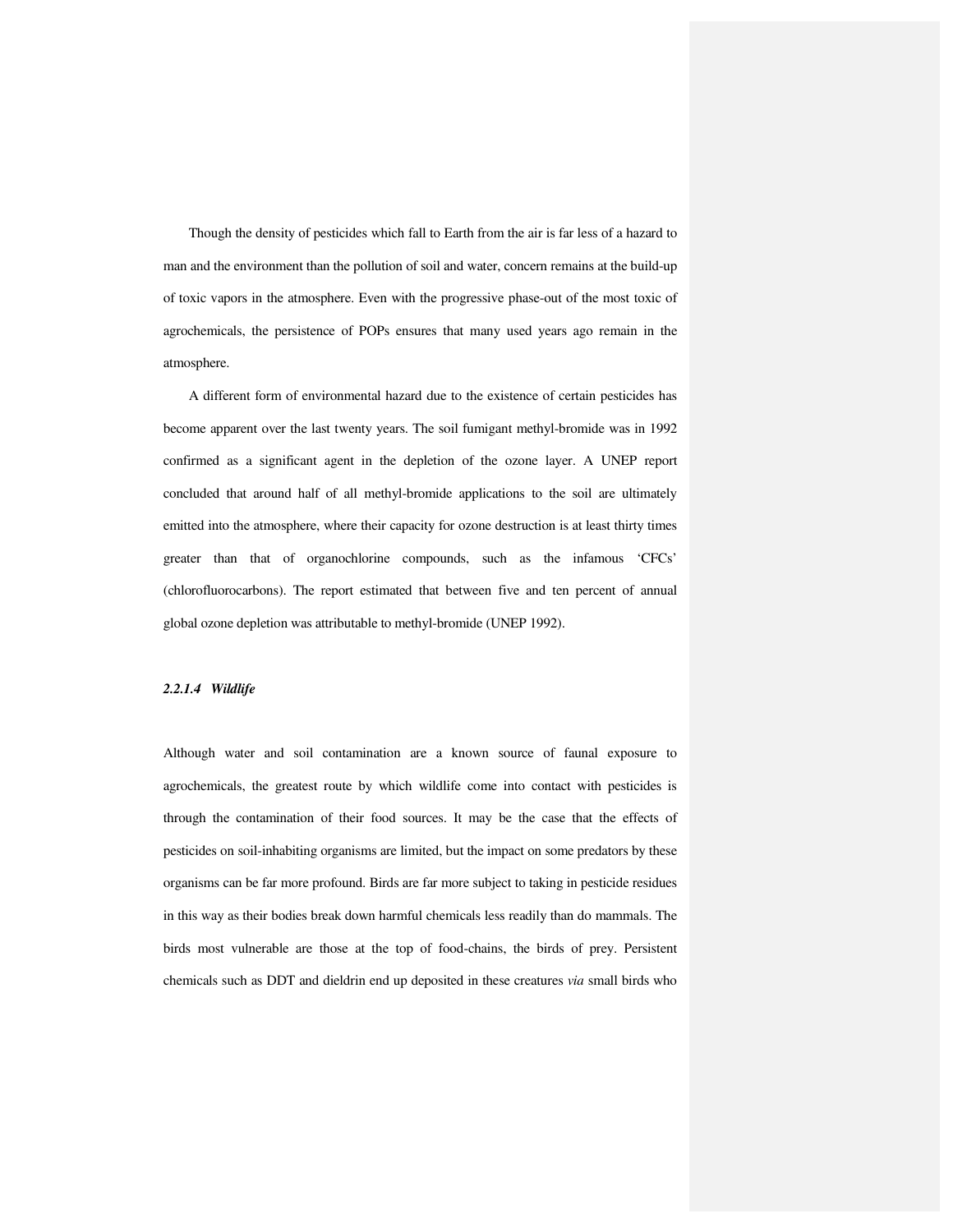Though the density of pesticides which fall to Earth from the air is far less of a hazard to man and the environment than the pollution of soil and water, concern remains at the build-up of toxic vapors in the atmosphere. Even with the progressive phase-out of the most toxic of agrochemicals, the persistence of POPs ensures that many used years ago remain in the atmosphere.

A different form of environmental hazard due to the existence of certain pesticides has become apparent over the last twenty years. The soil fumigant methyl-bromide was in 1992 confirmed as a significant agent in the depletion of the ozone layer. A UNEP report concluded that around half of all methyl-bromide applications to the soil are ultimately emitted into the atmosphere, where their capacity for ozone destruction is at least thirty times greater than that of organochlorine compounds, such as the infamous 'CFCs' (chlorofluorocarbons). The report estimated that between five and ten percent of annual global ozone depletion was attributable to methyl-bromide (UNEP 1992).

#### *2.2.1.4 Wildlife*

Although water and soil contamination are a known source of faunal exposure to agrochemicals, the greatest route by which wildlife come into contact with pesticides is through the contamination of their food sources. It may be the case that the effects of pesticides on soil-inhabiting organisms are limited, but the impact on some predators by these organisms can be far more profound. Birds are far more subject to taking in pesticide residues in this way as their bodies break down harmful chemicals less readily than do mammals. The birds most vulnerable are those at the top of food-chains, the birds of prey. Persistent chemicals such as DDT and dieldrin end up deposited in these creatures *via* small birds who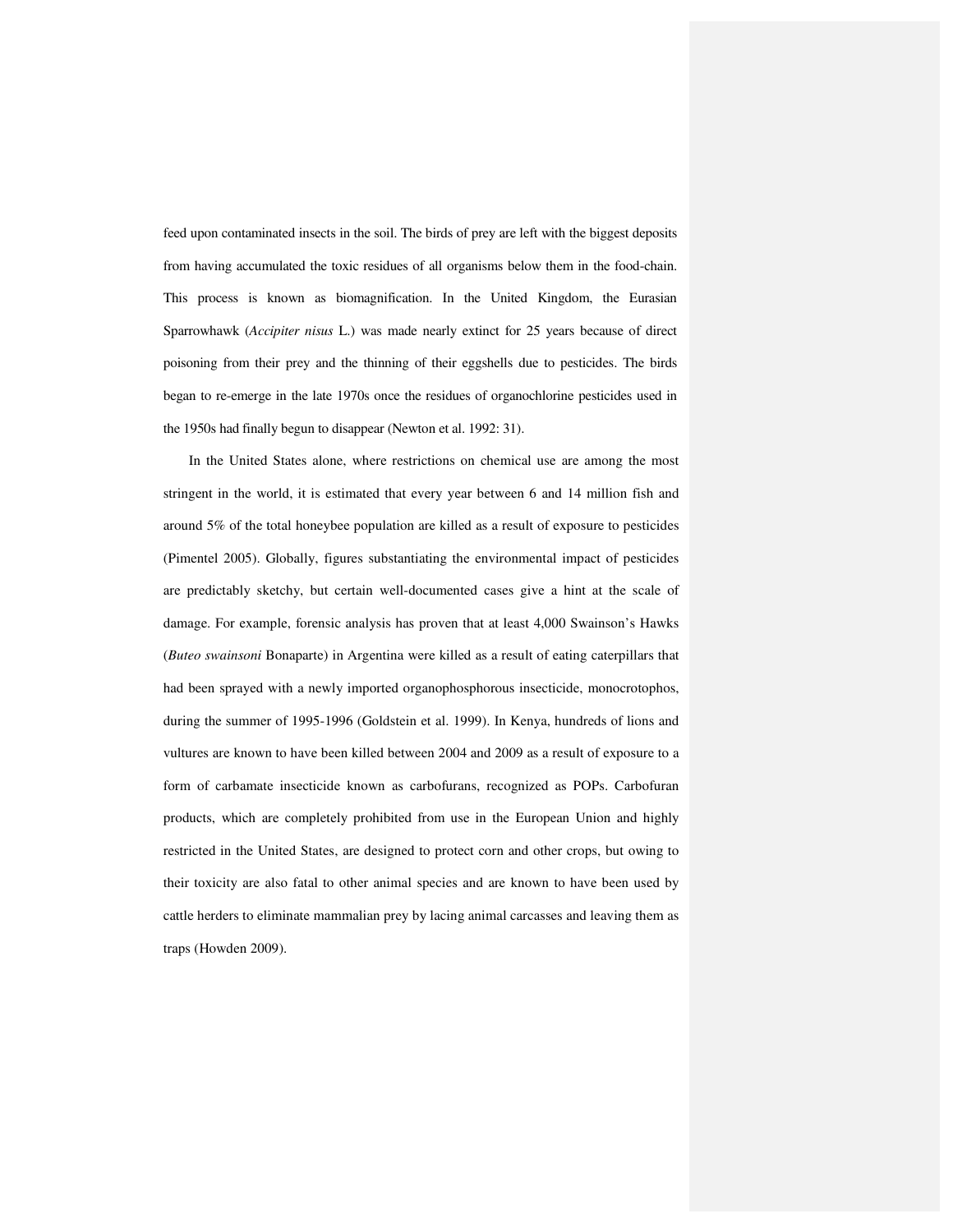feed upon contaminated insects in the soil. The birds of prey are left with the biggest deposits from having accumulated the toxic residues of all organisms below them in the food-chain. This process is known as biomagnification. In the United Kingdom, the Eurasian Sparrowhawk (*Accipiter nisus* L.) was made nearly extinct for 25 years because of direct poisoning from their prey and the thinning of their eggshells due to pesticides. The birds began to re-emerge in the late 1970s once the residues of organochlorine pesticides used in the 1950s had finally begun to disappear (Newton et al. 1992: 31).

In the United States alone, where restrictions on chemical use are among the most stringent in the world, it is estimated that every year between 6 and 14 million fish and around 5% of the total honeybee population are killed as a result of exposure to pesticides (Pimentel 2005). Globally, figures substantiating the environmental impact of pesticides are predictably sketchy, but certain well-documented cases give a hint at the scale of damage. For example, forensic analysis has proven that at least 4,000 Swainson's Hawks (*Buteo swainsoni* Bonaparte) in Argentina were killed as a result of eating caterpillars that had been sprayed with a newly imported organophosphorous insecticide, monocrotophos, during the summer of 1995-1996 (Goldstein et al. 1999). In Kenya, hundreds of lions and vultures are known to have been killed between 2004 and 2009 as a result of exposure to a form of carbamate insecticide known as carbofurans, recognized as POPs. Carbofuran products, which are completely prohibited from use in the European Union and highly restricted in the United States, are designed to protect corn and other crops, but owing to their toxicity are also fatal to other animal species and are known to have been used by cattle herders to eliminate mammalian prey by lacing animal carcasses and leaving them as traps (Howden 2009).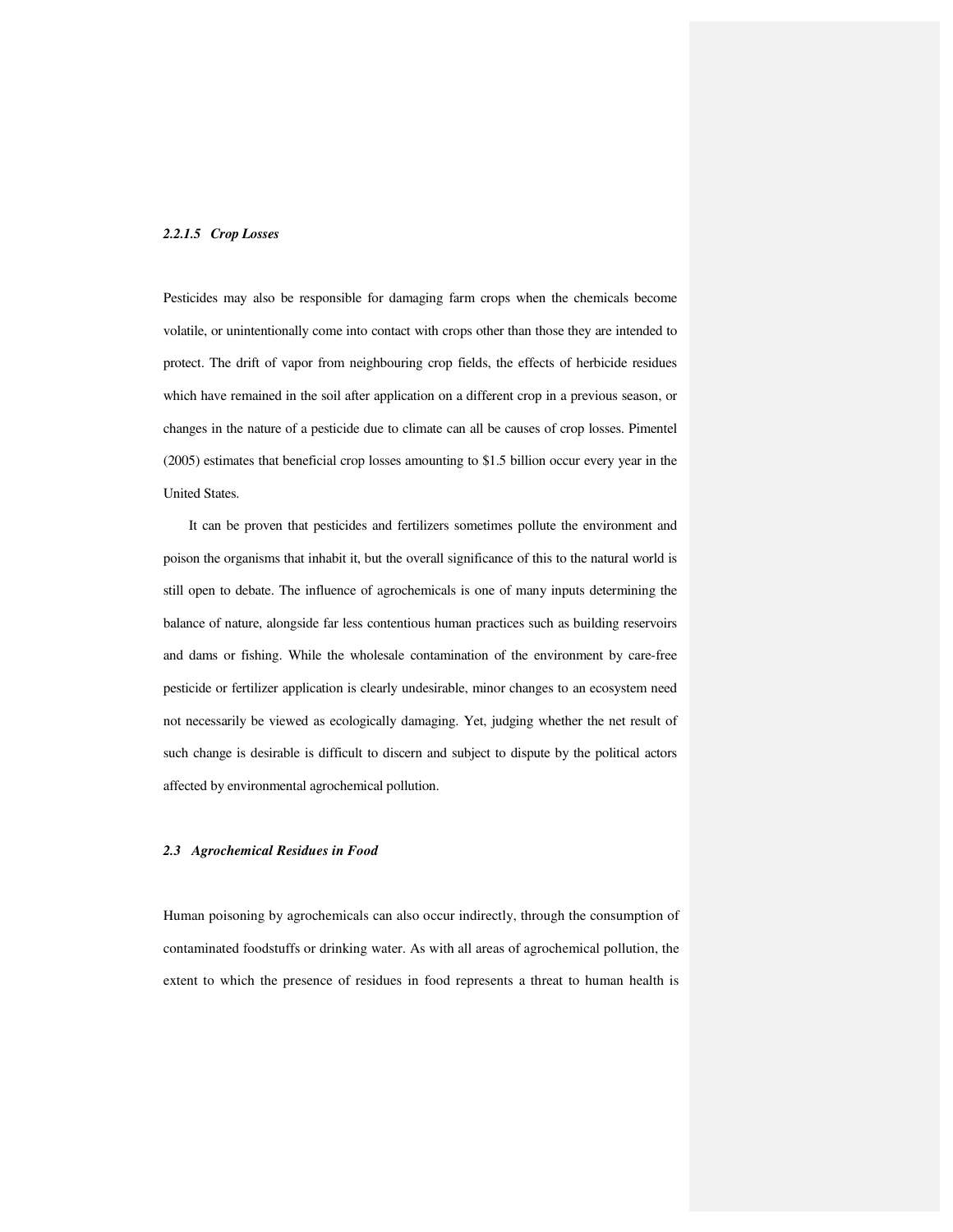#### *2.2.1.5 Crop Losses*

Pesticides may also be responsible for damaging farm crops when the chemicals become volatile, or unintentionally come into contact with crops other than those they are intended to protect. The drift of vapor from neighbouring crop fields, the effects of herbicide residues which have remained in the soil after application on a different crop in a previous season, or changes in the nature of a pesticide due to climate can all be causes of crop losses. Pimentel (2005) estimates that beneficial crop losses amounting to $1.5 billion occur every year in the United States.

It can be proven that pesticides and fertilizers sometimes pollute the environment and poison the organisms that inhabit it, but the overall significance of this to the natural world is still open to debate. The influence of agrochemicals is one of many inputs determining the balance of nature, alongside far less contentious human practices such as building reservoirs and dams or fishing. While the wholesale contamination of the environment by care-free pesticide or fertilizer application is clearly undesirable, minor changes to an ecosystem need not necessarily be viewed as ecologically damaging. Yet, judging whether the net result of such change is desirable is difficult to discern and subject to dispute by the political actors affected by environmental agrochemical pollution.

## *2.3 Agrochemical Residues in Food*

Human poisoning by agrochemicals can also occur indirectly, through the consumption of contaminated foodstuffs or drinking water. As with all areas of agrochemical pollution, the extent to which the presence of residues in food represents a threat to human health is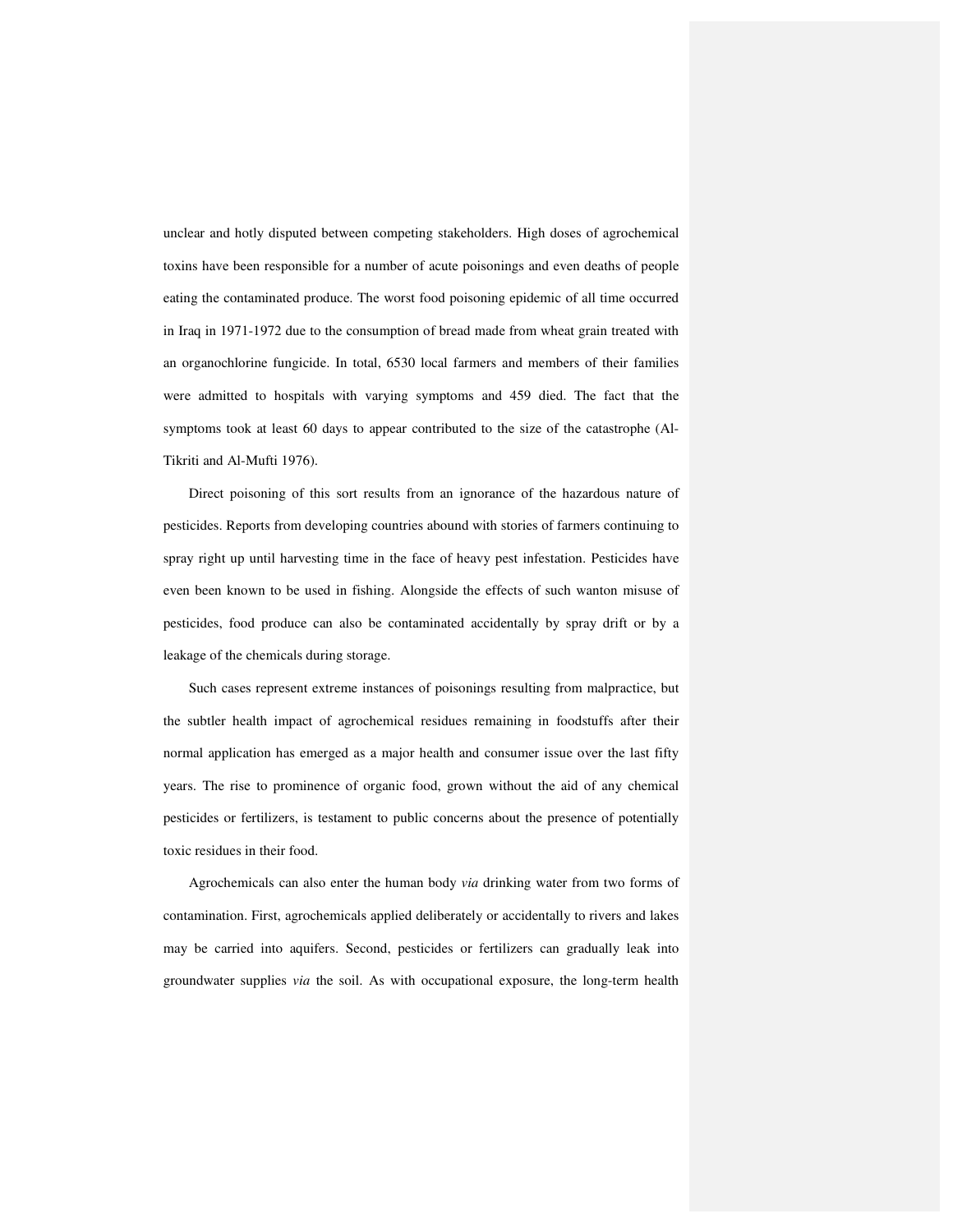unclear and hotly disputed between competing stakeholders. High doses of agrochemical toxins have been responsible for a number of acute poisonings and even deaths of people eating the contaminated produce. The worst food poisoning epidemic of all time occurred in Iraq in 1971-1972 due to the consumption of bread made from wheat grain treated with an organochlorine fungicide. In total, 6530 local farmers and members of their families were admitted to hospitals with varying symptoms and 459 died. The fact that the symptoms took at least 60 days to appear contributed to the size of the catastrophe (Al-Tikriti and Al-Mufti 1976).

Direct poisoning of this sort results from an ignorance of the hazardous nature of pesticides. Reports from developing countries abound with stories of farmers continuing to spray right up until harvesting time in the face of heavy pest infestation. Pesticides have even been known to be used in fishing. Alongside the effects of such wanton misuse of pesticides, food produce can also be contaminated accidentally by spray drift or by a leakage of the chemicals during storage.

Such cases represent extreme instances of poisonings resulting from malpractice, but the subtler health impact of agrochemical residues remaining in foodstuffs after their normal application has emerged as a major health and consumer issue over the last fifty years. The rise to prominence of organic food, grown without the aid of any chemical pesticides or fertilizers, is testament to public concerns about the presence of potentially toxic residues in their food.

Agrochemicals can also enter the human body *via* drinking water from two forms of contamination. First, agrochemicals applied deliberately or accidentally to rivers and lakes may be carried into aquifers. Second, pesticides or fertilizers can gradually leak into groundwater supplies *via* the soil. As with occupational exposure, the long-term health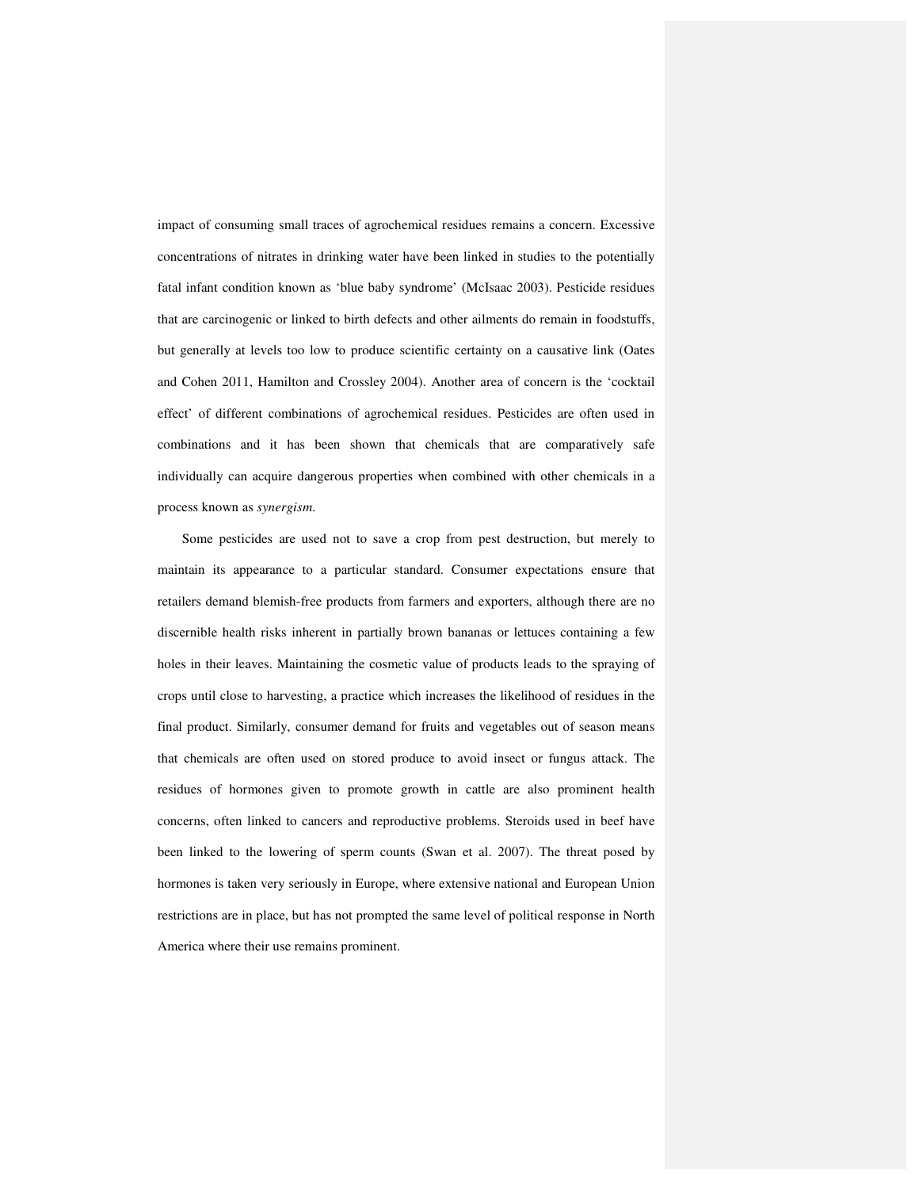impact of consuming small traces of agrochemical residues remains a concern. Excessive concentrations of nitrates in drinking water have been linked in studies to the potentially fatal infant condition known as 'blue baby syndrome' (McIsaac 2003). Pesticide residues that are carcinogenic or linked to birth defects and other ailments do remain in foodstuffs, but generally at levels too low to produce scientific certainty on a causative link (Oates and Cohen 2011, Hamilton and Crossley 2004). Another area of concern is the 'cocktail effect' of different combinations of agrochemical residues. Pesticides are often used in combinations and it has been shown that chemicals that are comparatively safe individually can acquire dangerous properties when combined with other chemicals in a process known as *synergism.*

Some pesticides are used not to save a crop from pest destruction, but merely to maintain its appearance to a particular standard. Consumer expectations ensure that retailers demand blemish-free products from farmers and exporters, although there are no discernible health risks inherent in partially brown bananas or lettuces containing a few holes in their leaves. Maintaining the cosmetic value of products leads to the spraying of crops until close to harvesting, a practice which increases the likelihood of residues in the final product. Similarly, consumer demand for fruits and vegetables out of season means that chemicals are often used on stored produce to avoid insect or fungus attack. The residues of hormones given to promote growth in cattle are also prominent health concerns, often linked to cancers and reproductive problems. Steroids used in beef have been linked to the lowering of sperm counts (Swan et al. 2007). The threat posed by hormones is taken very seriously in Europe, where extensive national and European Union restrictions are in place, but has not prompted the same level of political response in North America where their use remains prominent.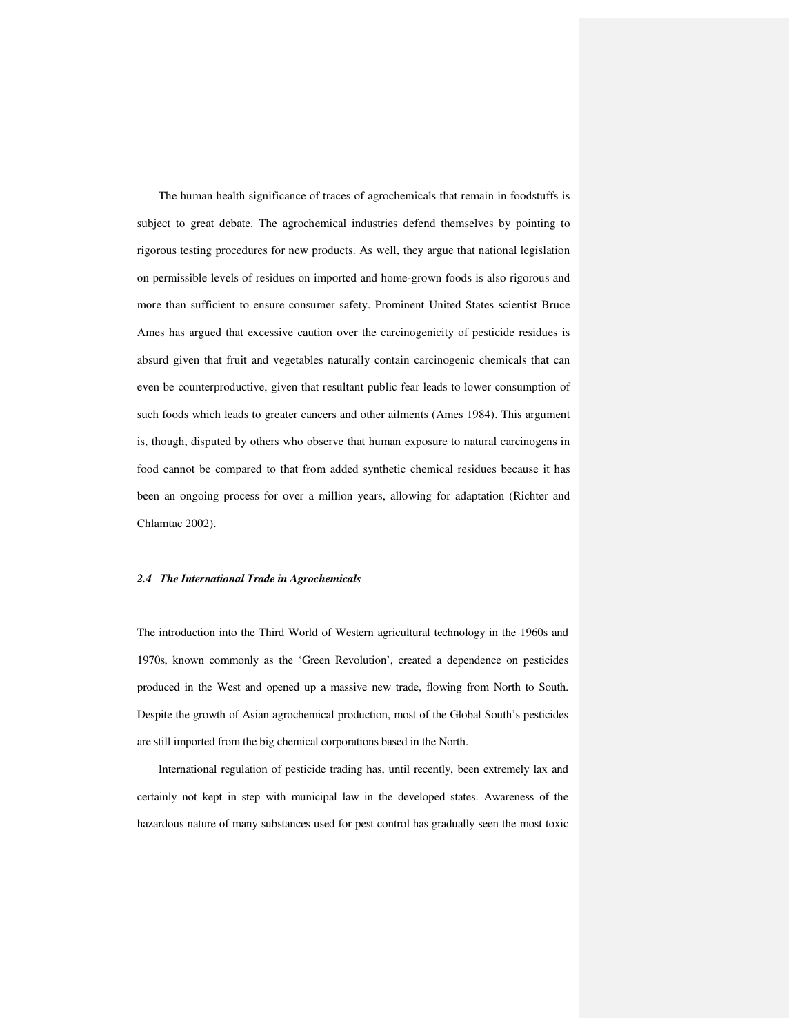The human health significance of traces of agrochemicals that remain in foodstuffs is subject to great debate. The agrochemical industries defend themselves by pointing to rigorous testing procedures for new products. As well, they argue that national legislation on permissible levels of residues on imported and home-grown foods is also rigorous and more than sufficient to ensure consumer safety. Prominent United States scientist Bruce Ames has argued that excessive caution over the carcinogenicity of pesticide residues is absurd given that fruit and vegetables naturally contain carcinogenic chemicals that can even be counterproductive, given that resultant public fear leads to lower consumption of such foods which leads to greater cancers and other ailments (Ames 1984). This argument is, though, disputed by others who observe that human exposure to natural carcinogens in food cannot be compared to that from added synthetic chemical residues because it has been an ongoing process for over a million years, allowing for adaptation (Richter and Chlamtac 2002).

### *2.4 The International Trade in Agrochemicals*

The introduction into the Third World of Western agricultural technology in the 1960s and 1970s, known commonly as the 'Green Revolution', created a dependence on pesticides produced in the West and opened up a massive new trade, flowing from North to South. Despite the growth of Asian agrochemical production, most of the Global South's pesticides are still imported from the big chemical corporations based in the North.

International regulation of pesticide trading has, until recently, been extremely lax and certainly not kept in step with municipal law in the developed states. Awareness of the hazardous nature of many substances used for pest control has gradually seen the most toxic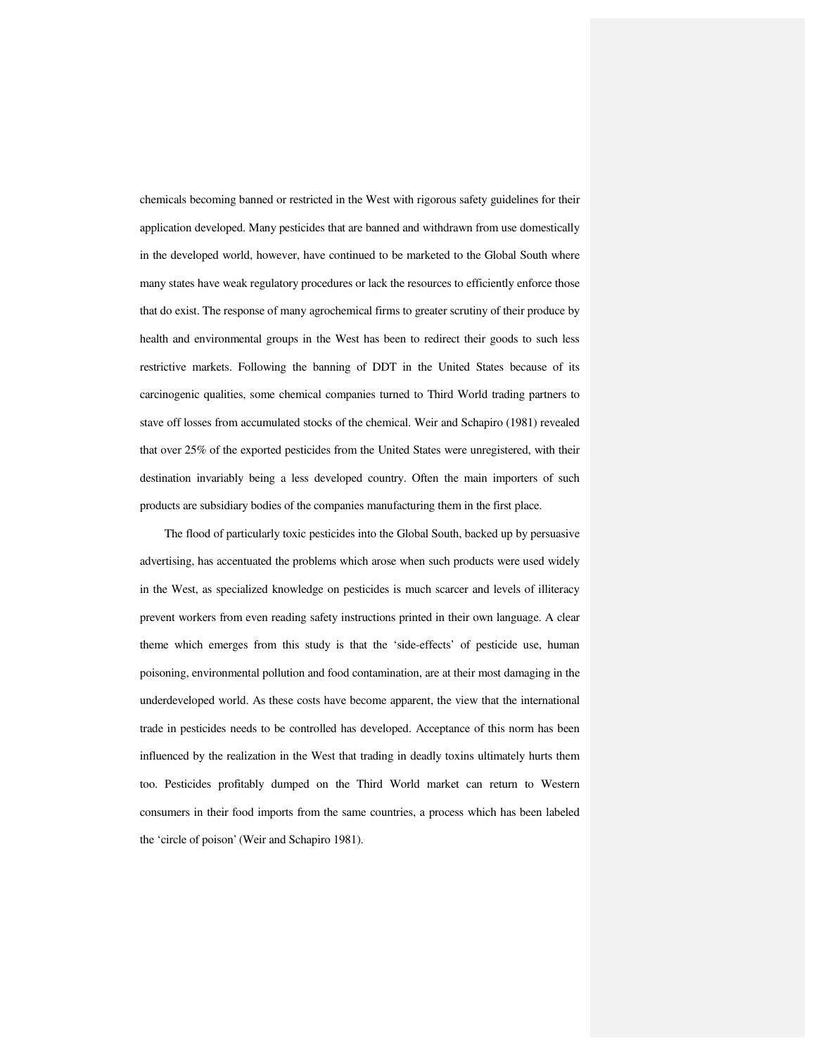chemicals becoming banned or restricted in the West with rigorous safety guidelines for their application developed. Many pesticides that are banned and withdrawn from use domestically in the developed world, however, have continued to be marketed to the Global South where many states have weak regulatory procedures or lack the resources to efficiently enforce those that do exist. The response of many agrochemical firms to greater scrutiny of their produce by health and environmental groups in the West has been to redirect their goods to such less restrictive markets. Following the banning of DDT in the United States because of its carcinogenic qualities, some chemical companies turned to Third World trading partners to stave off losses from accumulated stocks of the chemical. Weir and Schapiro (1981) revealed that over 25% of the exported pesticides from the United States were unregistered, with their destination invariably being a less developed country. Often the main importers of such products are subsidiary bodies of the companies manufacturing them in the first place.

The flood of particularly toxic pesticides into the Global South, backed up by persuasive advertising, has accentuated the problems which arose when such products were used widely in the West, as specialized knowledge on pesticides is much scarcer and levels of illiteracy prevent workers from even reading safety instructions printed in their own language. A clear theme which emerges from this study is that the 'side-effects' of pesticide use, human poisoning, environmental pollution and food contamination, are at their most damaging in the underdeveloped world. As these costs have become apparent, the view that the international trade in pesticides needs to be controlled has developed. Acceptance of this norm has been influenced by the realization in the West that trading in deadly toxins ultimately hurts them too. Pesticides profitably dumped on the Third World market can return to Western consumers in their food imports from the same countries, a process which has been labeled the 'circle of poison' (Weir and Schapiro 1981).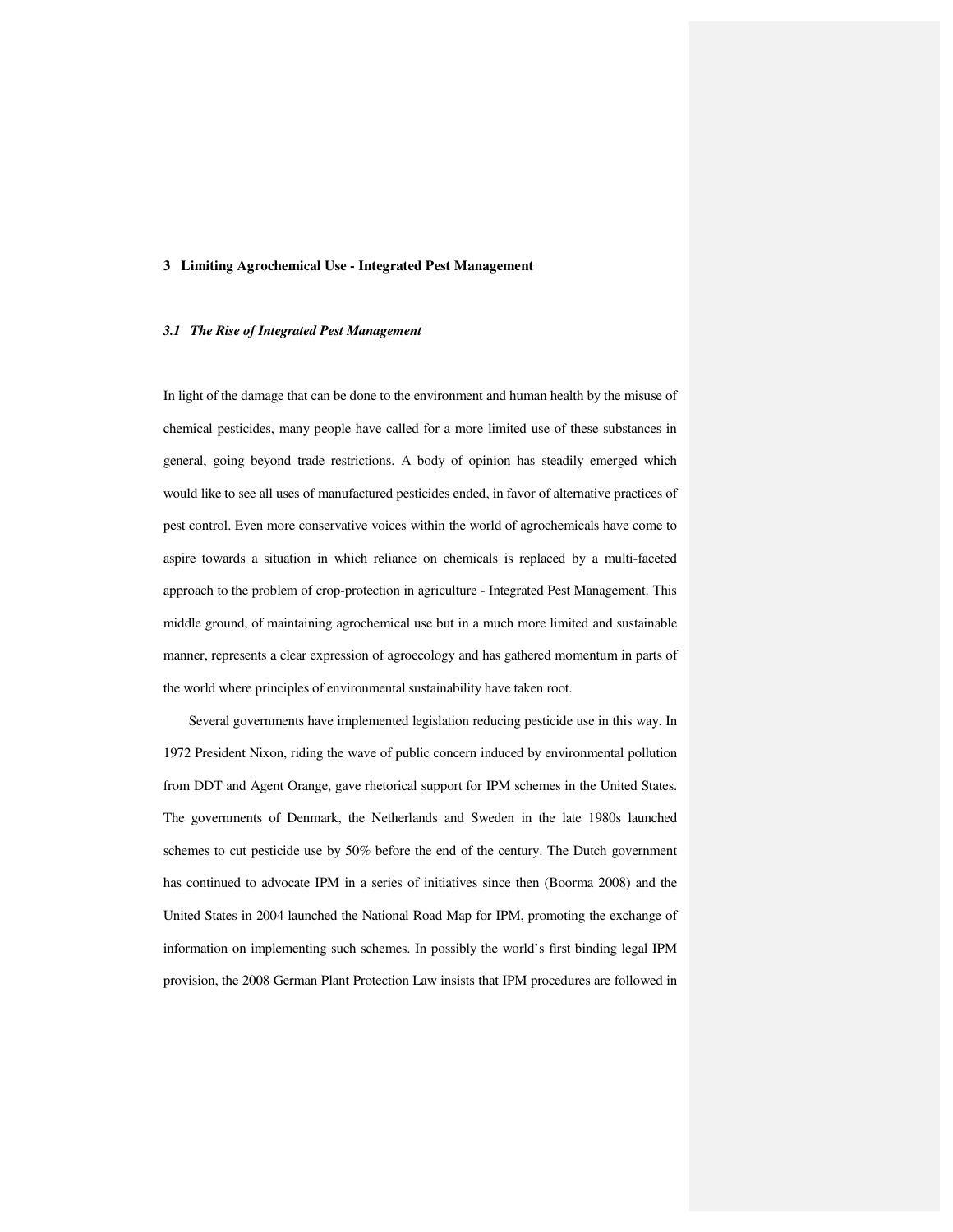# 3 Limiting Agrochemical Use - Integrated Pest Management

## *3.1 The Rise of Integrated Pest Management*

In light of the damage that can be done to the environment and human health by the misuse of chemical pesticides, many people have called for a more limited use of these substances in general, going beyond trade restrictions. A body of opinion has steadily emerged which would like to see all uses of manufactured pesticides ended, in favor of alternative practices of pest control. Even more conservative voices within the world of agrochemicals have come to aspire towards a situation in which reliance on chemicals is replaced by a multi-faceted approach to the problem of crop-protection in agriculture - Integrated Pest Management. This middle ground, of maintaining agrochemical use but in a much more limited and sustainable manner, represents a clear expression of agroecology and has gathered momentum in parts of the world where principles of environmental sustainability have taken root.

Several governments have implemented legislation reducing pesticide use in this way. In 1972 President Nixon, riding the wave of public concern induced by environmental pollution from DDT and Agent Orange, gave rhetorical support for IPM schemes in the United States. The governments of Denmark, the Netherlands and Sweden in the late 1980s launched schemes to cut pesticide use by 50% before the end of the century. The Dutch government has continued to advocate IPM in a series of initiatives since then (Boorma 2008) and the United States in 2004 launched the National Road Map for IPM, promoting the exchange of information on implementing such schemes. In possibly the world's first binding legal IPM provision, the 2008 German Plant Protection Law insists that IPM procedures are followed in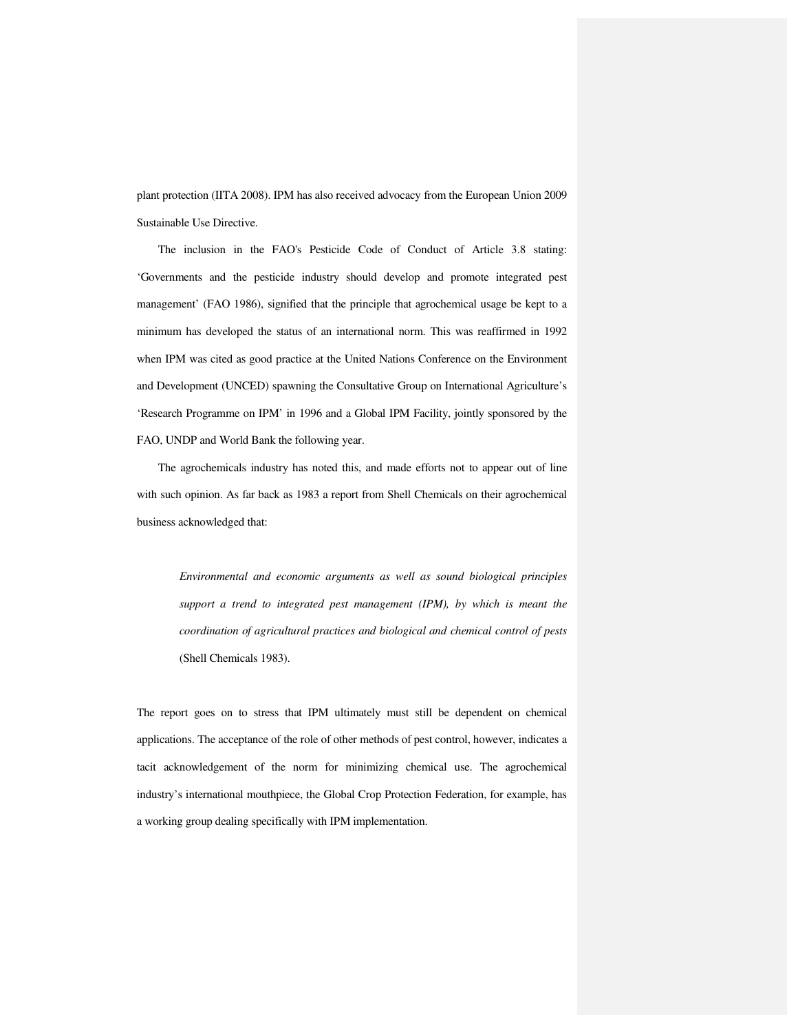plant protection (IITA 2008). IPM has also received advocacy from the European Union 2009 Sustainable Use Directive.

The inclusion in the FAO's Pesticide Code of Conduct of Article 3.8 stating: 'Governments and the pesticide industry should develop and promote integrated pest management' (FAO 1986), signified that the principle that agrochemical usage be kept to a minimum has developed the status of an international norm. This was reaffirmed in 1992 when IPM was cited as good practice at the United Nations Conference on the Environment and Development (UNCED) spawning the Consultative Group on International Agriculture's 'Research Programme on IPM' in 1996 and a Global IPM Facility, jointly sponsored by the FAO, UNDP and World Bank the following year.

The agrochemicals industry has noted this, and made efforts not to appear out of line with such opinion. As far back as 1983 a report from Shell Chemicals on their agrochemical business acknowledged that:

> *Environmental and economic arguments as well as sound biological principles support a trend to integrated pest management (IPM), by which is meant the coordination of agricultural practices and biological and chemical control of pests* (Shell Chemicals 1983).

The report goes on to stress that IPM ultimately must still be dependent on chemical applications. The acceptance of the role of other methods of pest control, however, indicates a tacit acknowledgement of the norm for minimizing chemical use. The agrochemical industry's international mouthpiece, the Global Crop Protection Federation, for example, has a working group dealing specifically with IPM implementation.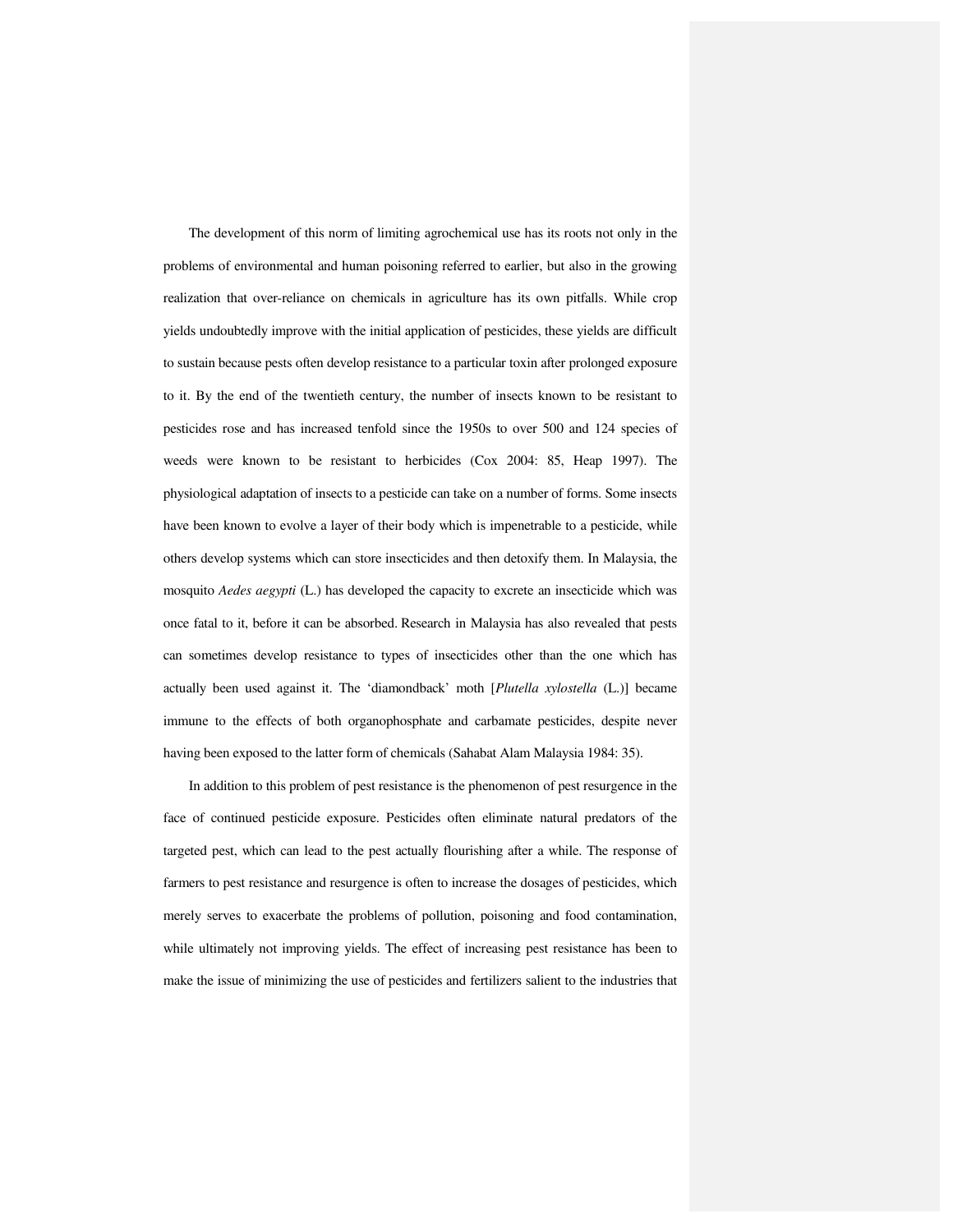The development of this norm of limiting agrochemical use has its roots not only in the problems of environmental and human poisoning referred to earlier, but also in the growing realization that over-reliance on chemicals in agriculture has its own pitfalls. While crop yields undoubtedly improve with the initial application of pesticides, these yields are difficult to sustain because pests often develop resistance to a particular toxin after prolonged exposure to it. By the end of the twentieth century, the number of insects known to be resistant to pesticides rose and has increased tenfold since the 1950s to over 500 and 124 species of weeds were known to be resistant to herbicides (Cox 2004: 85, Heap 1997). The physiological adaptation of insects to a pesticide can take on a number of forms. Some insects have been known to evolve a layer of their body which is impenetrable to a pesticide, while others develop systems which can store insecticides and then detoxify them. In Malaysia, the mosquito *Aedes aegypti* (L.) has developed the capacity to excrete an insecticide which was once fatal to it, before it can be absorbed. Research in Malaysia has also revealed that pests can sometimes develop resistance to types of insecticides other than the one which has actually been used against it. The 'diamondback' moth [*Plutella xylostella* (L.)] became immune to the effects of both organophosphate and carbamate pesticides, despite never having been exposed to the latter form of chemicals (Sahabat Alam Malaysia 1984: 35).

In addition to this problem of pest resistance is the phenomenon of pest resurgence in the face of continued pesticide exposure. Pesticides often eliminate natural predators of the targeted pest, which can lead to the pest actually flourishing after a while. The response of farmers to pest resistance and resurgence is often to increase the dosages of pesticides, which merely serves to exacerbate the problems of pollution, poisoning and food contamination, while ultimately not improving yields. The effect of increasing pest resistance has been to make the issue of minimizing the use of pesticides and fertilizers salient to the industries that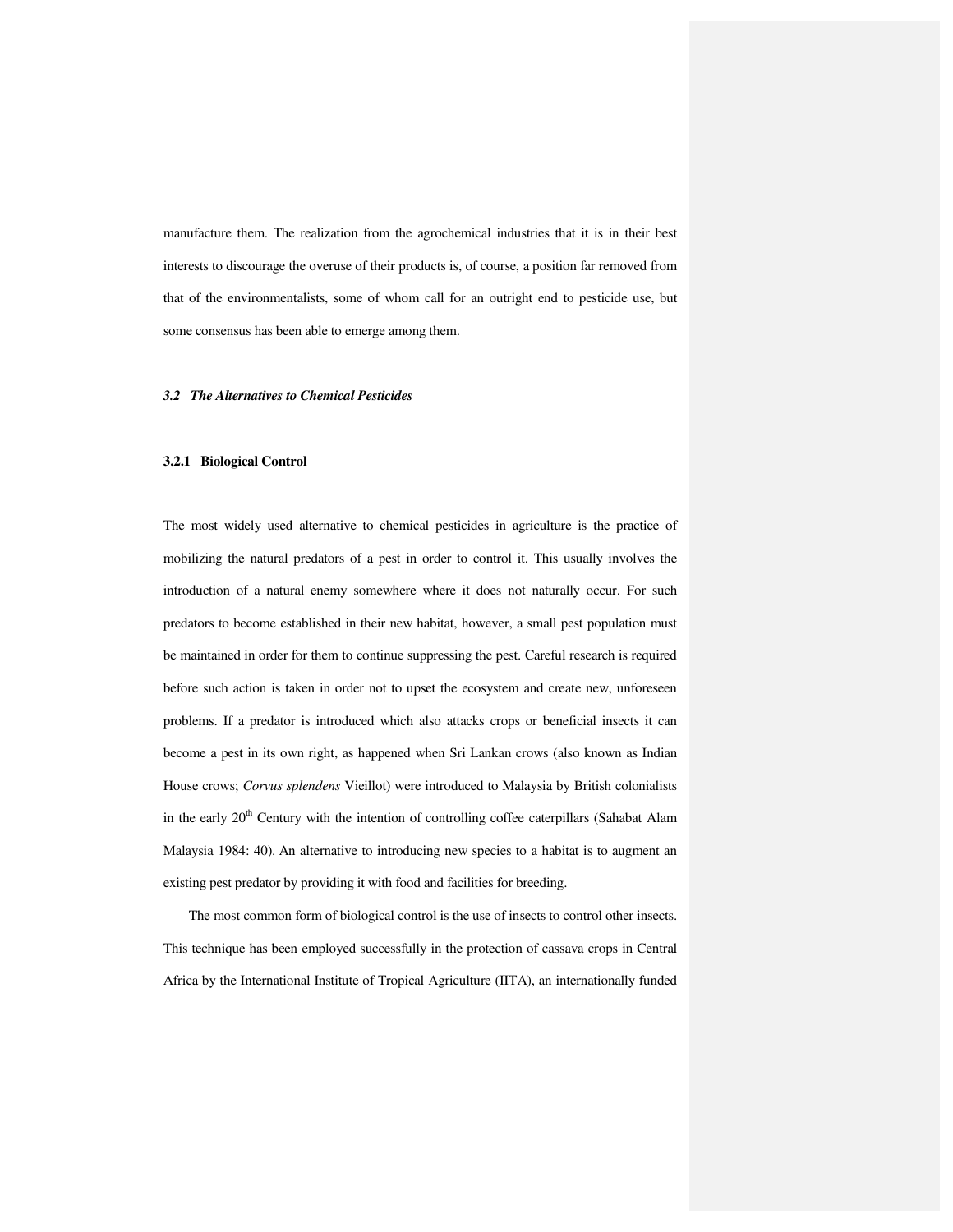manufacture them. The realization from the agrochemical industries that it is in their best interests to discourage the overuse of their products is, of course, a position far removed from that of the environmentalists, some of whom call for an outright end to pesticide use, but some consensus has been able to emerge among them.

## *3.2 The Alternatives to Chemical Pesticides*

### 3.2.1 Biological Control

The most widely used alternative to chemical pesticides in agriculture is the practice of mobilizing the natural predators of a pest in order to control it. This usually involves the introduction of a natural enemy somewhere where it does not naturally occur. For such predators to become established in their new habitat, however, a small pest population must be maintained in order for them to continue suppressing the pest. Careful research is required before such action is taken in order not to upset the ecosystem and create new, unforeseen problems. If a predator is introduced which also attacks crops or beneficial insects it can become a pest in its own right, as happened when Sri Lankan crows (also known as Indian House crows; *Corvus splendens* Vieillot) were introduced to Malaysia by British colonialists in the early 20th Century with the intention of controlling coffee caterpillars (Sahabat Alam Malaysia 1984: 40). An alternative to introducing new species to a habitat is to augment an existing pest predator by providing it with food and facilities for breeding.

The most common form of biological control is the use of insects to control other insects. This technique has been employed successfully in the protection of cassava crops in Central Africa by the International Institute of Tropical Agriculture (IITA), an internationally funded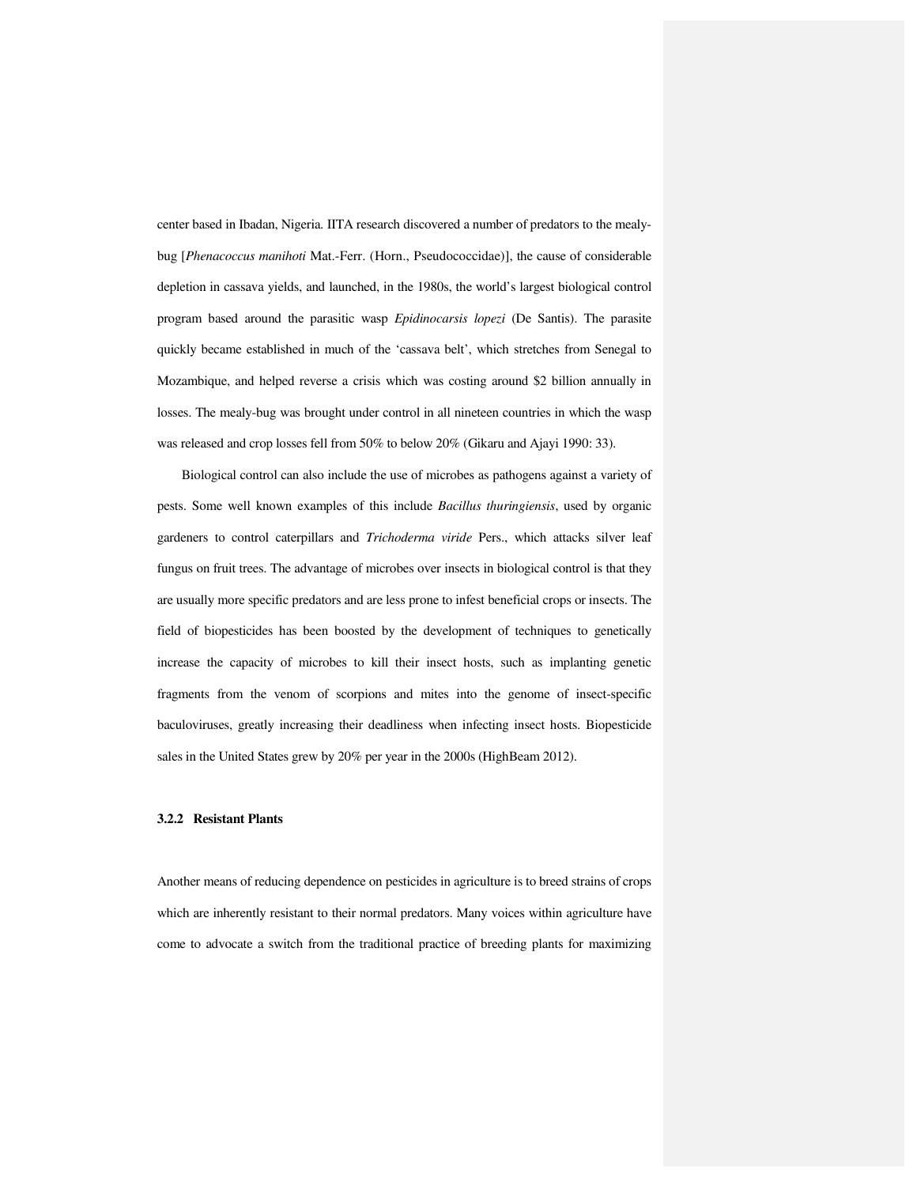center based in Ibadan, Nigeria. IITA research discovered a number of predators to the mealy-bug [*Phenacoccus manihoti* Mat.-Ferr. (Horn., Pseudococcidae)], the cause of considerable depletion in cassava yields, and launched, in the 1980s, the world's largest biological control program based around the parasitic wasp *Epidinocarsis lopezi* (De Santis). The parasite quickly became established in much of the 'cassava belt', which stretches from Senegal to Mozambique, and helped reverse a crisis which was costing around $2 billion annually in losses. The mealy-bug was brought under control in all nineteen countries in which the wasp was released and crop losses fell from 50% to below 20% (Gikaru and Ajayi 1990: 33).

Biological control can also include the use of microbes as pathogens against a variety of pests. Some well known examples of this include *Bacillus thuringiensis*, used by organic gardeners to control caterpillars and *Trichoderma viride* Pers., which attacks silver leaf fungus on fruit trees. The advantage of microbes over insects in biological control is that they are usually more specific predators and are less prone to infest beneficial crops or insects. The field of biopesticides has been boosted by the development of techniques to genetically increase the capacity of microbes to kill their insect hosts, such as implanting genetic fragments from the venom of scorpions and mites into the genome of insect-specific baculoviruses, greatly increasing their deadliness when infecting insect hosts. Biopesticide sales in the United States grew by 20% per year in the 2000s (HighBeam 2012).

### 3.2.2 Resistant Plants

Another means of reducing dependence on pesticides in agriculture is to breed strains of crops which are inherently resistant to their normal predators. Many voices within agriculture have come to advocate a switch from the traditional practice of breeding plants for maximizing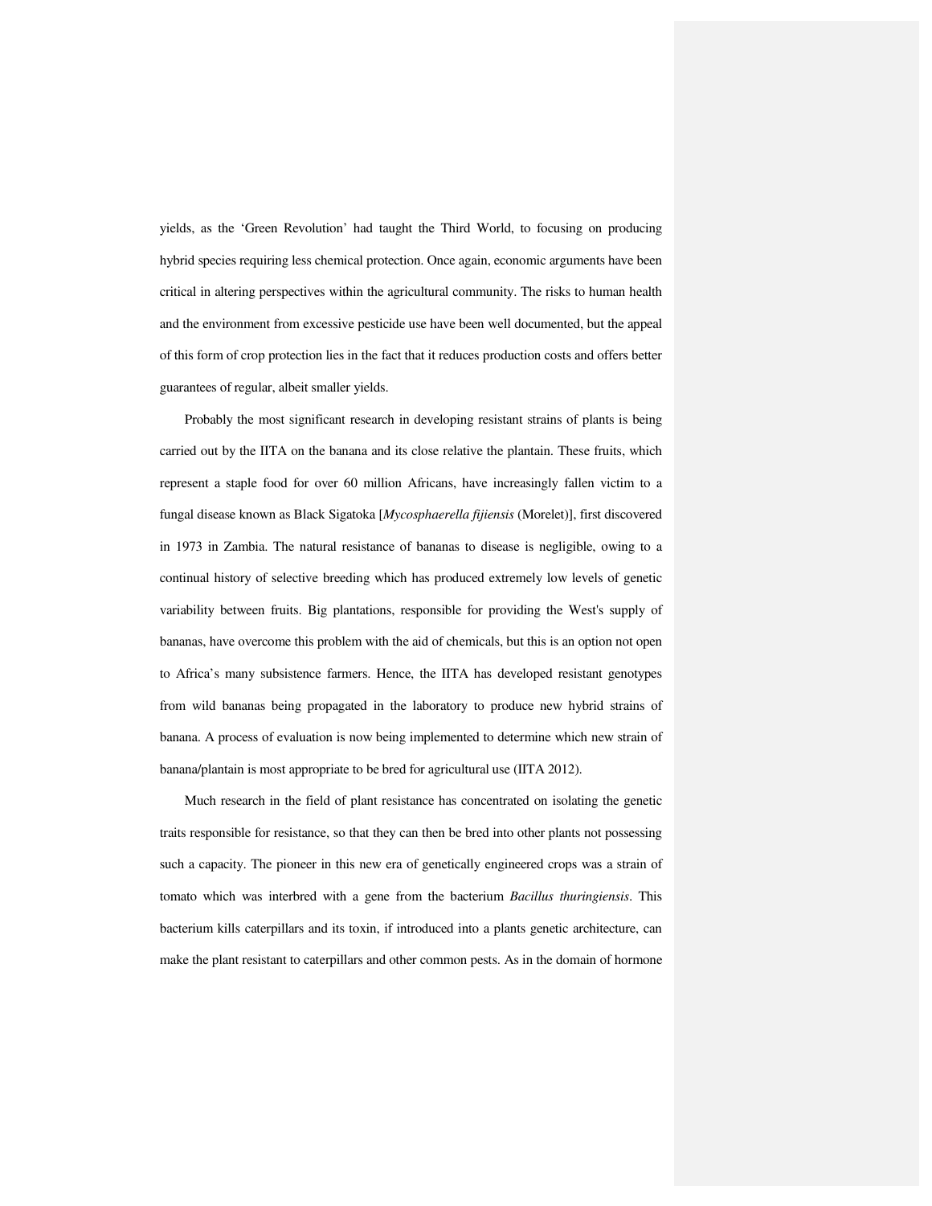yields, as the 'Green Revolution' had taught the Third World, to focusing on producing hybrid species requiring less chemical protection. Once again, economic arguments have been critical in altering perspectives within the agricultural community. The risks to human health and the environment from excessive pesticide use have been well documented, but the appeal of this form of crop protection lies in the fact that it reduces production costs and offers better guarantees of regular, albeit smaller yields.

Probably the most significant research in developing resistant strains of plants is being carried out by the IITA on the banana and its close relative the plantain. These fruits, which represent a staple food for over 60 million Africans, have increasingly fallen victim to a fungal disease known as Black Sigatoka [*Mycosphaerella fijiensis* (Morelet)], first discovered in 1973 in Zambia. The natural resistance of bananas to disease is negligible, owing to a continual history of selective breeding which has produced extremely low levels of genetic variability between fruits. Big plantations, responsible for providing the West's supply of bananas, have overcome this problem with the aid of chemicals, but this is an option not open to Africa's many subsistence farmers. Hence, the IITA has developed resistant genotypes from wild bananas being propagated in the laboratory to produce new hybrid strains of banana. A process of evaluation is now being implemented to determine which new strain of banana/plantain is most appropriate to be bred for agricultural use (IITA 2012).

Much research in the field of plant resistance has concentrated on isolating the genetic traits responsible for resistance, so that they can then be bred into other plants not possessing such a capacity. The pioneer in this new era of genetically engineered crops was a strain of tomato which was interbred with a gene from the bacterium *Bacillus thuringiensis*. This bacterium kills caterpillars and its toxin, if introduced into a plants genetic architecture, can make the plant resistant to caterpillars and other common pests. As in the domain of hormone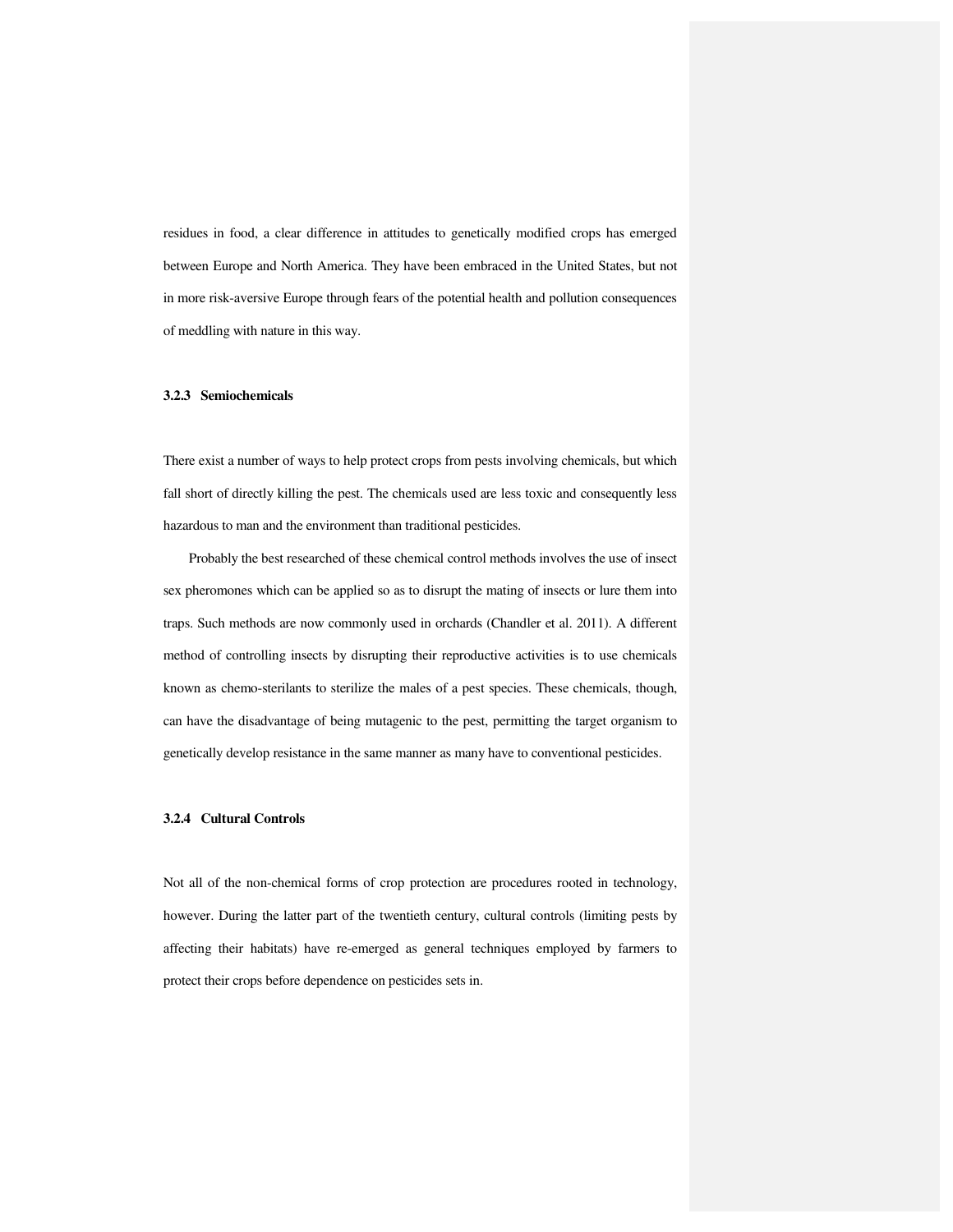residues in food, a clear difference in attitudes to genetically modified crops has emerged between Europe and North America. They have been embraced in the United States, but not in more risk-aversive Europe through fears of the potential health and pollution consequences of meddling with nature in this way.

### 3.2.3 Semiochemicals

There exist a number of ways to help protect crops from pests involving chemicals, but which fall short of directly killing the pest. The chemicals used are less toxic and consequently less hazardous to man and the environment than traditional pesticides.

Probably the best researched of these chemical control methods involves the use of insect sex pheromones which can be applied so as to disrupt the mating of insects or lure them into traps. Such methods are now commonly used in orchards (Chandler et al. 2011). A different method of controlling insects by disrupting their reproductive activities is to use chemicals known as chemo-sterilants to sterilize the males of a pest species. These chemicals, though, can have the disadvantage of being mutagenic to the pest, permitting the target organism to genetically develop resistance in the same manner as many have to conventional pesticides.

### 3.2.4 Cultural Controls

Not all of the non-chemical forms of crop protection are procedures rooted in technology, however. During the latter part of the twentieth century, cultural controls (limiting pests by affecting their habitats) have re-emerged as general techniques employed by farmers to protect their crops before dependence on pesticides sets in.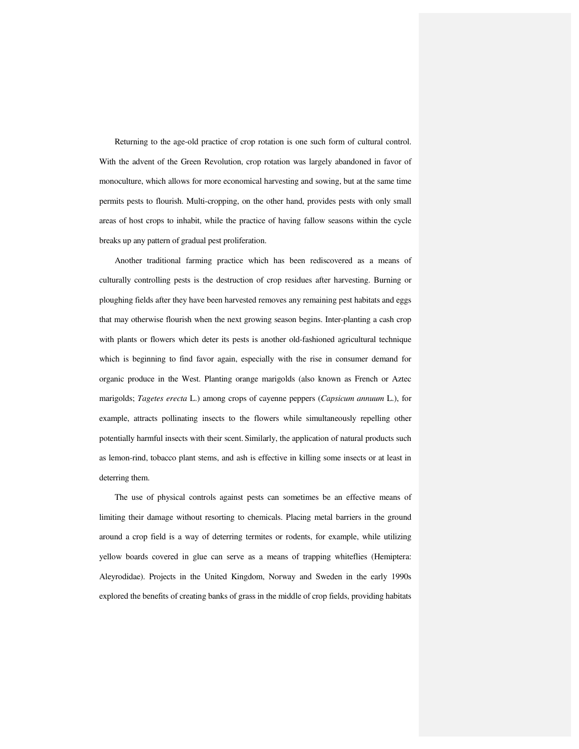Returning to the age-old practice of crop rotation is one such form of cultural control. With the advent of the Green Revolution, crop rotation was largely abandoned in favor of monoculture, which allows for more economical harvesting and sowing, but at the same time permits pests to flourish. Multi-cropping, on the other hand, provides pests with only small areas of host crops to inhabit, while the practice of having fallow seasons within the cycle breaks up any pattern of gradual pest proliferation.

Another traditional farming practice which has been rediscovered as a means of culturally controlling pests is the destruction of crop residues after harvesting. Burning or ploughing fields after they have been harvested removes any remaining pest habitats and eggs that may otherwise flourish when the next growing season begins. Inter-planting a cash crop with plants or flowers which deter its pests is another old-fashioned agricultural technique which is beginning to find favor again, especially with the rise in consumer demand for organic produce in the West. Planting orange marigolds (also known as French or Aztec marigolds; *Tagetes erecta* L.) among crops of cayenne peppers (*Capsicum annuum* L.), for example, attracts pollinating insects to the flowers while simultaneously repelling other potentially harmful insects with their scent. Similarly, the application of natural products such as lemon-rind, tobacco plant stems, and ash is effective in killing some insects or at least in deterring them.

The use of physical controls against pests can sometimes be an effective means of limiting their damage without resorting to chemicals. Placing metal barriers in the ground around a crop field is a way of deterring termites or rodents, for example, while utilizing yellow boards covered in glue can serve as a means of trapping whiteflies (Hemiptera: Aleyrodidae). Projects in the United Kingdom, Norway and Sweden in the early 1990s explored the benefits of creating banks of grass in the middle of crop fields, providing habitats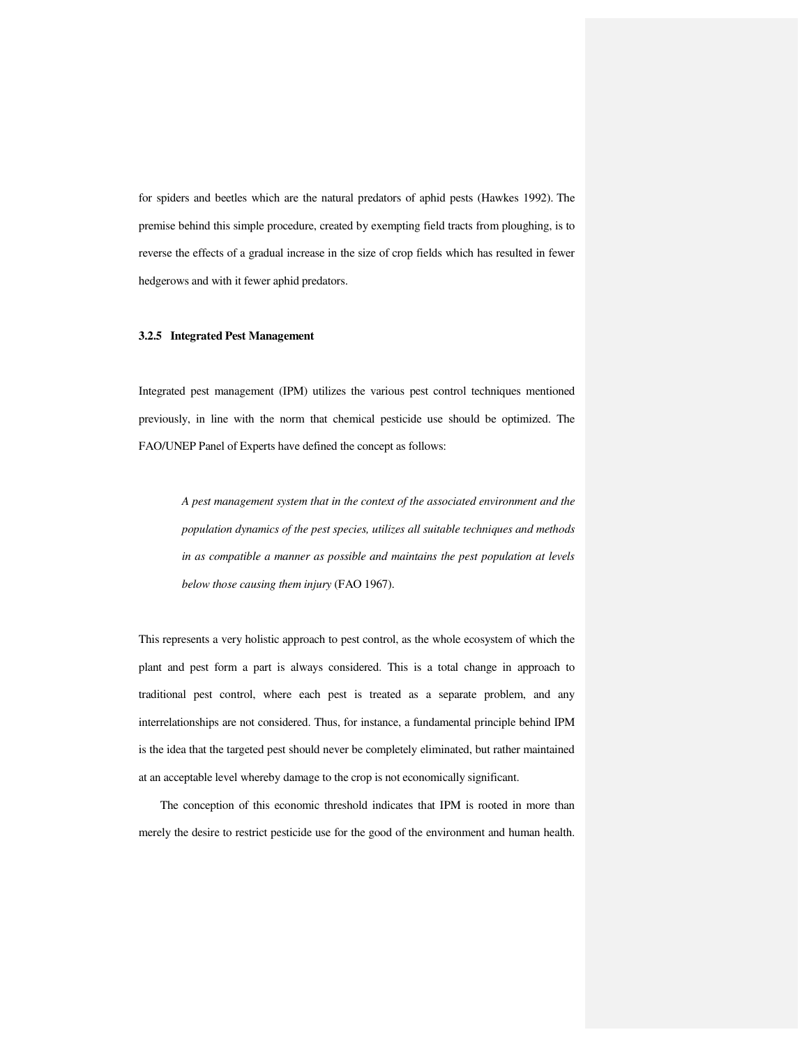for spiders and beetles which are the natural predators of aphid pests (Hawkes 1992). The premise behind this simple procedure, created by exempting field tracts from ploughing, is to reverse the effects of a gradual increase in the size of crop fields which has resulted in fewer hedgerows and with it fewer aphid predators.

### 3.2.5 Integrated Pest Management

Integrated pest management (IPM) utilizes the various pest control techniques mentioned previously, in line with the norm that chemical pesticide use should be optimized. The FAO/UNEP Panel of Experts have defined the concept as follows:

> *A pest management system that in the context of the associated environment and the population dynamics of the pest species, utilizes all suitable techniques and methods in as compatible a manner as possible and maintains the pest population at levels below those causing them injury* (FAO 1967).

This represents a very holistic approach to pest control, as the whole ecosystem of which the plant and pest form a part is always considered. This is a total change in approach to traditional pest control, where each pest is treated as a separate problem, and any interrelationships are not considered. Thus, for instance, a fundamental principle behind IPM is the idea that the targeted pest should never be completely eliminated, but rather maintained at an acceptable level whereby damage to the crop is not economically significant.

The conception of this economic threshold indicates that IPM is rooted in more than merely the desire to restrict pesticide use for the good of the environment and human health.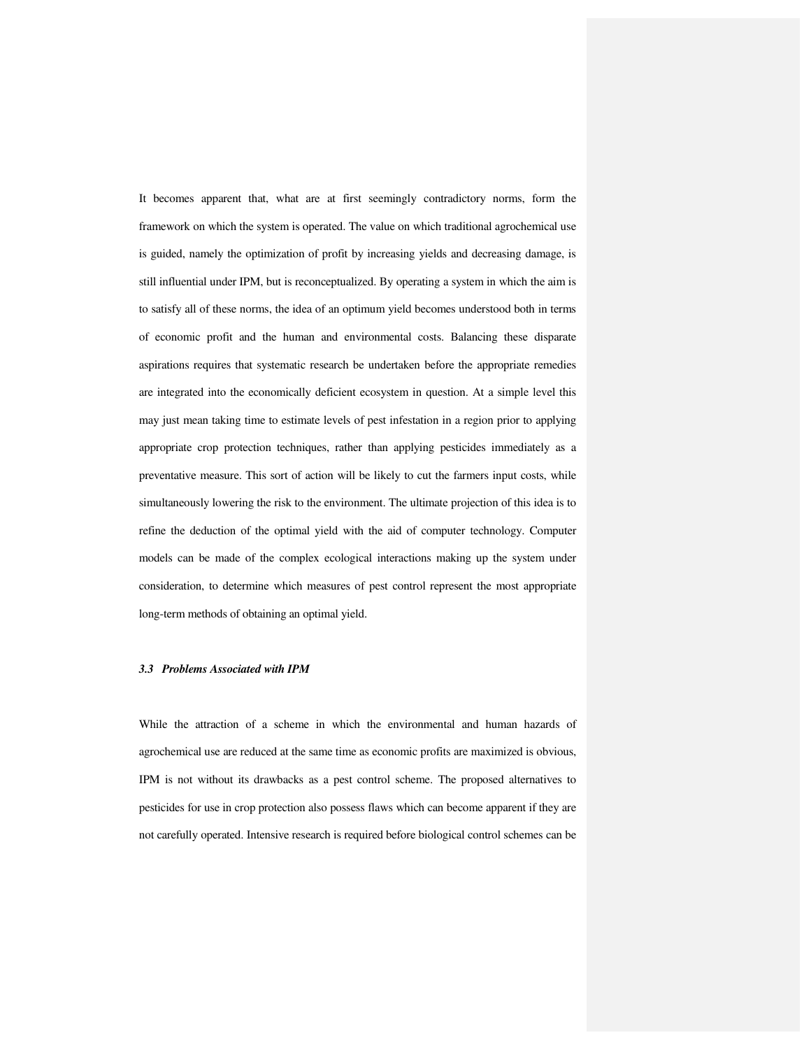It becomes apparent that, what are at first seemingly contradictory norms, form the framework on which the system is operated. The value on which traditional agrochemical use is guided, namely the optimization of profit by increasing yields and decreasing damage, is still influential under IPM, but is reconceptualized. By operating a system in which the aim is to satisfy all of these norms, the idea of an optimum yield becomes understood both in terms of economic profit and the human and environmental costs. Balancing these disparate aspirations requires that systematic research be undertaken before the appropriate remedies are integrated into the economically deficient ecosystem in question. At a simple level this may just mean taking time to estimate levels of pest infestation in a region prior to applying appropriate crop protection techniques, rather than applying pesticides immediately as a preventative measure. This sort of action will be likely to cut the farmers input costs, while simultaneously lowering the risk to the environment. The ultimate projection of this idea is to refine the deduction of the optimal yield with the aid of computer technology. Computer models can be made of the complex ecological interactions making up the system under consideration, to determine which measures of pest control represent the most appropriate long-term methods of obtaining an optimal yield.

### *3.3 Problems Associated with IPM*

While the attraction of a scheme in which the environmental and human hazards of agrochemical use are reduced at the same time as economic profits are maximized is obvious, IPM is not without its drawbacks as a pest control scheme. The proposed alternatives to pesticides for use in crop protection also possess flaws which can become apparent if they are not carefully operated. Intensive research is required before biological control schemes can be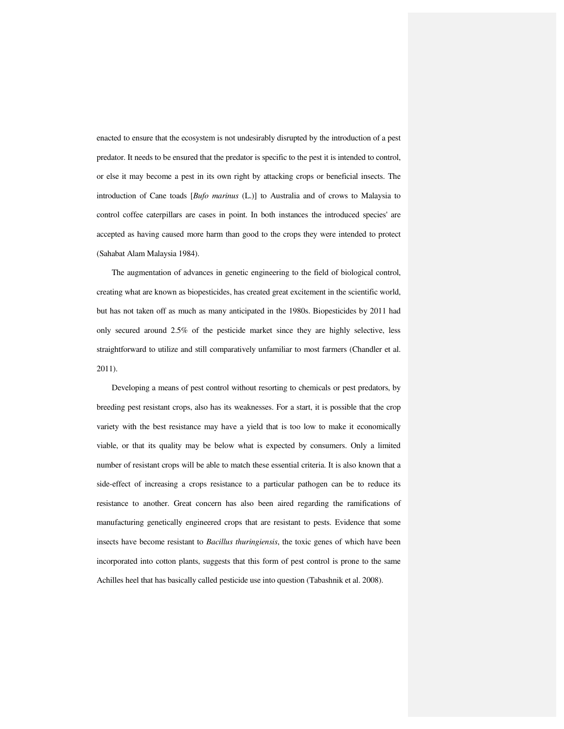enacted to ensure that the ecosystem is not undesirably disrupted by the introduction of a pest predator. It needs to be ensured that the predator is specific to the pest it is intended to control, or else it may become a pest in its own right by attacking crops or beneficial insects. The introduction of Cane toads [*Bufo marinus* (L.)] to Australia and of crows to Malaysia to control coffee caterpillars are cases in point. In both instances the introduced species' are accepted as having caused more harm than good to the crops they were intended to protect (Sahabat Alam Malaysia 1984).

The augmentation of advances in genetic engineering to the field of biological control, creating what are known as biopesticides, has created great excitement in the scientific world, but has not taken off as much as many anticipated in the 1980s. Biopesticides by 2011 had only secured around 2.5% of the pesticide market since they are highly selective, less straightforward to utilize and still comparatively unfamiliar to most farmers (Chandler et al. 2011).

Developing a means of pest control without resorting to chemicals or pest predators, by breeding pest resistant crops, also has its weaknesses. For a start, it is possible that the crop variety with the best resistance may have a yield that is too low to make it economically viable, or that its quality may be below what is expected by consumers. Only a limited number of resistant crops will be able to match these essential criteria. It is also known that a side-effect of increasing a crops resistance to a particular pathogen can be to reduce its resistance to another. Great concern has also been aired regarding the ramifications of manufacturing genetically engineered crops that are resistant to pests. Evidence that some insects have become resistant to *Bacillus thuringiensis*, the toxic genes of which have been incorporated into cotton plants, suggests that this form of pest control is prone to the same Achilles heel that has basically called pesticide use into question (Tabashnik et al. 2008).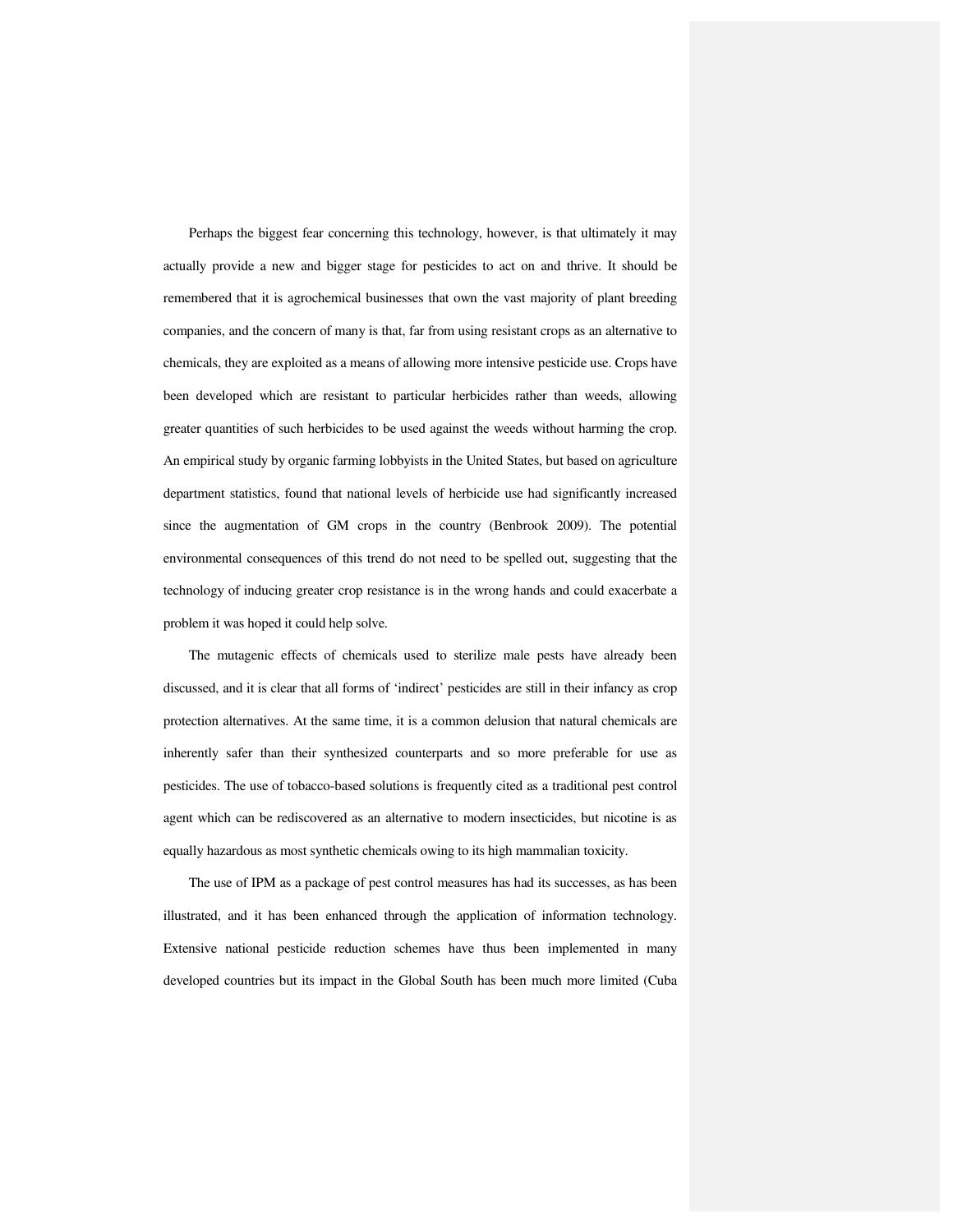Perhaps the biggest fear concerning this technology, however, is that ultimately it may actually provide a new and bigger stage for pesticides to act on and thrive. It should be remembered that it is agrochemical businesses that own the vast majority of plant breeding companies, and the concern of many is that, far from using resistant crops as an alternative to chemicals, they are exploited as a means of allowing more intensive pesticide use. Crops have been developed which are resistant to particular herbicides rather than weeds, allowing greater quantities of such herbicides to be used against the weeds without harming the crop. An empirical study by organic farming lobbyists in the United States, but based on agriculture department statistics, found that national levels of herbicide use had significantly increased since the augmentation of GM crops in the country (Benbrook 2009). The potential environmental consequences of this trend do not need to be spelled out, suggesting that the technology of inducing greater crop resistance is in the wrong hands and could exacerbate a problem it was hoped it could help solve.

The mutagenic effects of chemicals used to sterilize male pests have already been discussed, and it is clear that all forms of 'indirect' pesticides are still in their infancy as crop protection alternatives. At the same time, it is a common delusion that natural chemicals are inherently safer than their synthesized counterparts and so more preferable for use as pesticides. The use of tobacco-based solutions is frequently cited as a traditional pest control agent which can be rediscovered as an alternative to modern insecticides, but nicotine is as equally hazardous as most synthetic chemicals owing to its high mammalian toxicity.

The use of IPM as a package of pest control measures has had its successes, as has been illustrated, and it has been enhanced through the application of information technology. Extensive national pesticide reduction schemes have thus been implemented in many developed countries but its impact in the Global South has been much more limited (Cuba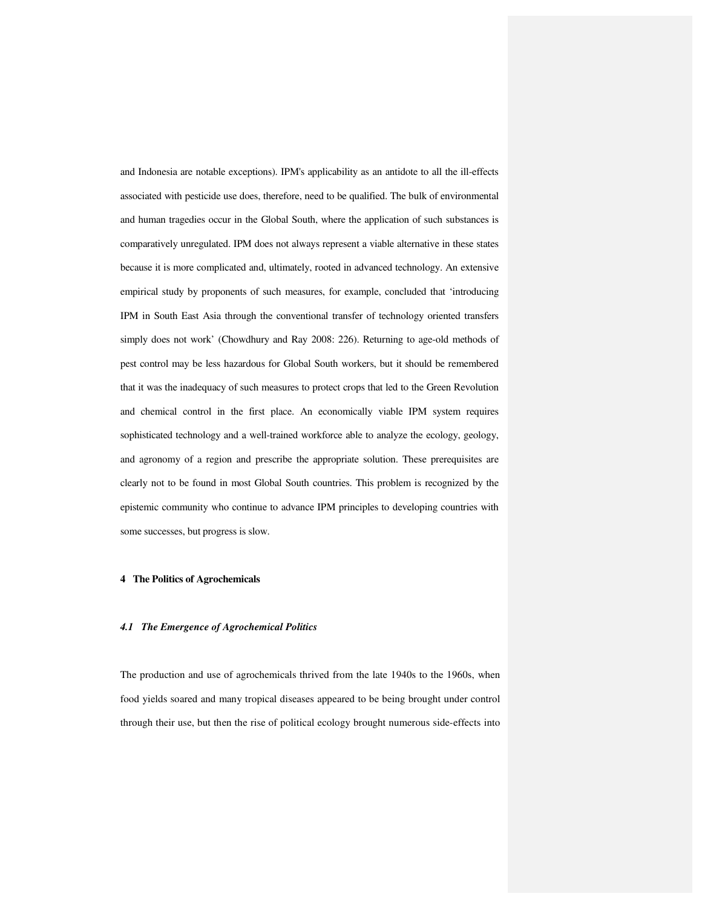and Indonesia are notable exceptions). IPM's applicability as an antidote to all the ill-effects associated with pesticide use does, therefore, need to be qualified. The bulk of environmental and human tragedies occur in the Global South, where the application of such substances is comparatively unregulated. IPM does not always represent a viable alternative in these states because it is more complicated and, ultimately, rooted in advanced technology. An extensive empirical study by proponents of such measures, for example, concluded that 'introducing IPM in South East Asia through the conventional transfer of technology oriented transfers simply does not work' (Chowdhury and Ray 2008: 226). Returning to age-old methods of pest control may be less hazardous for Global South workers, but it should be remembered that it was the inadequacy of such measures to protect crops that led to the Green Revolution and chemical control in the first place. An economically viable IPM system requires sophisticated technology and a well-trained workforce able to analyze the ecology, geology, and agronomy of a region and prescribe the appropriate solution. These prerequisites are clearly not to be found in most Global South countries. This problem is recognized by the epistemic community who continue to advance IPM principles to developing countries with some successes, but progress is slow.

## 4 The Politics of Agrochemicals

### *4.1 The Emergence of Agrochemical Politics*

The production and use of agrochemicals thrived from the late 1940s to the 1960s, when food yields soared and many tropical diseases appeared to be being brought under control through their use, but then the rise of political ecology brought numerous side-effects into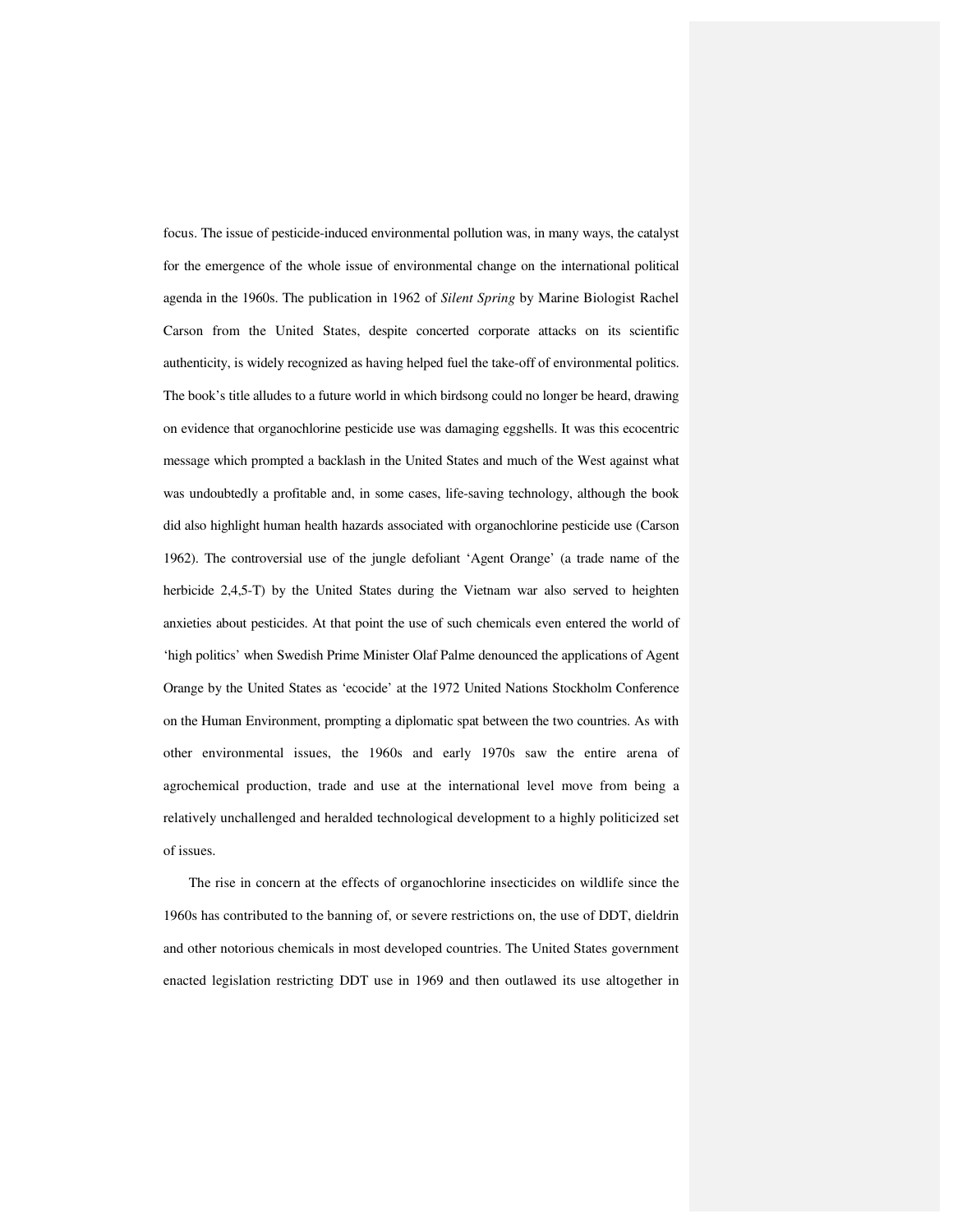focus. The issue of pesticide-induced environmental pollution was, in many ways, the catalyst for the emergence of the whole issue of environmental change on the international political agenda in the 1960s. The publication in 1962 of *Silent Spring* by Marine Biologist Rachel Carson from the United States, despite concerted corporate attacks on its scientific authenticity, is widely recognized as having helped fuel the take-off of environmental politics. The book's title alludes to a future world in which birdsong could no longer be heard, drawing on evidence that organochlorine pesticide use was damaging eggshells. It was this ecocentric message which prompted a backlash in the United States and much of the West against what was undoubtedly a profitable and, in some cases, life-saving technology, although the book did also highlight human health hazards associated with organochlorine pesticide use (Carson 1962). The controversial use of the jungle defoliant 'Agent Orange' (a trade name of the herbicide 2,4,5-T) by the United States during the Vietnam war also served to heighten anxieties about pesticides. At that point the use of such chemicals even entered the world of 'high politics' when Swedish Prime Minister Olaf Palme denounced the applications of Agent Orange by the United States as 'ecocide' at the 1972 United Nations Stockholm Conference on the Human Environment, prompting a diplomatic spat between the two countries. As with other environmental issues, the 1960s and early 1970s saw the entire arena of agrochemical production, trade and use at the international level move from being a relatively unchallenged and heralded technological development to a highly politicized set of issues.

The rise in concern at the effects of organochlorine insecticides on wildlife since the 1960s has contributed to the banning of, or severe restrictions on, the use of DDT, dieldrin and other notorious chemicals in most developed countries. The United States government enacted legislation restricting DDT use in 1969 and then outlawed its use altogether in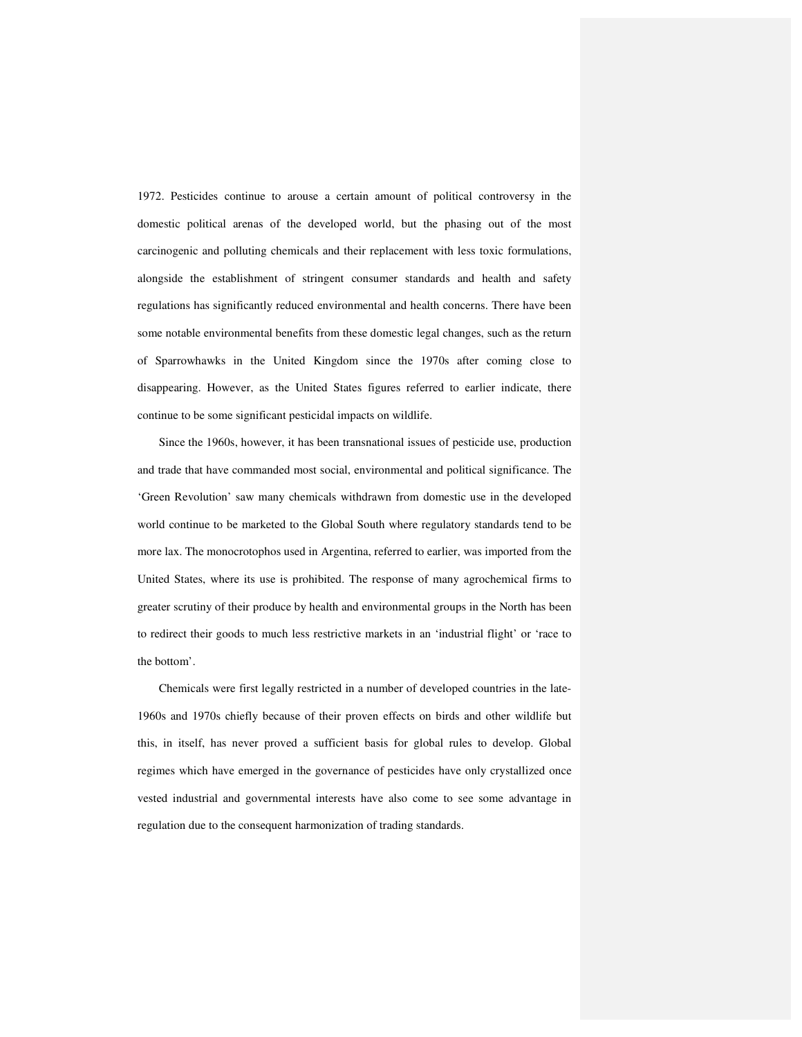1972. Pesticides continue to arouse a certain amount of political controversy in the domestic political arenas of the developed world, but the phasing out of the most carcinogenic and polluting chemicals and their replacement with less toxic formulations, alongside the establishment of stringent consumer standards and health and safety regulations has significantly reduced environmental and health concerns. There have been some notable environmental benefits from these domestic legal changes, such as the return of Sparrowhawks in the United Kingdom since the 1970s after coming close to disappearing. However, as the United States figures referred to earlier indicate, there continue to be some significant pesticidal impacts on wildlife.

Since the 1960s, however, it has been transnational issues of pesticide use, production and trade that have commanded most social, environmental and political significance. The 'Green Revolution' saw many chemicals withdrawn from domestic use in the developed world continue to be marketed to the Global South where regulatory standards tend to be more lax. The monocrotophos used in Argentina, referred to earlier, was imported from the United States, where its use is prohibited. The response of many agrochemical firms to greater scrutiny of their produce by health and environmental groups in the North has been to redirect their goods to much less restrictive markets in an 'industrial flight' or 'race to the bottom'.

Chemicals were first legally restricted in a number of developed countries in the late-1960s and 1970s chiefly because of their proven effects on birds and other wildlife but this, in itself, has never proved a sufficient basis for global rules to develop. Global regimes which have emerged in the governance of pesticides have only crystallized once vested industrial and governmental interests have also come to see some advantage in regulation due to the consequent harmonization of trading standards.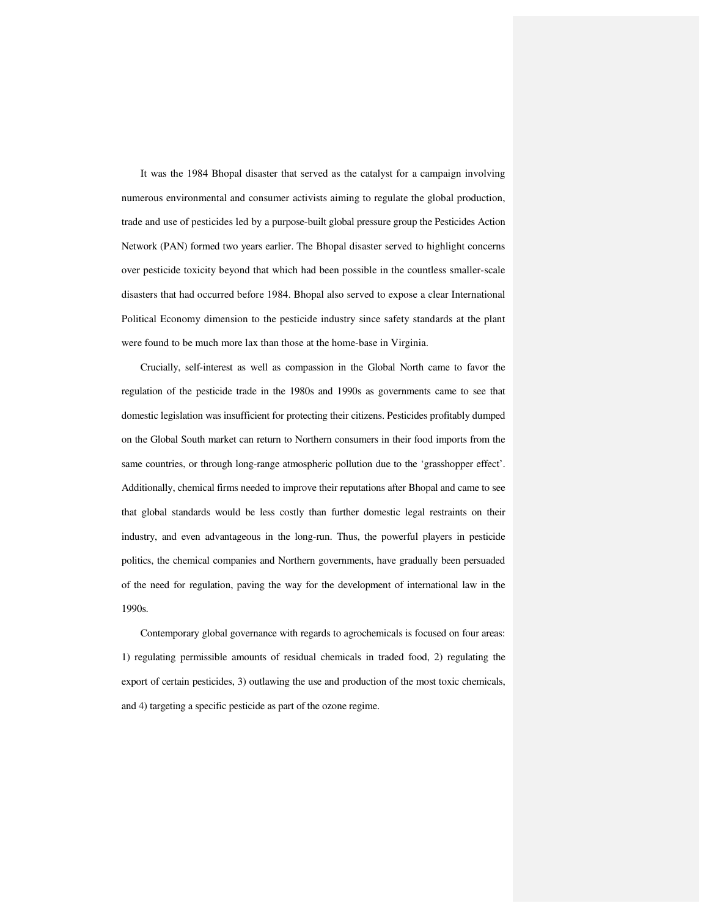It was the 1984 Bhopal disaster that served as the catalyst for a campaign involving numerous environmental and consumer activists aiming to regulate the global production, trade and use of pesticides led by a purpose-built global pressure group the Pesticides Action Network (PAN) formed two years earlier. The Bhopal disaster served to highlight concerns over pesticide toxicity beyond that which had been possible in the countless smaller-scale disasters that had occurred before 1984. Bhopal also served to expose a clear International Political Economy dimension to the pesticide industry since safety standards at the plant were found to be much more lax than those at the home-base in Virginia.

Crucially, self-interest as well as compassion in the Global North came to favor the regulation of the pesticide trade in the 1980s and 1990s as governments came to see that domestic legislation was insufficient for protecting their citizens. Pesticides profitably dumped on the Global South market can return to Northern consumers in their food imports from the same countries, or through long-range atmospheric pollution due to the 'grasshopper effect'. Additionally, chemical firms needed to improve their reputations after Bhopal and came to see that global standards would be less costly than further domestic legal restraints on their industry, and even advantageous in the long-run. Thus, the powerful players in pesticide politics, the chemical companies and Northern governments, have gradually been persuaded of the need for regulation, paving the way for the development of international law in the 1990s.

Contemporary global governance with regards to agrochemicals is focused on four areas: 1) regulating permissible amounts of residual chemicals in traded food, 2) regulating the export of certain pesticides, 3) outlawing the use and production of the most toxic chemicals, and 4) targeting a specific pesticide as part of the ozone regime.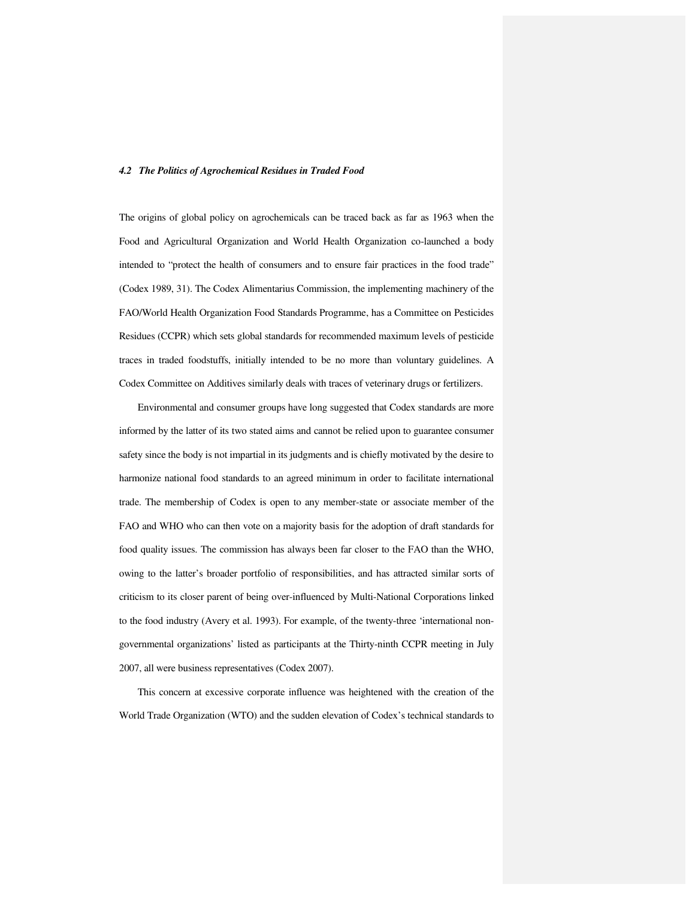### *4.2 The Politics of Agrochemical Residues in Traded Food*

The origins of global policy on agrochemicals can be traced back as far as 1963 when the Food and Agricultural Organization and World Health Organization co-launched a body intended to "protect the health of consumers and to ensure fair practices in the food trade" (Codex 1989, 31). The Codex Alimentarius Commission, the implementing machinery of the FAO/World Health Organization Food Standards Programme, has a Committee on Pesticides Residues (CCPR) which sets global standards for recommended maximum levels of pesticide traces in traded foodstuffs, initially intended to be no more than voluntary guidelines. A Codex Committee on Additives similarly deals with traces of veterinary drugs or fertilizers.

Environmental and consumer groups have long suggested that Codex standards are more informed by the latter of its two stated aims and cannot be relied upon to guarantee consumer safety since the body is not impartial in its judgments and is chiefly motivated by the desire to harmonize national food standards to an agreed minimum in order to facilitate international trade. The membership of Codex is open to any member-state or associate member of the FAO and WHO who can then vote on a majority basis for the adoption of draft standards for food quality issues. The commission has always been far closer to the FAO than the WHO, owing to the latter's broader portfolio of responsibilities, and has attracted similar sorts of criticism to its closer parent of being over-influenced by Multi-National Corporations linked to the food industry (Avery et al. 1993). For example, of the twenty-three 'international non-governmental organizations' listed as participants at the Thirty-ninth CCPR meeting in July 2007, all were business representatives (Codex 2007).

This concern at excessive corporate influence was heightened with the creation of the World Trade Organization (WTO) and the sudden elevation of Codex's technical standards to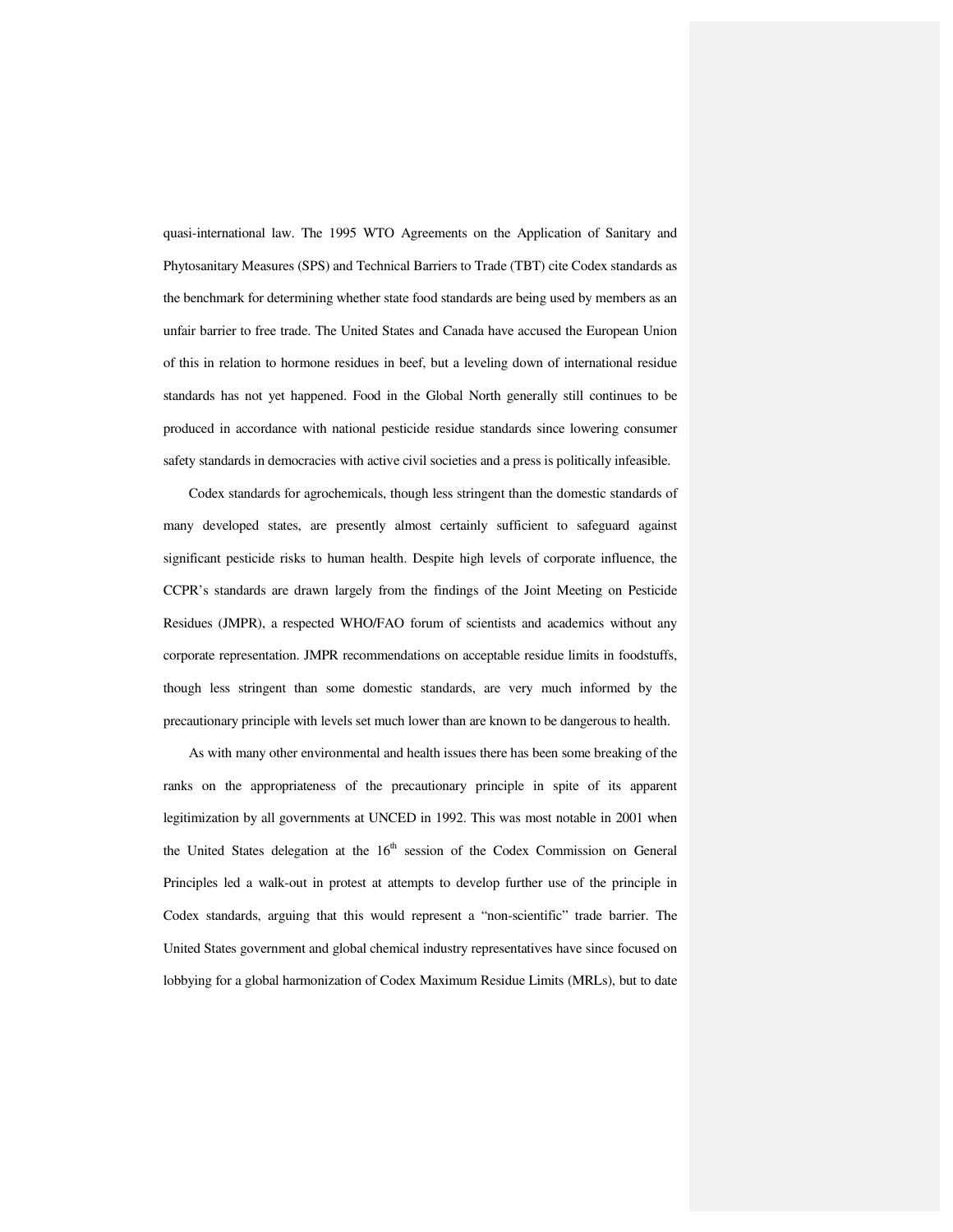quasi-international law. The 1995 WTO Agreements on the Application of Sanitary and Phytosanitary Measures (SPS) and Technical Barriers to Trade (TBT) cite Codex standards as the benchmark for determining whether state food standards are being used by members as an unfair barrier to free trade. The United States and Canada have accused the European Union of this in relation to hormone residues in beef, but a leveling down of international residue standards has not yet happened. Food in the Global North generally still continues to be produced in accordance with national pesticide residue standards since lowering consumer safety standards in democracies with active civil societies and a press is politically infeasible.

Codex standards for agrochemicals, though less stringent than the domestic standards of many developed states, are presently almost certainly sufficient to safeguard against significant pesticide risks to human health. Despite high levels of corporate influence, the CCPR's standards are drawn largely from the findings of the Joint Meeting on Pesticide Residues (JMPR), a respected WHO/FAO forum of scientists and academics without any corporate representation. JMPR recommendations on acceptable residue limits in foodstuffs, though less stringent than some domestic standards, are very much informed by the precautionary principle with levels set much lower than are known to be dangerous to health.

As with many other environmental and health issues there has been some breaking of the ranks on the appropriateness of the precautionary principle in spite of its apparent legitimization by all governments at UNCED in 1992. This was most notable in 2001 when the United States delegation at the 16th session of the Codex Commission on General Principles led a walk-out in protest at attempts to develop further use of the principle in Codex standards, arguing that this would represent a "non-scientific" trade barrier. The United States government and global chemical industry representatives have since focused on lobbying for a global harmonization of Codex Maximum Residue Limits (MRLs), but to date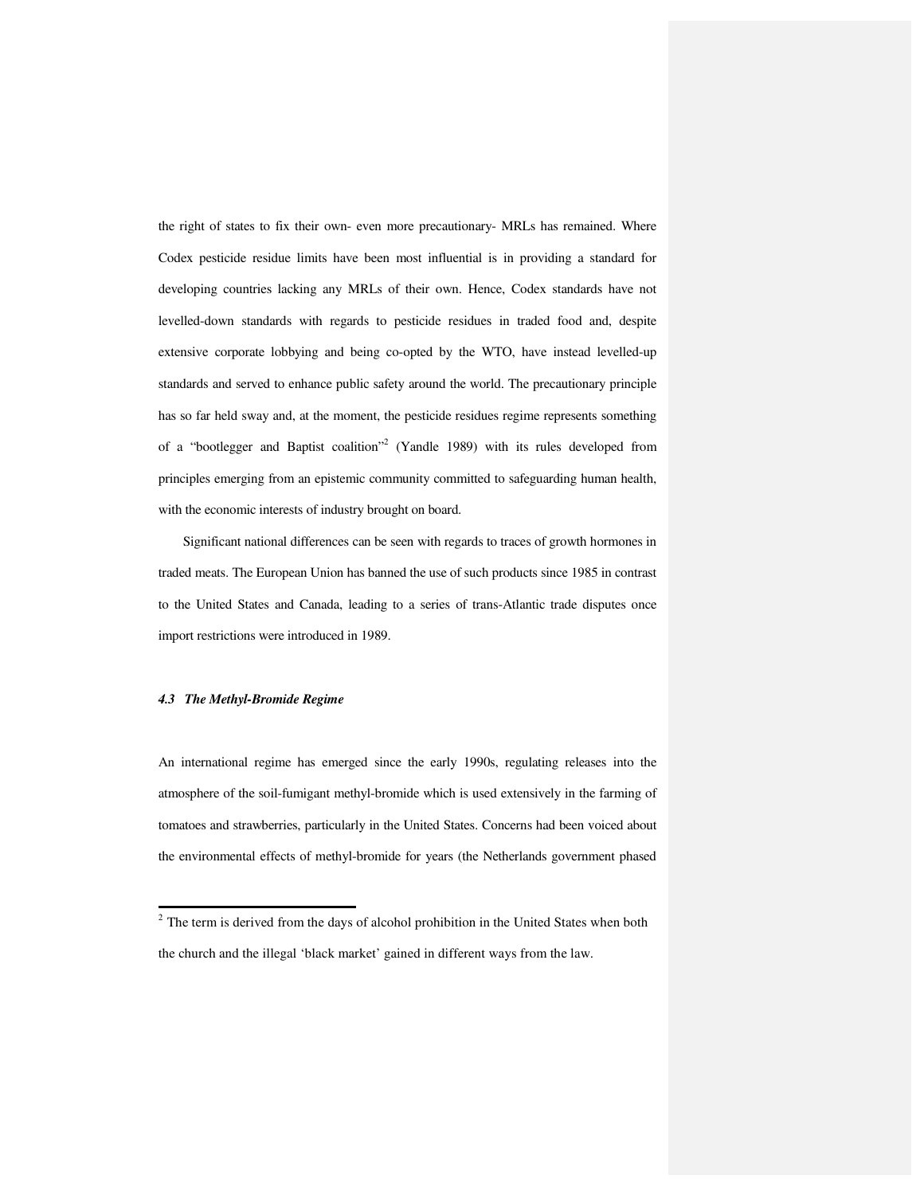the right of states to fix their own- even more precautionary- MRLs has remained. Where Codex pesticide residue limits have been most influential is in providing a standard for developing countries lacking any MRLs of their own. Hence, Codex standards have not levelled-down standards with regards to pesticide residues in traded food and, despite extensive corporate lobbying and being co-opted by the WTO, have instead levelled-up standards and served to enhance public safety around the world. The precautionary principle has so far held sway and, at the moment, the pesticide residues regime represents something of a "bootlegger and Baptist coalition"[2] (Yandle 1989) with its rules developed from principles emerging from an epistemic community committed to safeguarding human health, with the economic interests of industry brought on board.

Significant national differences can be seen with regards to traces of growth hormones in traded meats. The European Union has banned the use of such products since 1985 in contrast to the United States and Canada, leading to a series of trans-Atlantic trade disputes once import restrictions were introduced in 1989.

### *4.3 The Methyl-Bromide Regime*

An international regime has emerged since the early 1990s, regulating releases into the atmosphere of the soil-fumigant methyl-bromide which is used extensively in the farming of tomatoes and strawberries, particularly in the United States. Concerns had been voiced about the environmental effects of methyl-bromide for years (the Netherlands government phased

---

[2] The term is derived from the days of alcohol prohibition in the United States when both the church and the illegal 'black market' gained in different ways from the law.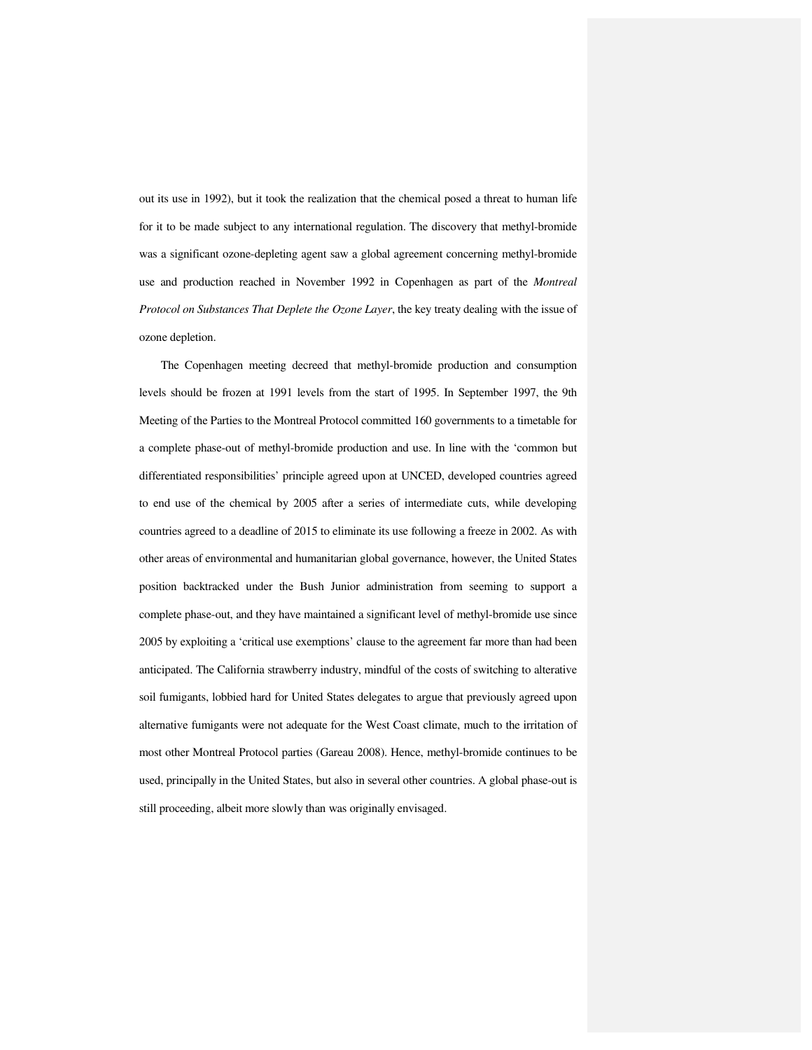out its use in 1992), but it took the realization that the chemical posed a threat to human life for it to be made subject to any international regulation. The discovery that methyl-bromide was a significant ozone-depleting agent saw a global agreement concerning methyl-bromide use and production reached in November 1992 in Copenhagen as part of the *Montreal Protocol on Substances That Deplete the Ozone Layer*, the key treaty dealing with the issue of ozone depletion.

The Copenhagen meeting decreed that methyl-bromide production and consumption levels should be frozen at 1991 levels from the start of 1995. In September 1997, the 9th Meeting of the Parties to the Montreal Protocol committed 160 governments to a timetable for a complete phase-out of methyl-bromide production and use. In line with the 'common but differentiated responsibilities' principle agreed upon at UNCED, developed countries agreed to end use of the chemical by 2005 after a series of intermediate cuts, while developing countries agreed to a deadline of 2015 to eliminate its use following a freeze in 2002. As with other areas of environmental and humanitarian global governance, however, the United States position backtracked under the Bush Junior administration from seeming to support a complete phase-out, and they have maintained a significant level of methyl-bromide use since 2005 by exploiting a 'critical use exemptions' clause to the agreement far more than had been anticipated. The California strawberry industry, mindful of the costs of switching to alterative soil fumigants, lobbied hard for United States delegates to argue that previously agreed upon alternative fumigants were not adequate for the West Coast climate, much to the irritation of most other Montreal Protocol parties (Gareau 2008). Hence, methyl-bromide continues to be used, principally in the United States, but also in several other countries. A global phase-out is still proceeding, albeit more slowly than was originally envisaged.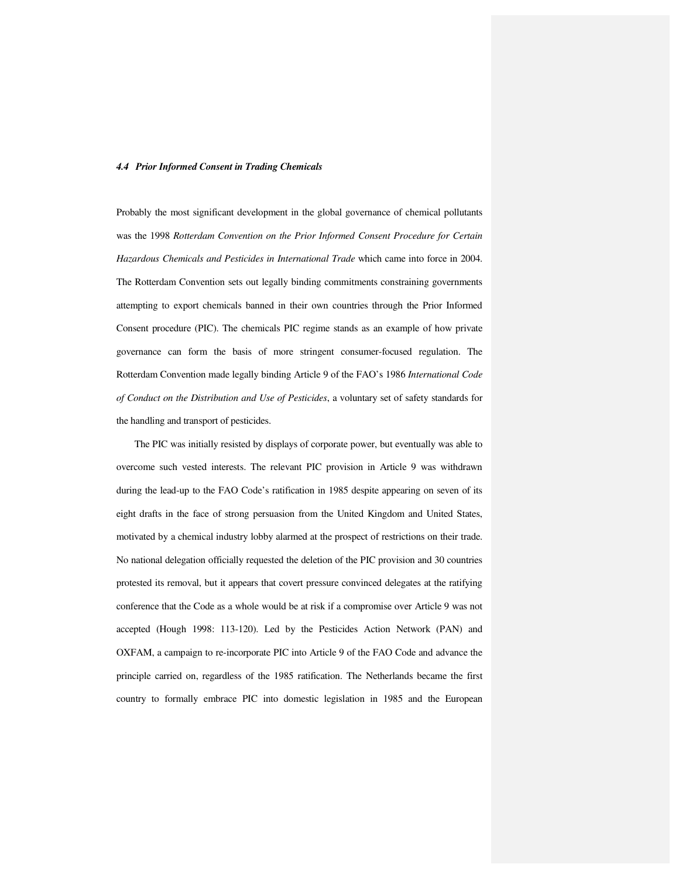### *4.4 Prior Informed Consent in Trading Chemicals*

Probably the most significant development in the global governance of chemical pollutants was the 1998 *Rotterdam Convention on the Prior Informed Consent Procedure for Certain Hazardous Chemicals and Pesticides in International Trade* which came into force in 2004. The Rotterdam Convention sets out legally binding commitments constraining governments attempting to export chemicals banned in their own countries through the Prior Informed Consent procedure (PIC). The chemicals PIC regime stands as an example of how private governance can form the basis of more stringent consumer-focused regulation. The Rotterdam Convention made legally binding Article 9 of the FAO's 1986 *International Code of Conduct on the Distribution and Use of Pesticides*, a voluntary set of safety standards for the handling and transport of pesticides.

The PIC was initially resisted by displays of corporate power, but eventually was able to overcome such vested interests. The relevant PIC provision in Article 9 was withdrawn during the lead-up to the FAO Code's ratification in 1985 despite appearing on seven of its eight drafts in the face of strong persuasion from the United Kingdom and United States, motivated by a chemical industry lobby alarmed at the prospect of restrictions on their trade. No national delegation officially requested the deletion of the PIC provision and 30 countries protested its removal, but it appears that covert pressure convinced delegates at the ratifying conference that the Code as a whole would be at risk if a compromise over Article 9 was not accepted (Hough 1998: 113-120). Led by the Pesticides Action Network (PAN) and OXFAM, a campaign to re-incorporate PIC into Article 9 of the FAO Code and advance the principle carried on, regardless of the 1985 ratification. The Netherlands became the first country to formally embrace PIC into domestic legislation in 1985 and the European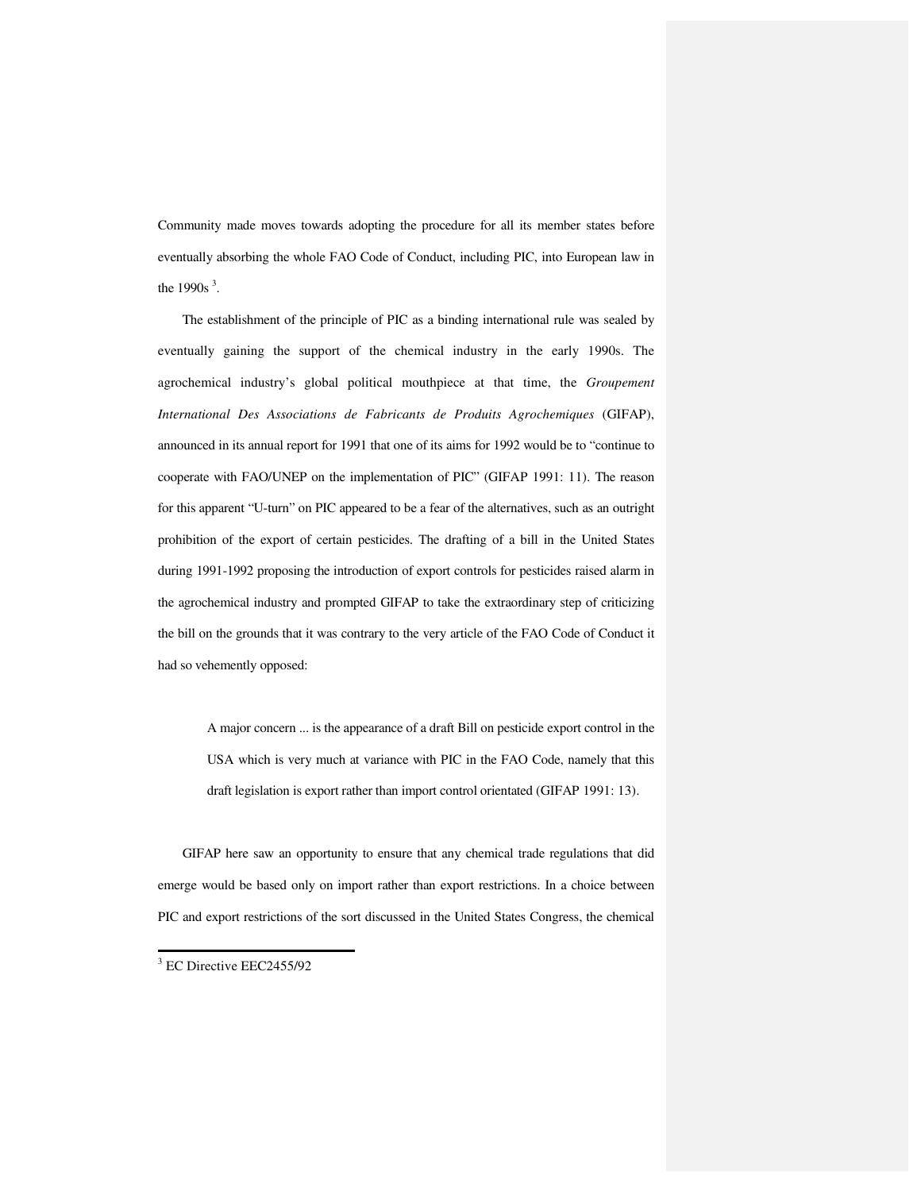Community made moves towards adopting the procedure for all its member states before eventually absorbing the whole FAO Code of Conduct, including PIC, into European law in the 1990s [3].

The establishment of the principle of PIC as a binding international rule was sealed by eventually gaining the support of the chemical industry in the early 1990s. The agrochemical industry's global political mouthpiece at that time, the *Groupement International Des Associations de Fabricants de Produits Agrochemiques* (GIFAP), announced in its annual report for 1991 that one of its aims for 1992 would be to "continue to cooperate with FAO/UNEP on the implementation of PIC" (GIFAP 1991: 11). The reason for this apparent "U-turn" on PIC appeared to be a fear of the alternatives, such as an outright prohibition of the export of certain pesticides. The drafting of a bill in the United States during 1991-1992 proposing the introduction of export controls for pesticides raised alarm in the agrochemical industry and prompted GIFAP to take the extraordinary step of criticizing the bill on the grounds that it was contrary to the very article of the FAO Code of Conduct it had so vehemently opposed:

> A major concern ... is the appearance of a draft Bill on pesticide export control in the USA which is very much at variance with PIC in the FAO Code, namely that this draft legislation is export rather than import control orientated (GIFAP 1991: 13).

GIFAP here saw an opportunity to ensure that any chemical trade regulations that did emerge would be based only on import rather than export restrictions. In a choice between PIC and export restrictions of the sort discussed in the United States Congress, the chemical

[3] EC Directive EEC2455/92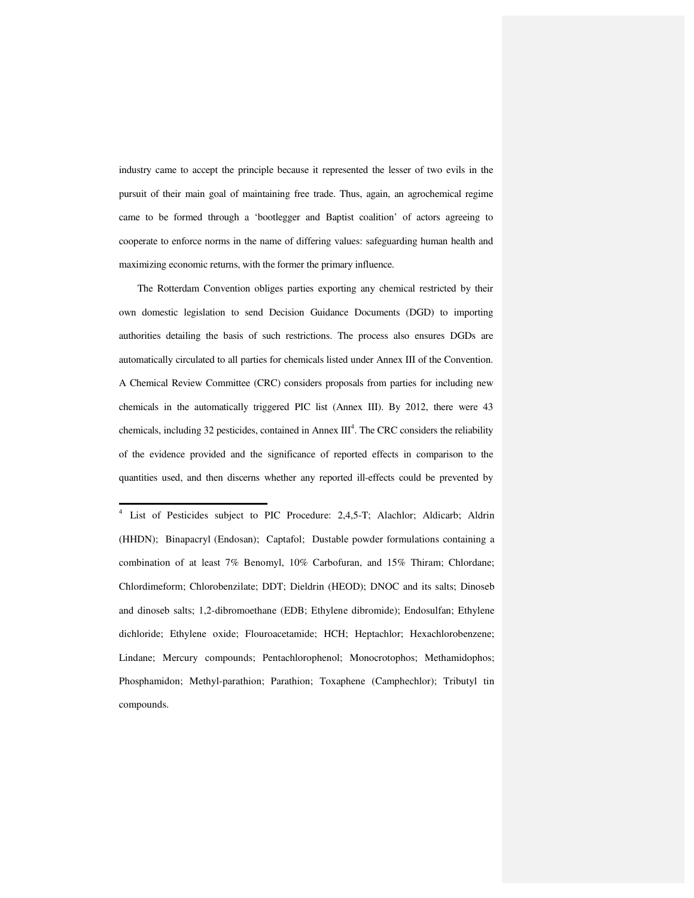industry came to accept the principle because it represented the lesser of two evils in the pursuit of their main goal of maintaining free trade. Thus, again, an agrochemical regime came to be formed through a 'bootlegger and Baptist coalition' of actors agreeing to cooperate to enforce norms in the name of differing values: safeguarding human health and maximizing economic returns, with the former the primary influence.

The Rotterdam Convention obliges parties exporting any chemical restricted by their own domestic legislation to send Decision Guidance Documents (DGD) to importing authorities detailing the basis of such restrictions. The process also ensures DGDs are automatically circulated to all parties for chemicals listed under Annex III of the Convention. A Chemical Review Committee (CRC) considers proposals from parties for including new chemicals in the automatically triggered PIC list (Annex III). By 2012, there were 43 chemicals, including 32 pesticides, contained in Annex III[4]. The CRC considers the reliability of the evidence provided and the significance of reported effects in comparison to the quantities used, and then discerns whether any reported ill-effects could be prevented by

---

[4] List of Pesticides subject to PIC Procedure: 2,4,5-T; Alachlor; Aldicarb; Aldrin (HHDN); Binapacryl (Endosan); Captafol; Dustable powder formulations containing a combination of at least 7% Benomyl, 10% Carbofuran, and 15% Thiram; Chlordane; Chlordimeform; Chlorobenzilate; DDT; Dieldrin (HEOD); DNOC and its salts; Dinoseb and dinoseb salts; 1,2-dibromoethane (EDB; Ethylene dibromide); Endosulfan; Ethylene dichloride; Ethylene oxide; Flouroacetamide; HCH; Heptachlor; Hexachlorobenzene; Lindane; Mercury compounds; Pentachlorophenol; Monocrotophos; Methamidophos; Phosphamidon; Methyl-parathion; Parathion; Toxaphene (Camphechlor); Tributyl tin compounds.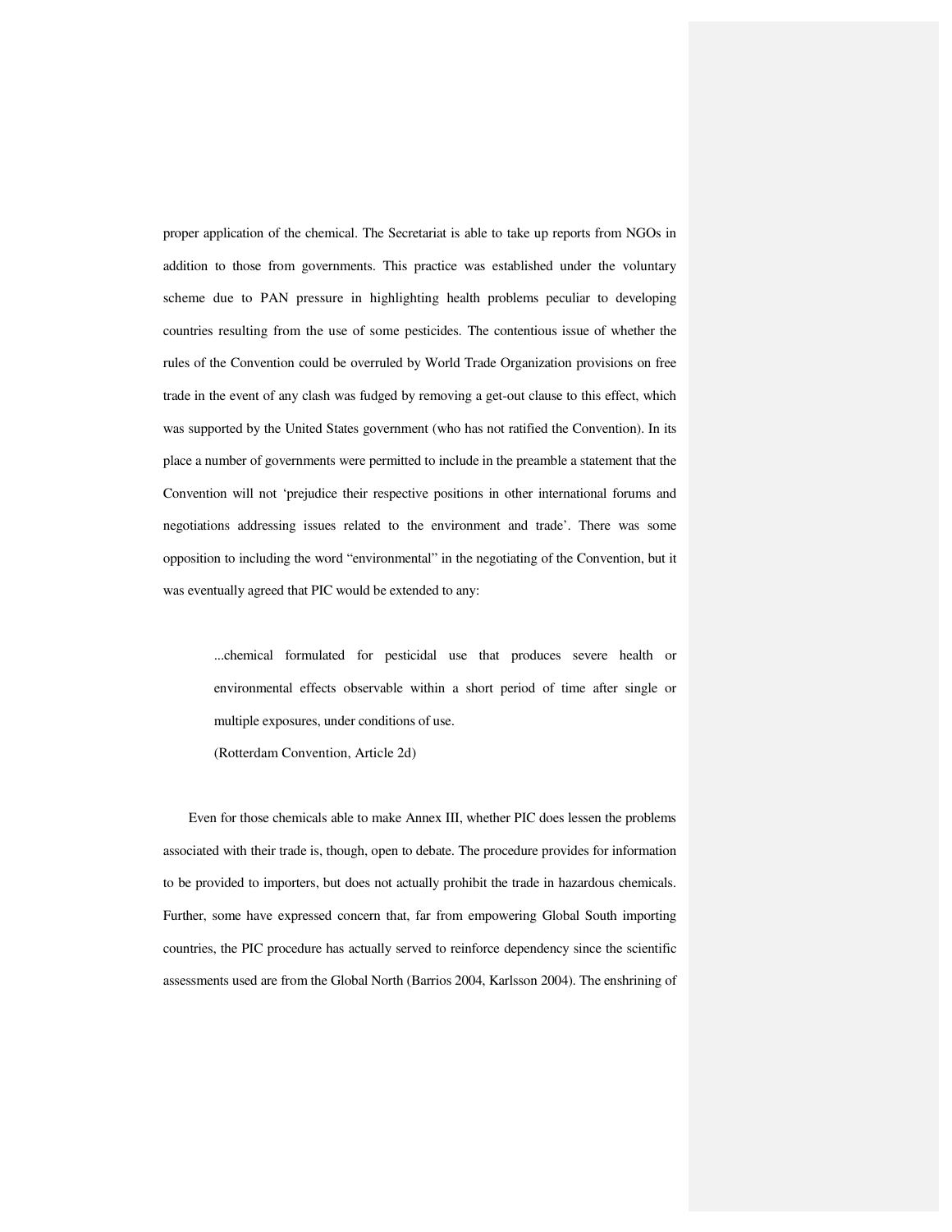proper application of the chemical. The Secretariat is able to take up reports from NGOs in addition to those from governments. This practice was established under the voluntary scheme due to PAN pressure in highlighting health problems peculiar to developing countries resulting from the use of some pesticides. The contentious issue of whether the rules of the Convention could be overruled by World Trade Organization provisions on free trade in the event of any clash was fudged by removing a get-out clause to this effect, which was supported by the United States government (who has not ratified the Convention). In its place a number of governments were permitted to include in the preamble a statement that the Convention will not 'prejudice their respective positions in other international forums and negotiations addressing issues related to the environment and trade'. There was some opposition to including the word "environmental" in the negotiating of the Convention, but it was eventually agreed that PIC would be extended to any:

> ...chemical formulated for pesticidal use that produces severe health or environmental effects observable within a short period of time after single or multiple exposures, under conditions of use.
>
> (Rotterdam Convention, Article 2d)

Even for those chemicals able to make Annex III, whether PIC does lessen the problems associated with their trade is, though, open to debate. The procedure provides for information to be provided to importers, but does not actually prohibit the trade in hazardous chemicals. Further, some have expressed concern that, far from empowering Global South importing countries, the PIC procedure has actually served to reinforce dependency since the scientific assessments used are from the Global North (Barrios 2004, Karlsson 2004). The enshrining of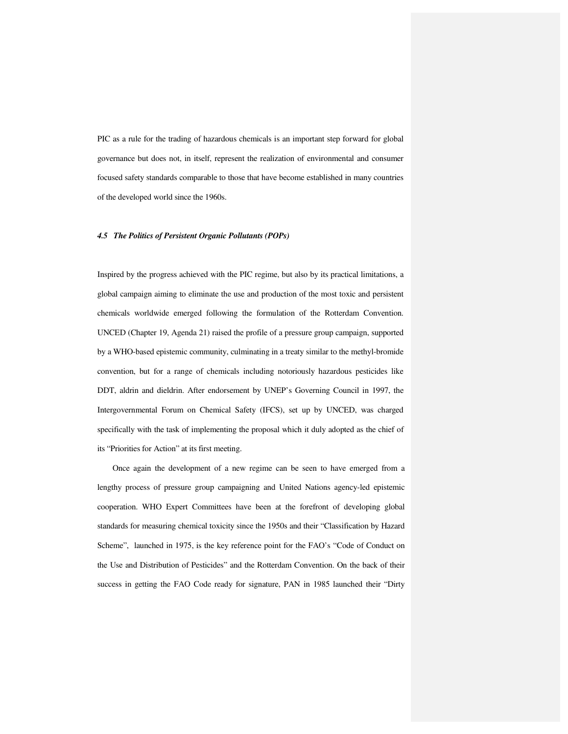PIC as a rule for the trading of hazardous chemicals is an important step forward for global governance but does not, in itself, represent the realization of environmental and consumer focused safety standards comparable to those that have become established in many countries of the developed world since the 1960s.

### *4.5 The Politics of Persistent Organic Pollutants (POPs)*

Inspired by the progress achieved with the PIC regime, but also by its practical limitations, a global campaign aiming to eliminate the use and production of the most toxic and persistent chemicals worldwide emerged following the formulation of the Rotterdam Convention. UNCED (Chapter 19, Agenda 21) raised the profile of a pressure group campaign, supported by a WHO-based epistemic community, culminating in a treaty similar to the methyl-bromide convention, but for a range of chemicals including notoriously hazardous pesticides like DDT, aldrin and dieldrin. After endorsement by UNEP's Governing Council in 1997, the Intergovernmental Forum on Chemical Safety (IFCS), set up by UNCED, was charged specifically with the task of implementing the proposal which it duly adopted as the chief of its "Priorities for Action" at its first meeting.

Once again the development of a new regime can be seen to have emerged from a lengthy process of pressure group campaigning and United Nations agency-led epistemic cooperation. WHO Expert Committees have been at the forefront of developing global standards for measuring chemical toxicity since the 1950s and their "Classification by Hazard Scheme", launched in 1975, is the key reference point for the FAO's "Code of Conduct on the Use and Distribution of Pesticides" and the Rotterdam Convention. On the back of their success in getting the FAO Code ready for signature, PAN in 1985 launched their "Dirty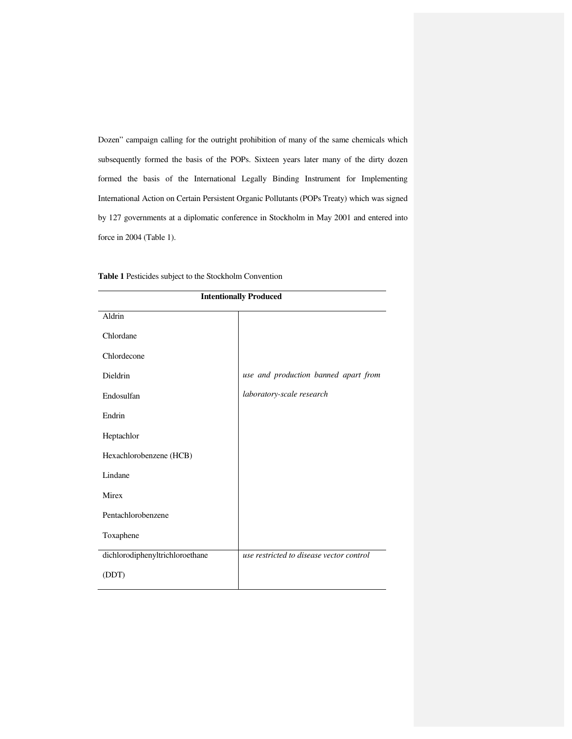Dozen" campaign calling for the outright prohibition of many of the same chemicals which subsequently formed the basis of the POPs. Sixteen years later many of the dirty dozen formed the basis of the International Legally Binding Instrument for Implementing International Action on Certain Persistent Organic Pollutants (POPs Treaty) which was signed by 127 governments at a diplomatic conference in Stockholm in May 2001 and entered into force in 2004 (Table 1).

**Table 1** Pesticides subject to the Stockholm Convention

| **Intentionally Produced** | |
|---|---|
| Aldrin<br>Chlordane<br>Chlordecone<br>Dieldrin<br>Endosulfan<br>Endrin<br>Heptachlor<br>Hexachlorobenzene (HCB)<br>Lindane<br>Mirex<br>Pentachlorobenzene<br>Toxaphene | *use and production banned apart from laboratory-scale research* |
| dichlorodiphenyltrichloroethane (DDT) | *use restricted to disease vector control* |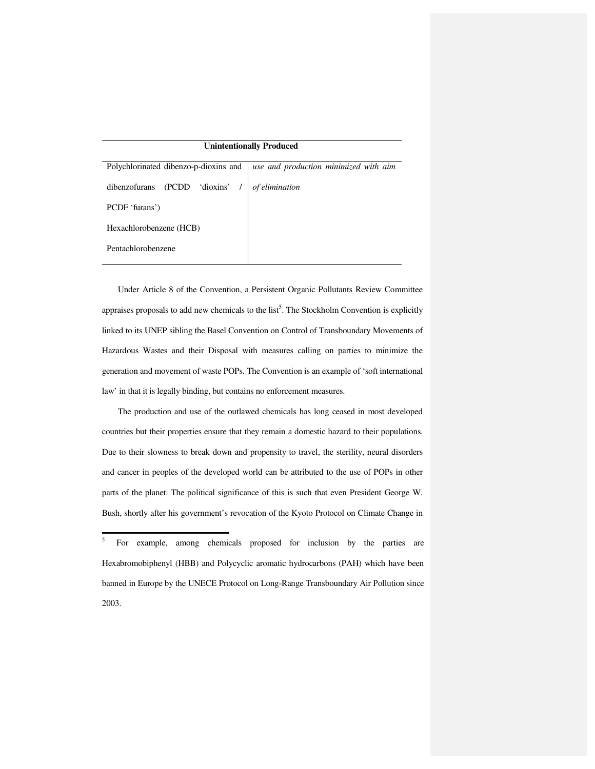| Unintentionally Produced | |
|---|---|
| Polychlorinated dibenzo-p-dioxins and dibenzofurans (PCDD 'dioxins' / PCDF 'furans')<br>Hexachlorobenzene (HCB)<br>Pentachlorobenzene | *use and production minimized with aim of elimination* |

Under Article 8 of the Convention, a Persistent Organic Pollutants Review Committee appraises proposals to add new chemicals to the list[5]. The Stockholm Convention is explicitly linked to its UNEP sibling the Basel Convention on Control of Transboundary Movements of Hazardous Wastes and their Disposal with measures calling on parties to minimize the generation and movement of waste POPs. The Convention is an example of 'soft international law' in that it is legally binding, but contains no enforcement measures.

The production and use of the outlawed chemicals has long ceased in most developed countries but their properties ensure that they remain a domestic hazard to their populations. Due to their slowness to break down and propensity to travel, the sterility, neural disorders and cancer in peoples of the developed world can be attributed to the use of POPs in other parts of the planet. The political significance of this is such that even President George W. Bush, shortly after his government's revocation of the Kyoto Protocol on Climate Change in

[5] For example, among chemicals proposed for inclusion by the parties are Hexabromobiphenyl (HBB) and Polycyclic aromatic hydrocarbons (PAH) which have been banned in Europe by the UNECE Protocol on Long-Range Transboundary Air Pollution since 2003.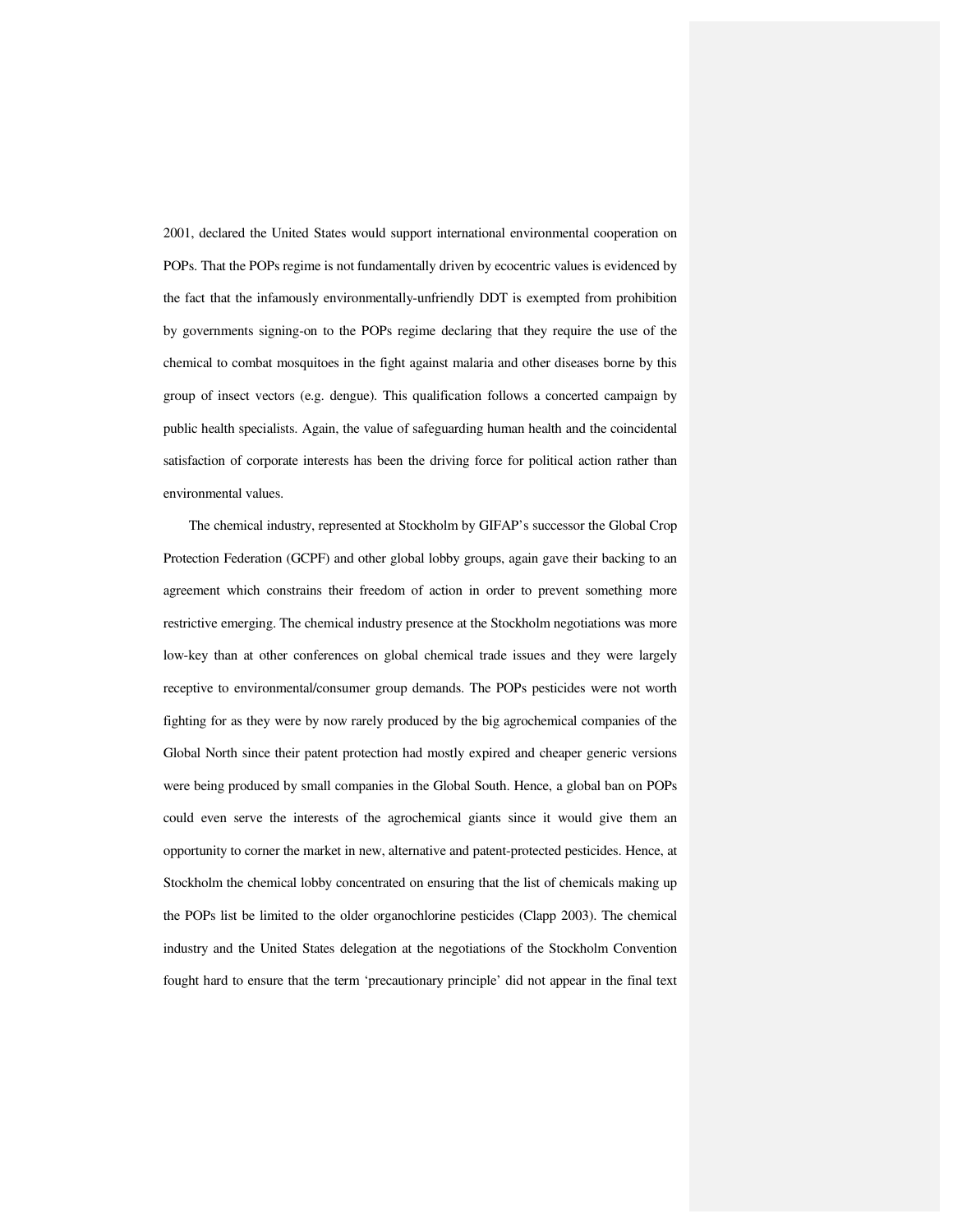2001, declared the United States would support international environmental cooperation on POPs. That the POPs regime is not fundamentally driven by ecocentric values is evidenced by the fact that the infamously environmentally-unfriendly DDT is exempted from prohibition by governments signing-on to the POPs regime declaring that they require the use of the chemical to combat mosquitoes in the fight against malaria and other diseases borne by this group of insect vectors (e.g. dengue). This qualification follows a concerted campaign by public health specialists. Again, the value of safeguarding human health and the coincidental satisfaction of corporate interests has been the driving force for political action rather than environmental values.

The chemical industry, represented at Stockholm by GIFAP's successor the Global Crop Protection Federation (GCPF) and other global lobby groups, again gave their backing to an agreement which constrains their freedom of action in order to prevent something more restrictive emerging. The chemical industry presence at the Stockholm negotiations was more low-key than at other conferences on global chemical trade issues and they were largely receptive to environmental/consumer group demands. The POPs pesticides were not worth fighting for as they were by now rarely produced by the big agrochemical companies of the Global North since their patent protection had mostly expired and cheaper generic versions were being produced by small companies in the Global South. Hence, a global ban on POPs could even serve the interests of the agrochemical giants since it would give them an opportunity to corner the market in new, alternative and patent-protected pesticides. Hence, at Stockholm the chemical lobby concentrated on ensuring that the list of chemicals making up the POPs list be limited to the older organochlorine pesticides (Clapp 2003). The chemical industry and the United States delegation at the negotiations of the Stockholm Convention fought hard to ensure that the term 'precautionary principle' did not appear in the final text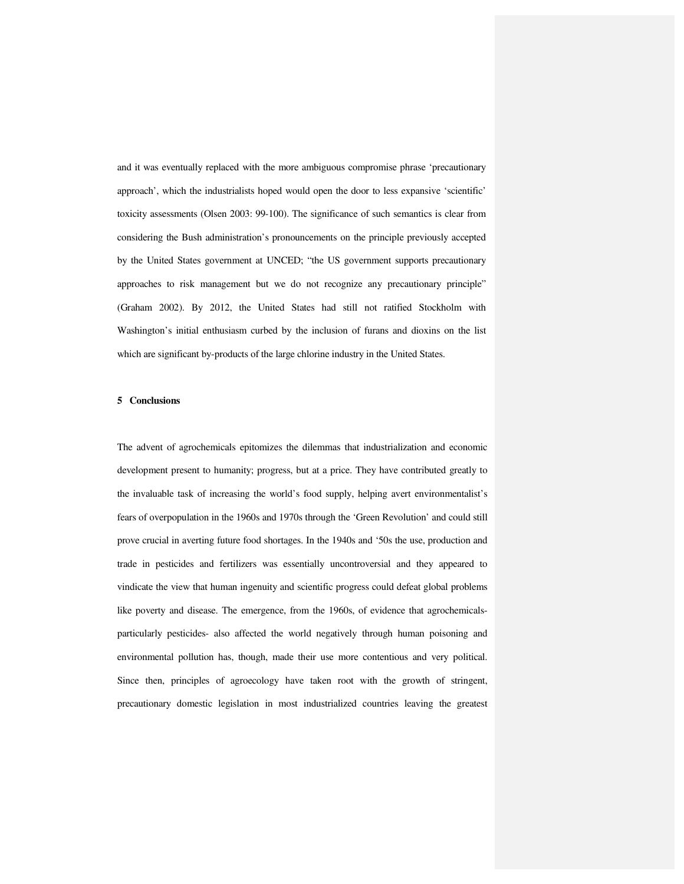and it was eventually replaced with the more ambiguous compromise phrase 'precautionary approach', which the industrialists hoped would open the door to less expansive 'scientific' toxicity assessments (Olsen 2003: 99-100). The significance of such semantics is clear from considering the Bush administration's pronouncements on the principle previously accepted by the United States government at UNCED; "the US government supports precautionary approaches to risk management but we do not recognize any precautionary principle" (Graham 2002). By 2012, the United States had still not ratified Stockholm with Washington's initial enthusiasm curbed by the inclusion of furans and dioxins on the list which are significant by-products of the large chlorine industry in the United States.

## 5 Conclusions

The advent of agrochemicals epitomizes the dilemmas that industrialization and economic development present to humanity; progress, but at a price. They have contributed greatly to the invaluable task of increasing the world's food supply, helping avert environmentalist's fears of overpopulation in the 1960s and 1970s through the 'Green Revolution' and could still prove crucial in averting future food shortages. In the 1940s and '50s the use, production and trade in pesticides and fertilizers was essentially uncontroversial and they appeared to vindicate the view that human ingenuity and scientific progress could defeat global problems like poverty and disease. The emergence, from the 1960s, of evidence that agrochemicals- particularly pesticides- also affected the world negatively through human poisoning and environmental pollution has, though, made their use more contentious and very political. Since then, principles of agroecology have taken root with the growth of stringent, precautionary domestic legislation in most industrialized countries leaving the greatest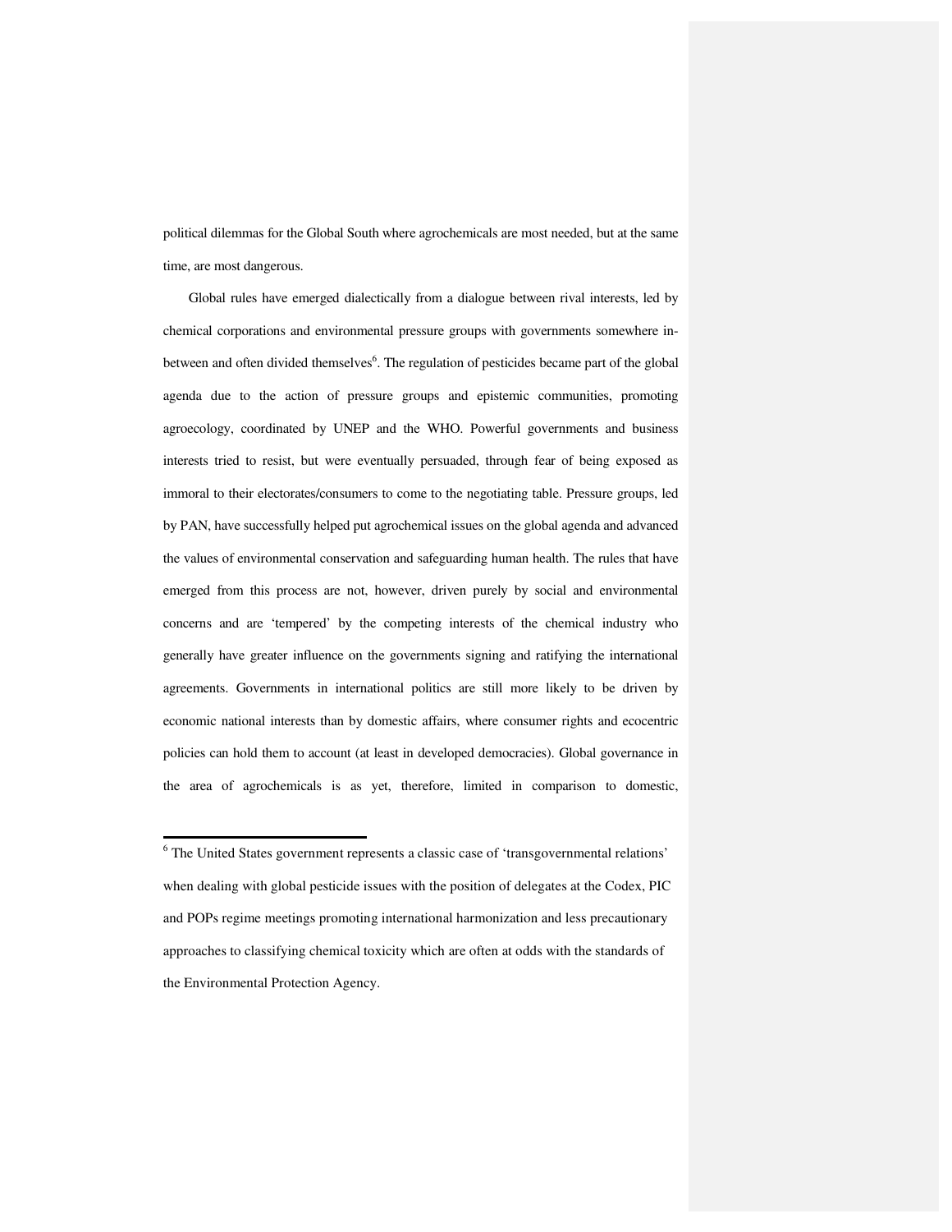political dilemmas for the Global South where agrochemicals are most needed, but at the same time, are most dangerous.

Global rules have emerged dialectically from a dialogue between rival interests, led by chemical corporations and environmental pressure groups with governments somewhere in-between and often divided themselves[6]. The regulation of pesticides became part of the global agenda due to the action of pressure groups and epistemic communities, promoting agroecology, coordinated by UNEP and the WHO. Powerful governments and business interests tried to resist, but were eventually persuaded, through fear of being exposed as immoral to their electorates/consumers to come to the negotiating table. Pressure groups, led by PAN, have successfully helped put agrochemical issues on the global agenda and advanced the values of environmental conservation and safeguarding human health. The rules that have emerged from this process are not, however, driven purely by social and environmental concerns and are 'tempered' by the competing interests of the chemical industry who generally have greater influence on the governments signing and ratifying the international agreements. Governments in international politics are still more likely to be driven by economic national interests than by domestic affairs, where consumer rights and ecocentric policies can hold them to account (at least in developed democracies). Global governance in the area of agrochemicals is as yet, therefore, limited in comparison to domestic,

---

[6] The United States government represents a classic case of 'transgovernmental relations' when dealing with global pesticide issues with the position of delegates at the Codex, PIC and POPs regime meetings promoting international harmonization and less precautionary approaches to classifying chemical toxicity which are often at odds with the standards of the Environmental Protection Agency.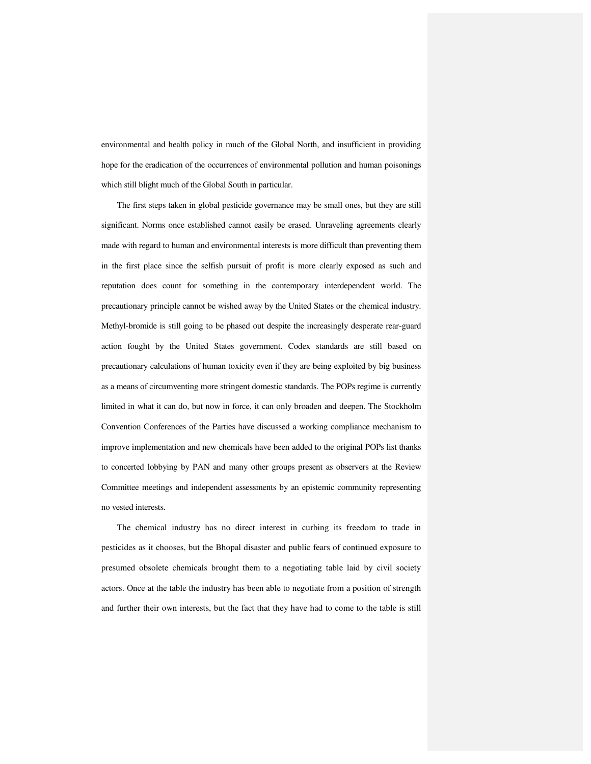environmental and health policy in much of the Global North, and insufficient in providing hope for the eradication of the occurrences of environmental pollution and human poisonings which still blight much of the Global South in particular.

The first steps taken in global pesticide governance may be small ones, but they are still significant. Norms once established cannot easily be erased. Unraveling agreements clearly made with regard to human and environmental interests is more difficult than preventing them in the first place since the selfish pursuit of profit is more clearly exposed as such and reputation does count for something in the contemporary interdependent world. The precautionary principle cannot be wished away by the United States or the chemical industry. Methyl-bromide is still going to be phased out despite the increasingly desperate rear-guard action fought by the United States government. Codex standards are still based on precautionary calculations of human toxicity even if they are being exploited by big business as a means of circumventing more stringent domestic standards. The POPs regime is currently limited in what it can do, but now in force, it can only broaden and deepen. The Stockholm Convention Conferences of the Parties have discussed a working compliance mechanism to improve implementation and new chemicals have been added to the original POPs list thanks to concerted lobbying by PAN and many other groups present as observers at the Review Committee meetings and independent assessments by an epistemic community representing no vested interests.

The chemical industry has no direct interest in curbing its freedom to trade in pesticides as it chooses, but the Bhopal disaster and public fears of continued exposure to presumed obsolete chemicals brought them to a negotiating table laid by civil society actors. Once at the table the industry has been able to negotiate from a position of strength and further their own interests, but the fact that they have had to come to the table is still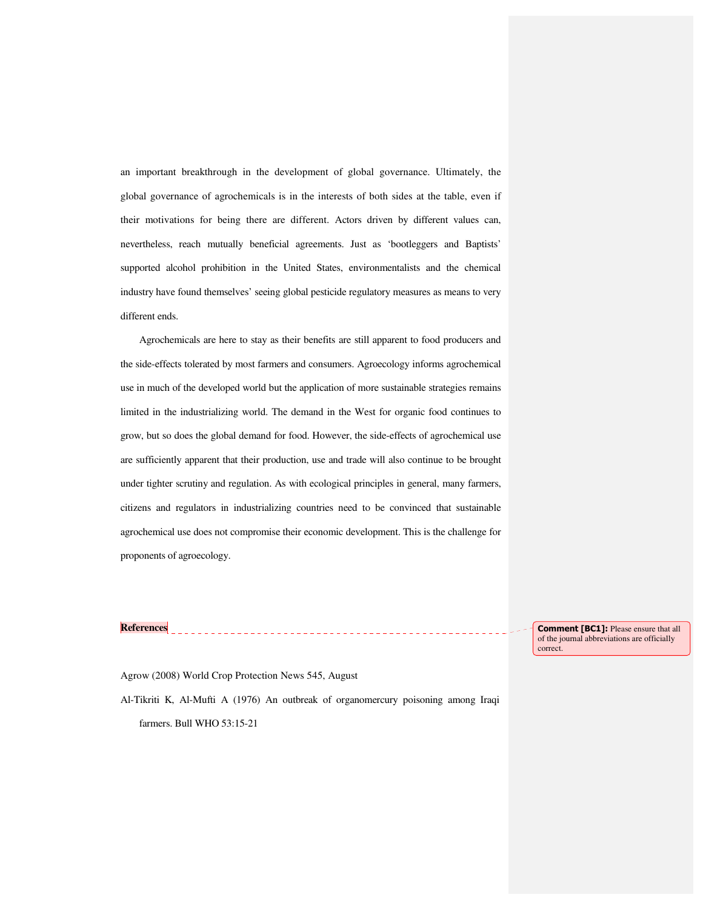an important breakthrough in the development of global governance. Ultimately, the global governance of agrochemicals is in the interests of both sides at the table, even if their motivations for being there are different. Actors driven by different values can, nevertheless, reach mutually beneficial agreements. Just as 'bootleggers and Baptists' supported alcohol prohibition in the United States, environmentalists and the chemical industry have found themselves' seeing global pesticide regulatory measures as means to very different ends.

Agrochemicals are here to stay as their benefits are still apparent to food producers and the side-effects tolerated by most farmers and consumers. Agroecology informs agrochemical use in much of the developed world but the application of more sustainable strategies remains limited in the industrializing world. The demand in the West for organic food continues to grow, but so does the global demand for food. However, the side-effects of agrochemical use are sufficiently apparent that their production, use and trade will also continue to be brought under tighter scrutiny and regulation. As with ecological principles in general, many farmers, citizens and regulators in industrializing countries need to be convinced that sustainable agrochemical use does not compromise their economic development. This is the challenge for proponents of agroecology.

**References**

**Comment [BC1]:** Please ensure that all of the journal abbreviations are officially correct.

Agrow (2008) World Crop Protection News 545, August

Al-Tikriti K, Al-Mufti A (1976) An outbreak of organomercury poisoning among Iraqi farmers. Bull WHO 53:15-21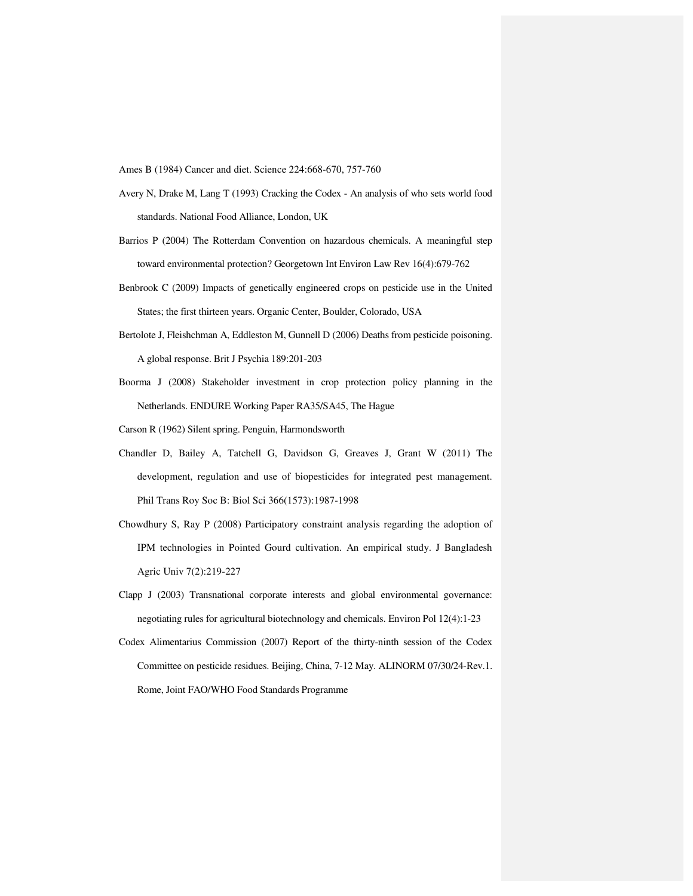Ames B (1984) Cancer and diet. Science 224:668-670, 757-760

Avery N, Drake M, Lang T (1993) Cracking the Codex - An analysis of who sets world food standards. National Food Alliance, London, UK

Barrios P (2004) The Rotterdam Convention on hazardous chemicals. A meaningful step toward environmental protection? Georgetown Int Environ Law Rev 16(4):679-762

Benbrook C (2009) Impacts of genetically engineered crops on pesticide use in the United States; the first thirteen years. Organic Center, Boulder, Colorado, USA

Bertolote J, Fleishchman A, Eddleston M, Gunnell D (2006) Deaths from pesticide poisoning. A global response. Brit J Psychia 189:201-203

Boorma J (2008) Stakeholder investment in crop protection policy planning in the Netherlands. ENDURE Working Paper RA35/SA45, The Hague

Carson R (1962) Silent spring. Penguin, Harmondsworth

Chandler D, Bailey A, Tatchell G, Davidson G, Greaves J, Grant W (2011) The development, regulation and use of biopesticides for integrated pest management. Phil Trans Roy Soc B: Biol Sci 366(1573):1987-1998

Chowdhury S, Ray P (2008) Participatory constraint analysis regarding the adoption of IPM technologies in Pointed Gourd cultivation. An empirical study. J Bangladesh Agric Univ 7(2):219-227

Clapp J (2003) Transnational corporate interests and global environmental governance: negotiating rules for agricultural biotechnology and chemicals. Environ Pol 12(4):1-23

Codex Alimentarius Commission (2007) Report of the thirty-ninth session of the Codex Committee on pesticide residues. Beijing, China, 7-12 May. ALINORM 07/30/24-Rev.1. Rome, Joint FAO/WHO Food Standards Programme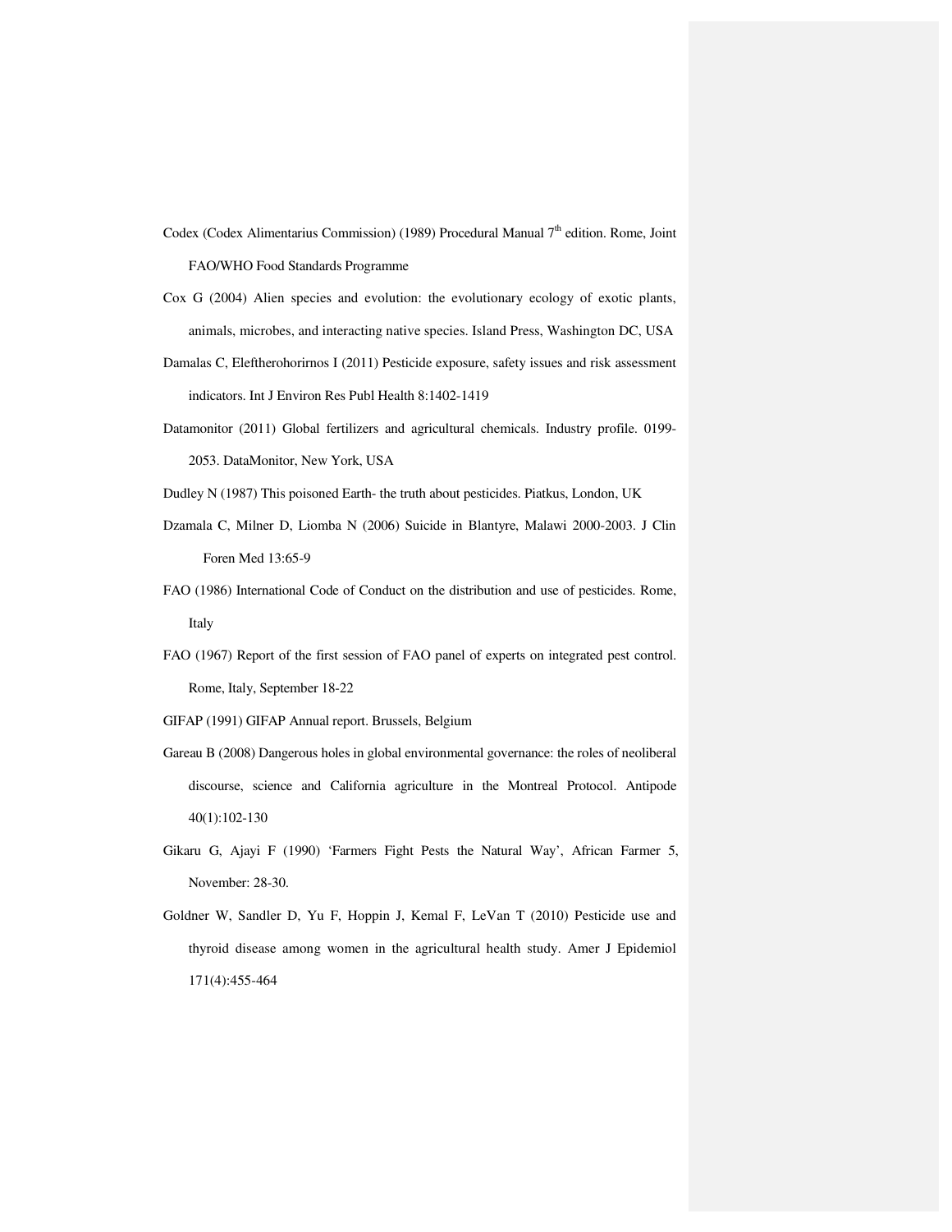Codex (Codex Alimentarius Commission) (1989) Procedural Manual 7th edition. Rome, Joint FAO/WHO Food Standards Programme

Cox G (2004) Alien species and evolution: the evolutionary ecology of exotic plants, animals, microbes, and interacting native species. Island Press, Washington DC, USA

Damalas C, Eleftherohorirnos I (2011) Pesticide exposure, safety issues and risk assessment indicators. Int J Environ Res Publ Health 8:1402-1419

Datamonitor (2011) Global fertilizers and agricultural chemicals. Industry profile. 0199-2053. DataMonitor, New York, USA

Dudley N (1987) This poisoned Earth- the truth about pesticides. Piatkus, London, UK

Dzamala C, Milner D, Liomba N (2006) Suicide in Blantyre, Malawi 2000-2003. J Clin Foren Med 13:65-9

FAO (1986) International Code of Conduct on the distribution and use of pesticides. Rome, Italy

FAO (1967) Report of the first session of FAO panel of experts on integrated pest control. Rome, Italy, September 18-22

GIFAP (1991) GIFAP Annual report. Brussels, Belgium

Gareau B (2008) Dangerous holes in global environmental governance: the roles of neoliberal discourse, science and California agriculture in the Montreal Protocol. Antipode 40(1):102-130

Gikaru G, Ajayi F (1990) 'Farmers Fight Pests the Natural Way', African Farmer 5, November: 28-30.

Goldner W, Sandler D, Yu F, Hoppin J, Kemal F, LeVan T (2010) Pesticide use and thyroid disease among women in the agricultural health study. Amer J Epidemiol 171(4):455-464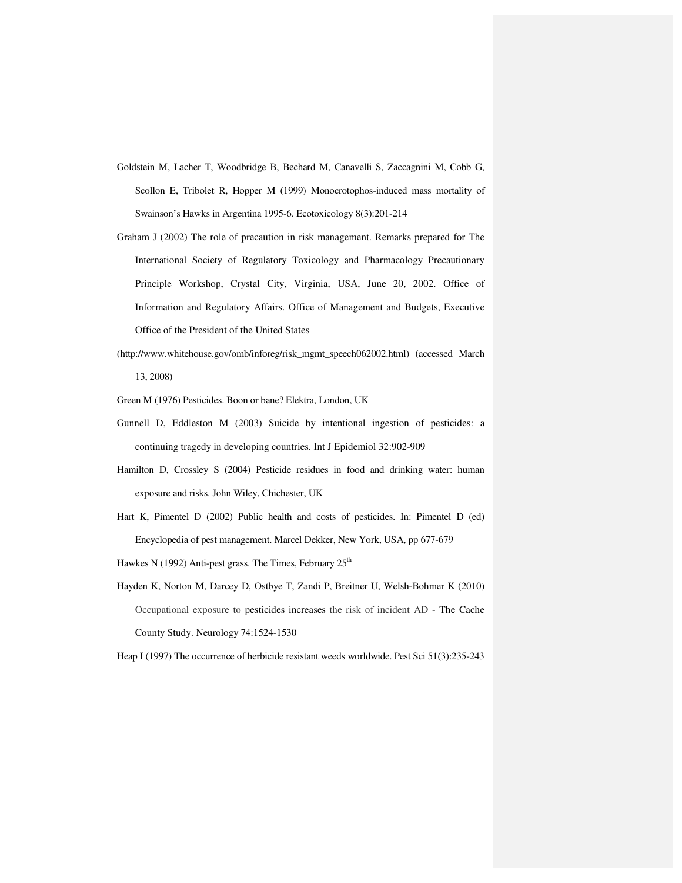Goldstein M, Lacher T, Woodbridge B, Bechard M, Canavelli S, Zaccagnini M, Cobb G, Scollon E, Tribolet R, Hopper M (1999) Monocrotophos-induced mass mortality of Swainson's Hawks in Argentina 1995-6. Ecotoxicology 8(3):201-214

Graham J (2002) The role of precaution in risk management. Remarks prepared for The International Society of Regulatory Toxicology and Pharmacology Precautionary Principle Workshop, Crystal City, Virginia, USA, June 20, 2002. Office of Information and Regulatory Affairs. Office of Management and Budgets, Executive Office of the President of the United States (http://www.whitehouse.gov/omb/inforeg/risk_mgmt_speech062002.html) (accessed March 13, 2008)

Green M (1976) Pesticides. Boon or bane? Elektra, London, UK

Gunnell D, Eddleston M (2003) Suicide by intentional ingestion of pesticides: a continuing tragedy in developing countries. Int J Epidemiol 32:902-909

Hamilton D, Crossley S (2004) Pesticide residues in food and drinking water: human exposure and risks. John Wiley, Chichester, UK

Hart K, Pimentel D (2002) Public health and costs of pesticides. In: Pimentel D (ed) Encyclopedia of pest management. Marcel Dekker, New York, USA, pp 677-679

Hawkes N (1992) Anti-pest grass. The Times, February 25th

Hayden K, Norton M, Darcey D, Ostbye T, Zandi P, Breitner U, Welsh-Bohmer K (2010) Occupational exposure to pesticides increases the risk of incident AD - The Cache County Study. Neurology 74:1524-1530

Heap I (1997) The occurrence of herbicide resistant weeds worldwide. Pest Sci 51(3):235-243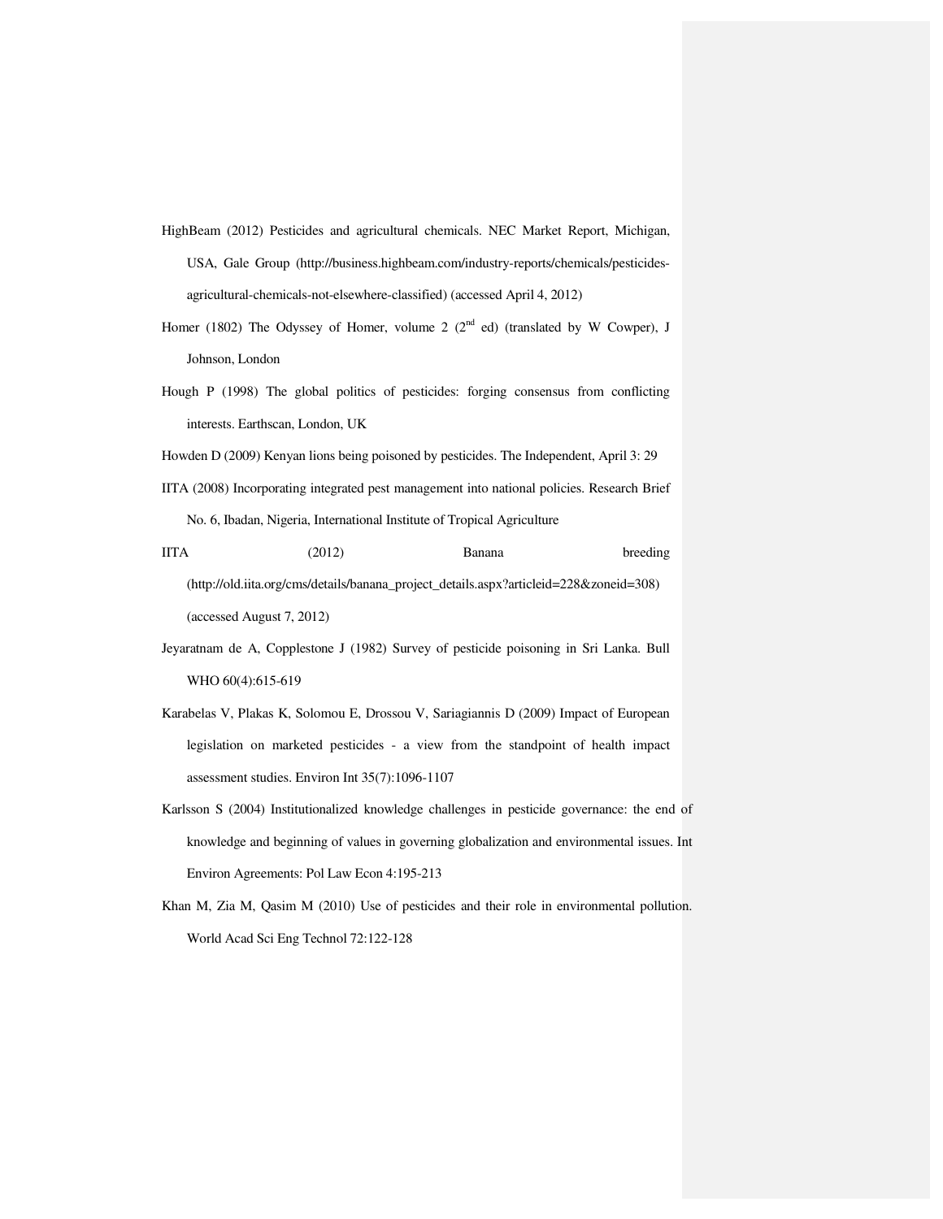HighBeam (2012) Pesticides and agricultural chemicals. NEC Market Report, Michigan, USA, Gale Group (http://business.highbeam.com/industry-reports/chemicals/pesticides-agricultural-chemicals-not-elsewhere-classified) (accessed April 4, 2012)

Homer (1802) The Odyssey of Homer, volume 2 (2nd ed) (translated by W Cowper), J Johnson, London

Hough P (1998) The global politics of pesticides: forging consensus from conflicting interests. Earthscan, London, UK

Howden D (2009) Kenyan lions being poisoned by pesticides. The Independent, April 3: 29

IITA (2008) Incorporating integrated pest management into national policies. Research Brief No. 6, Ibadan, Nigeria, International Institute of Tropical Agriculture

IITA (2012) Banana breeding (http://old.iita.org/cms/details/banana_project_details.aspx?articleid=228&zoneid=308) (accessed August 7, 2012)

Jeyaratnam de A, Copplestone J (1982) Survey of pesticide poisoning in Sri Lanka. Bull WHO 60(4):615-619

Karabelas V, Plakas K, Solomou E, Drossou V, Sariagiannis D (2009) Impact of European legislation on marketed pesticides - a view from the standpoint of health impact assessment studies. Environ Int 35(7):1096-1107

Karlsson S (2004) Institutionalized knowledge challenges in pesticide governance: the end of knowledge and beginning of values in governing globalization and environmental issues. Int Environ Agreements: Pol Law Econ 4:195-213

Khan M, Zia M, Qasim M (2010) Use of pesticides and their role in environmental pollution. World Acad Sci Eng Technol 72:122-128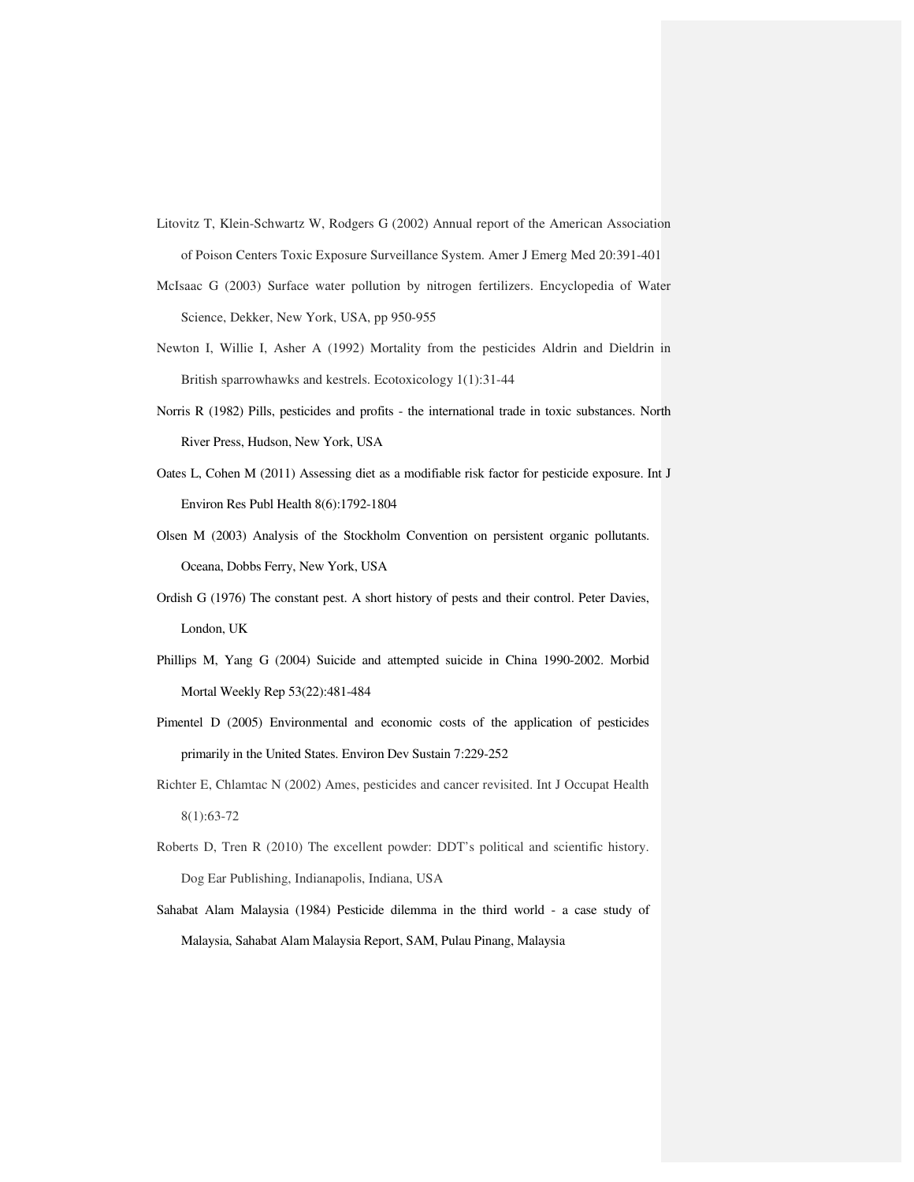Litovitz T, Klein-Schwartz W, Rodgers G (2002) Annual report of the American Association of Poison Centers Toxic Exposure Surveillance System. Amer J Emerg Med 20:391-401

McIsaac G (2003) Surface water pollution by nitrogen fertilizers. Encyclopedia of Water Science, Dekker, New York, USA, pp 950-955

Newton I, Willie I, Asher A (1992) Mortality from the pesticides Aldrin and Dieldrin in British sparrowhawks and kestrels. Ecotoxicology 1(1):31-44

Norris R (1982) Pills, pesticides and profits - the international trade in toxic substances. North River Press, Hudson, New York, USA

Oates L, Cohen M (2011) Assessing diet as a modifiable risk factor for pesticide exposure. Int J Environ Res Publ Health 8(6):1792-1804

Olsen M (2003) Analysis of the Stockholm Convention on persistent organic pollutants. Oceana, Dobbs Ferry, New York, USA

Ordish G (1976) The constant pest. A short history of pests and their control. Peter Davies, London, UK

Phillips M, Yang G (2004) Suicide and attempted suicide in China 1990-2002. Morbid Mortal Weekly Rep 53(22):481-484

Pimentel D (2005) Environmental and economic costs of the application of pesticides primarily in the United States. Environ Dev Sustain 7:229-252

Richter E, Chlamtac N (2002) Ames, pesticides and cancer revisited. Int J Occupat Health 8(1):63-72

Roberts D, Tren R (2010) The excellent powder: DDT's political and scientific history. Dog Ear Publishing, Indianapolis, Indiana, USA

Sahabat Alam Malaysia (1984) Pesticide dilemma in the third world - a case study of Malaysia, Sahabat Alam Malaysia Report, SAM, Pulau Pinang, Malaysia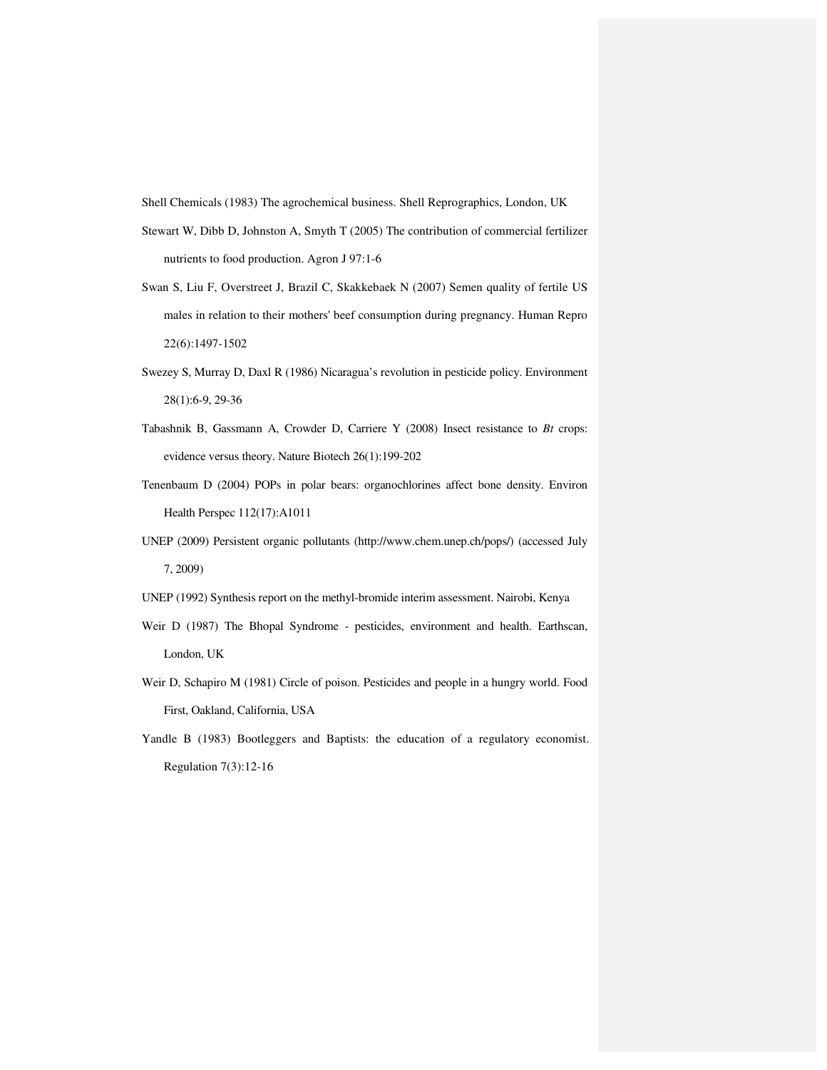Shell Chemicals (1983) The agrochemical business. Shell Reprographics, London, UK

Stewart W, Dibb D, Johnston A, Smyth T (2005) The contribution of commercial fertilizer nutrients to food production. Agron J 97:1-6

Swan S, Liu F, Overstreet J, Brazil C, Skakkebaek N (2007) Semen quality of fertile US males in relation to their mothers' beef consumption during pregnancy. Human Repro 22(6):1497-1502

Swezey S, Murray D, Daxl R (1986) Nicaragua's revolution in pesticide policy. Environment 28(1):6-9, 29-36

Tabashnik B, Gassmann A, Crowder D, Carriere Y (2008) Insect resistance to *Bt* crops: evidence versus theory. Nature Biotech 26(1):199-202

Tenenbaum D (2004) POPs in polar bears: organochlorines affect bone density. Environ Health Perspec 112(17):A1011

UNEP (2009) Persistent organic pollutants (http://www.chem.unep.ch/pops/) (accessed July 7, 2009)

UNEP (1992) Synthesis report on the methyl-bromide interim assessment. Nairobi, Kenya

Weir D (1987) The Bhopal Syndrome - pesticides, environment and health. Earthscan, London, UK

Weir D, Schapiro M (1981) Circle of poison. Pesticides and people in a hungry world. Food First, Oakland, California, USA

Yandle B (1983) Bootleggers and Baptists: the education of a regulatory economist. Regulation 7(3):12-16